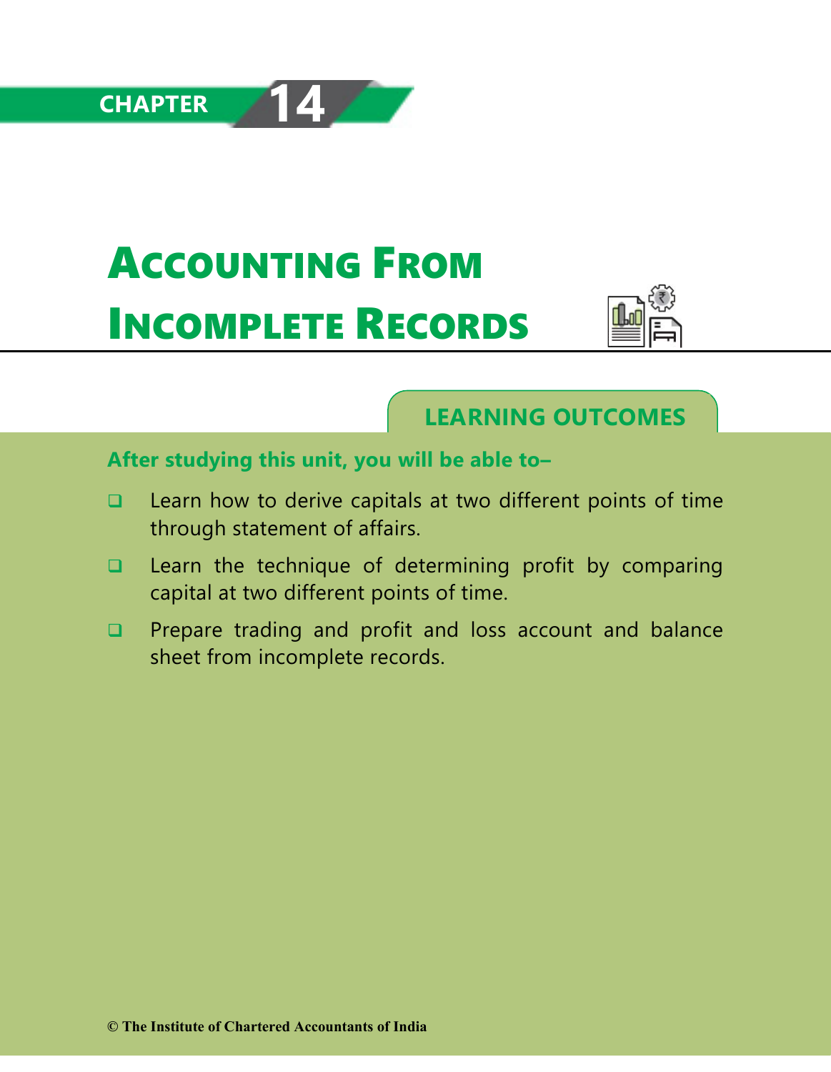CHAPTER 14

# Accounting From Incomplete Records

## LEARNING OUTCOMES

**After studying this unit, you will be able to–**

- Learn how to derive capitals at two different points of time through statement of affairs.
- Learn the technique of determining profit by comparing capital at two different points of time.
- Prepare trading and profit and loss account and balance sheet from incomplete records.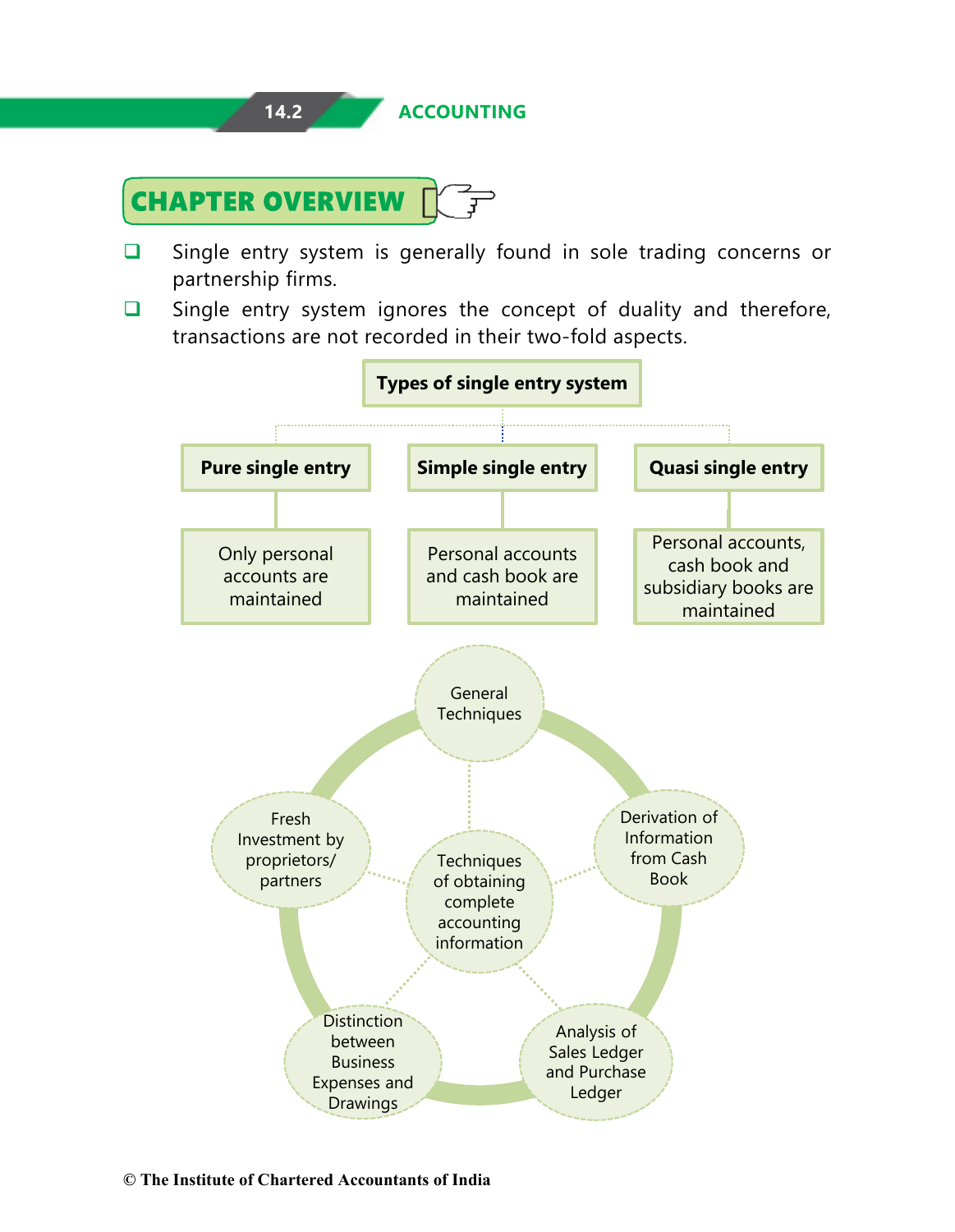## CHAPTER OVERVIEW

- Single entry system is generally found in sole trading concerns or partnership firms.
- Single entry system ignores the concept of duality and therefore, transactions are not recorded in their two-fold aspects.

**Types of single entry system**

| Pure single entry | Simple single entry | Quasi single entry |
|---|---|---|
| Only personal accounts are maintained | Personal accounts and cash book are maintained | Personal accounts, cash book and subsidiary books are maintained |

Techniques of obtaining complete accounting information

- General Techniques
- Derivation of Information from Cash Book
- Analysis of Sales Ledger and Purchase Ledger
- Distinction between Business Expenses and Drawings
- Fresh Investment by proprietors/ partners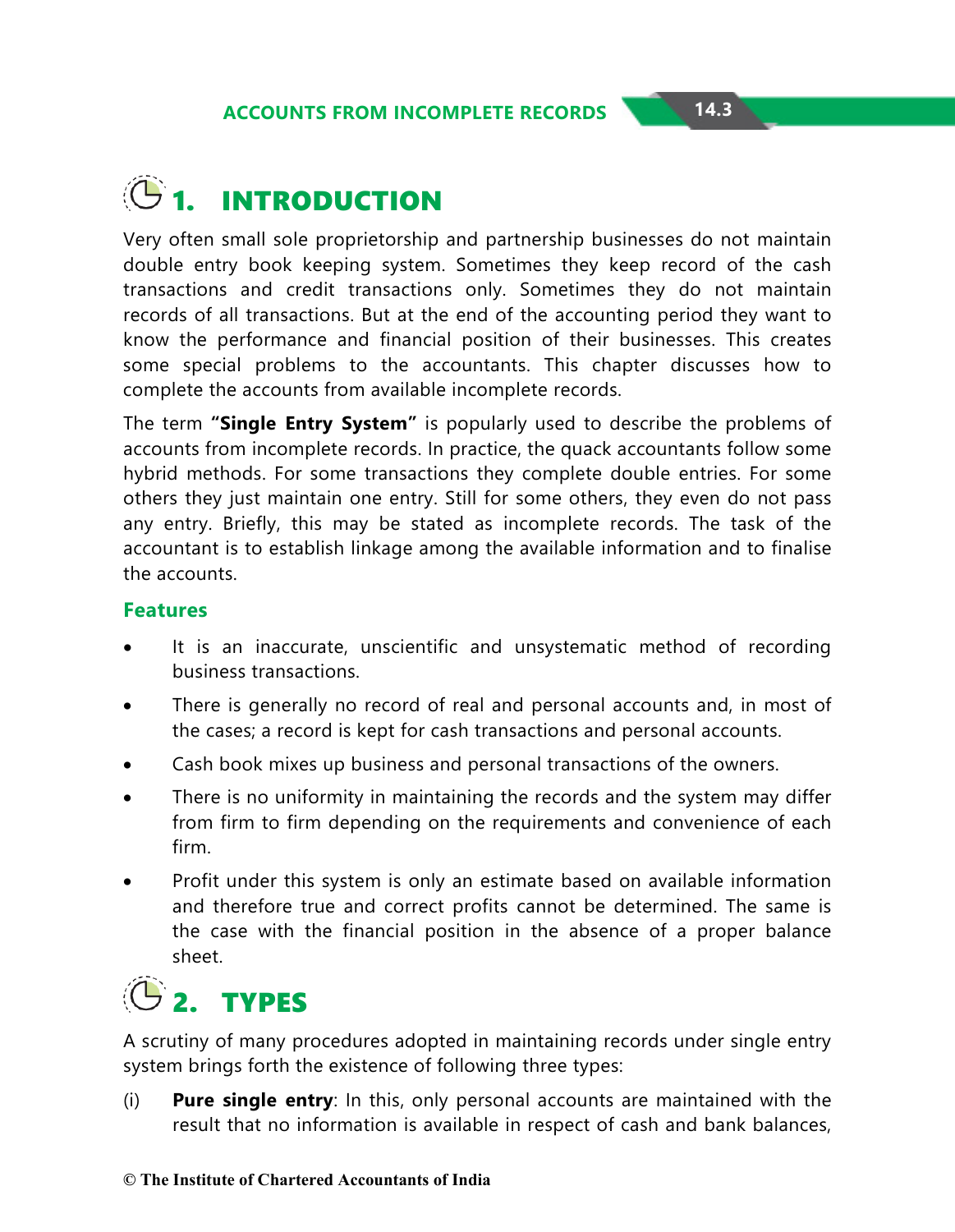# 1. INTRODUCTION

Very often small sole proprietorship and partnership businesses do not maintain double entry book keeping system. Sometimes they keep record of the cash transactions and credit transactions only. Sometimes they do not maintain records of all transactions. But at the end of the accounting period they want to know the performance and financial position of their businesses. This creates some special problems to the accountants. This chapter discusses how to complete the accounts from available incomplete records.

The term **"Single Entry System"** is popularly used to describe the problems of accounts from incomplete records. In practice, the quack accountants follow some hybrid methods. For some transactions they complete double entries. For some others they just maintain one entry. Still for some others, they even do not pass any entry. Briefly, this may be stated as incomplete records. The task of the accountant is to establish linkage among the available information and to finalise the accounts.

### Features

- It is an inaccurate, unscientific and unsystematic method of recording business transactions.
- There is generally no record of real and personal accounts and, in most of the cases; a record is kept for cash transactions and personal accounts.
- Cash book mixes up business and personal transactions of the owners.
- There is no uniformity in maintaining the records and the system may differ from firm to firm depending on the requirements and convenience of each firm.
- Profit under this system is only an estimate based on available information and therefore true and correct profits cannot be determined. The same is the case with the financial position in the absence of a proper balance sheet.

# 2. TYPES

A scrutiny of many procedures adopted in maintaining records under single entry system brings forth the existence of following three types:

(i) **Pure single entry**: In this, only personal accounts are maintained with the result that no information is available in respect of cash and bank balances,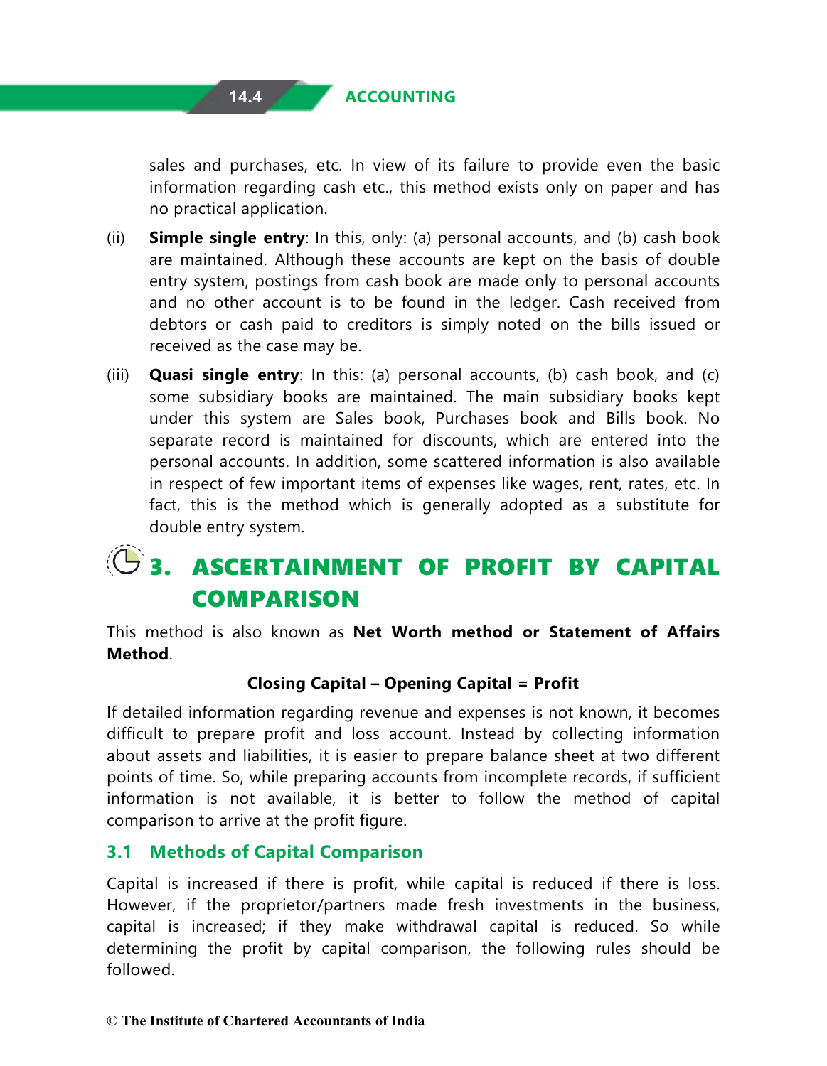sales and purchases, etc. In view of its failure to provide even the basic information regarding cash etc., this method exists only on paper and has no practical application.

(ii) **Simple single entry**: In this, only: (a) personal accounts, and (b) cash book are maintained. Although these accounts are kept on the basis of double entry system, postings from cash book are made only to personal accounts and no other account is to be found in the ledger. Cash received from debtors or cash paid to creditors is simply noted on the bills issued or received as the case may be.

(iii) **Quasi single entry**: In this: (a) personal accounts, (b) cash book, and (c) some subsidiary books are maintained. The main subsidiary books kept under this system are Sales book, Purchases book and Bills book. No separate record is maintained for discounts, which are entered into the personal accounts. In addition, some scattered information is also available in respect of few important items of expenses like wages, rent, rates, etc. In fact, this is the method which is generally adopted as a substitute for double entry system.

## 3. ASCERTAINMENT OF PROFIT BY CAPITAL COMPARISON

This method is also known as **Net Worth method or Statement of Affairs Method**.

**Closing Capital – Opening Capital = Profit**

If detailed information regarding revenue and expenses is not known, it becomes difficult to prepare profit and loss account. Instead by collecting information about assets and liabilities, it is easier to prepare balance sheet at two different points of time. So, while preparing accounts from incomplete records, if sufficient information is not available, it is better to follow the method of capital comparison to arrive at the profit figure.

### 3.1 Methods of Capital Comparison

Capital is increased if there is profit, while capital is reduced if there is loss. However, if the proprietor/partners made fresh investments in the business, capital is increased; if they make withdrawal capital is reduced. So while determining the profit by capital comparison, the following rules should be followed.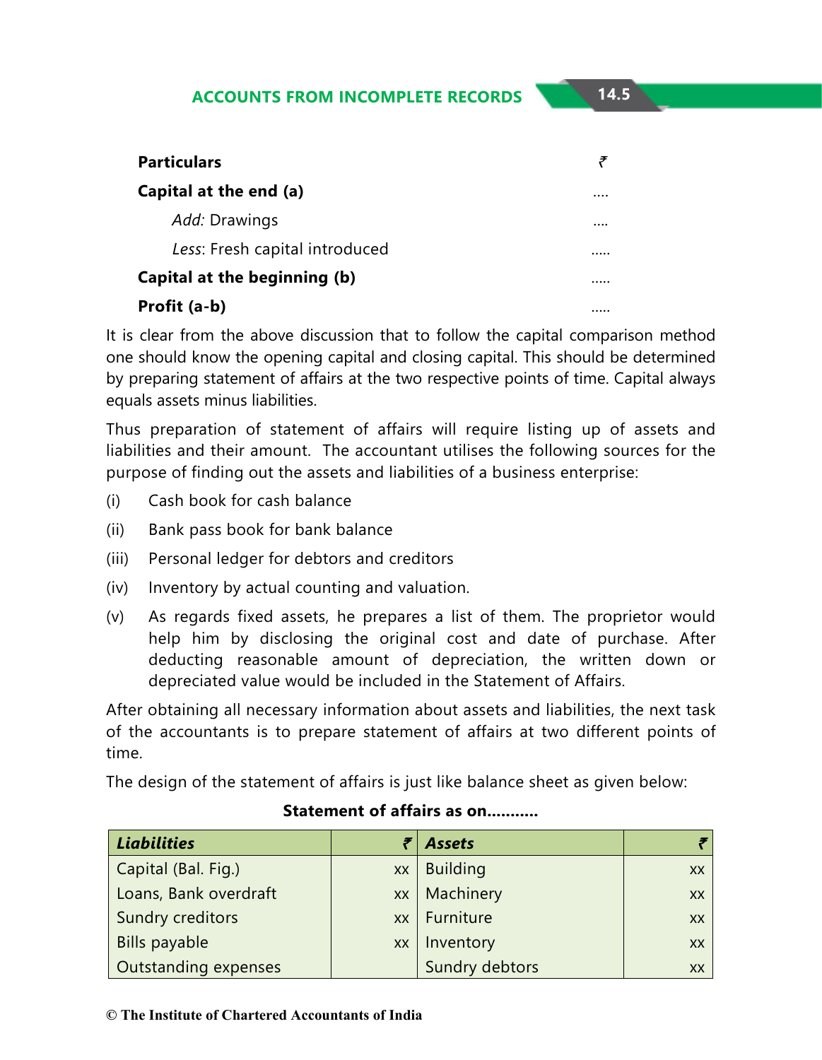| Particulars | ₹ |
|---|---|
| **Capital at the end (a)** | .... |
| *Add:* Drawings | .... |
| *Less*: Fresh capital introduced | ..... |
| **Capital at the beginning (b)** | ..... |
| **Profit (a-b)** | ..... |

It is clear from the above discussion that to follow the capital comparison method one should know the opening capital and closing capital. This should be determined by preparing statement of affairs at the two respective points of time. Capital always equals assets minus liabilities.

Thus preparation of statement of affairs will require listing up of assets and liabilities and their amount. The accountant utilises the following sources for the purpose of finding out the assets and liabilities of a business enterprise:

(i) Cash book for cash balance

(ii) Bank pass book for bank balance

(iii) Personal ledger for debtors and creditors

(iv) Inventory by actual counting and valuation.

(v) As regards fixed assets, he prepares a list of them. The proprietor would help him by disclosing the original cost and date of purchase. After deducting reasonable amount of depreciation, the written down or depreciated value would be included in the Statement of Affairs.

After obtaining all necessary information about assets and liabilities, the next task of the accountants is to prepare statement of affairs at two different points of time.

The design of the statement of affairs is just like balance sheet as given below:

**Statement of affairs as on...........**

| ***Liabilities*** | **₹** | ***Assets*** | **₹** |
|---|---|---|---|
| Capital (Bal. Fig.) | xx | Building | xx |
| Loans, Bank overdraft | xx | Machinery | xx |
| Sundry creditors | xx | Furniture | xx |
| Bills payable | xx | Inventory | xx |
| Outstanding expenses | | Sundry debtors | xx |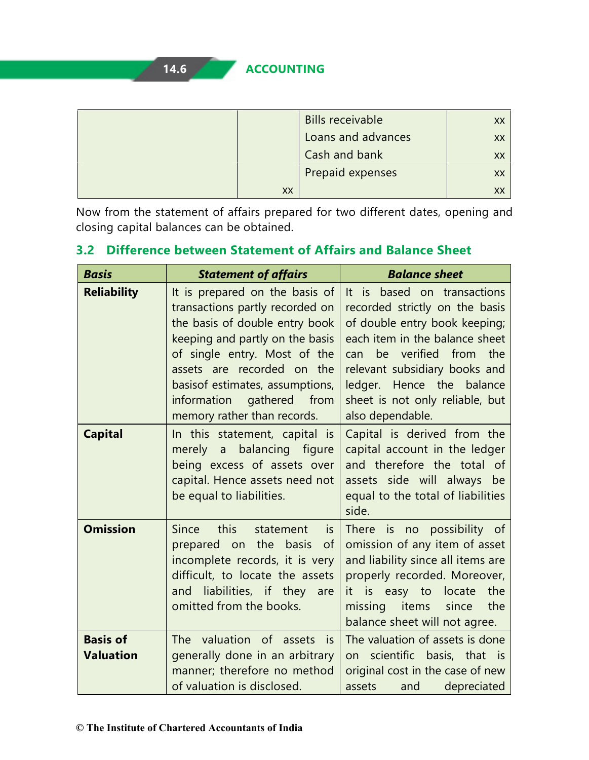| | | Bills receivable | xx |
|---|---|---|---|
| | | Loans and advances | xx |
| | | Cash and bank | xx |
| | | Prepaid expenses | xx |
| | xx | | xx |

Now from the statement of affairs prepared for two different dates, opening and closing capital balances can be obtained.

## 3.2 Difference between Statement of Affairs and Balance Sheet

| ***Basis*** | ***Statement of affairs*** | ***Balance sheet*** |
|---|---|---|
| **Reliability** | It is prepared on the basis of transactions partly recorded on the basis of double entry book keeping and partly on the basis of single entry. Most of the assets are recorded on the basisof estimates, assumptions, information gathered from memory rather than records. | It is based on transactions recorded strictly on the basis of double entry book keeping; each item in the balance sheet can be verified from the relevant subsidiary books and ledger. Hence the balance sheet is not only reliable, but also dependable. |
| **Capital** | In this statement, capital is merely a balancing figure being excess of assets over capital. Hence assets need not be equal to liabilities. | Capital is derived from the capital account in the ledger and therefore the total of assets side will always be equal to the total of liabilities side. |
| **Omission** | Since this statement is prepared on the basis of incomplete records, it is very difficult, to locate the assets and liabilities, if they are omitted from the books. | There is no possibility of omission of any item of asset and liability since all items are properly recorded. Moreover, it is easy to locate the missing items since the balance sheet will not agree. |
| **Basis of Valuation** | The valuation of assets is generally done in an arbitrary manner; therefore no method of valuation is disclosed. | The valuation of assets is done on scientific basis, that is original cost in the case of new assets and depreciated |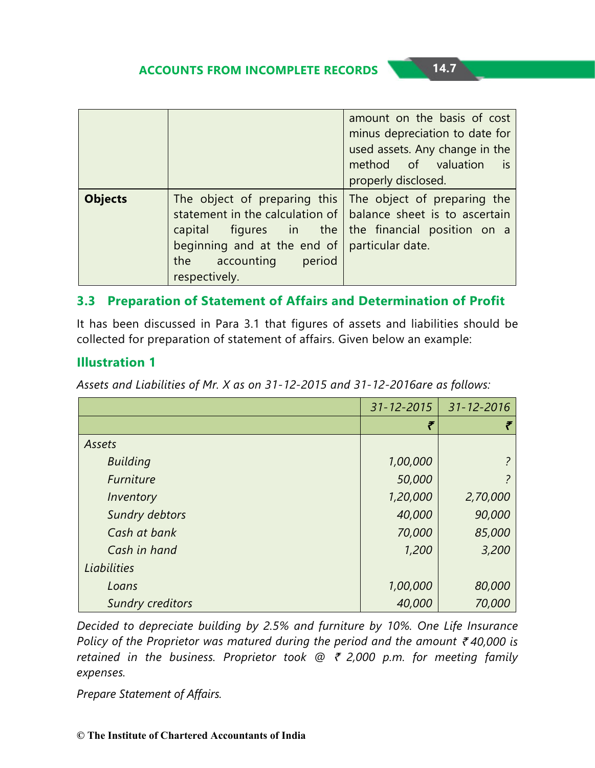|  |  | amount on the basis of cost minus depreciation to date for used assets. Any change in the method of valuation is properly disclosed. |
|---|---|---|
| **Objects** | The object of preparing this statement in the calculation of capital figures in the beginning and at the end of the accounting period respectively. | The object of preparing the balance sheet is to ascertain the financial position on a particular date. |

## 3.3 Preparation of Statement of Affairs and Determination of Profit

It has been discussed in Para 3.1 that figures of assets and liabilities should be collected for preparation of statement of affairs. Given below an example:

### Illustration 1

*Assets and Liabilities of Mr. X as on 31-12-2015 and 31-12-2016are as follows:*

|  | *31-12-2015* | *31-12-2016* |
|---|---|---|
|  | ₹ | ₹ |
| *Assets* |  |  |
| *Building* | *1,00,000* | *?* |
| *Furniture* | *50,000* | *?* |
| *Inventory* | *1,20,000* | *2,70,000* |
| *Sundry debtors* | *40,000* | *90,000* |
| *Cash at bank* | *70,000* | *85,000* |
| *Cash in hand* | *1,200* | *3,200* |
| *Liabilities* |  |  |
| *Loans* | *1,00,000* | *80,000* |
| *Sundry creditors* | *40,000* | *70,000* |

*Decided to depreciate building by 2.5% and furniture by 10%. One Life Insurance Policy of the Proprietor was matured during the period and the amount ₹ 40,000 is retained in the business. Proprietor took @ ₹ 2,000 p.m. for meeting family expenses.*

*Prepare Statement of Affairs.*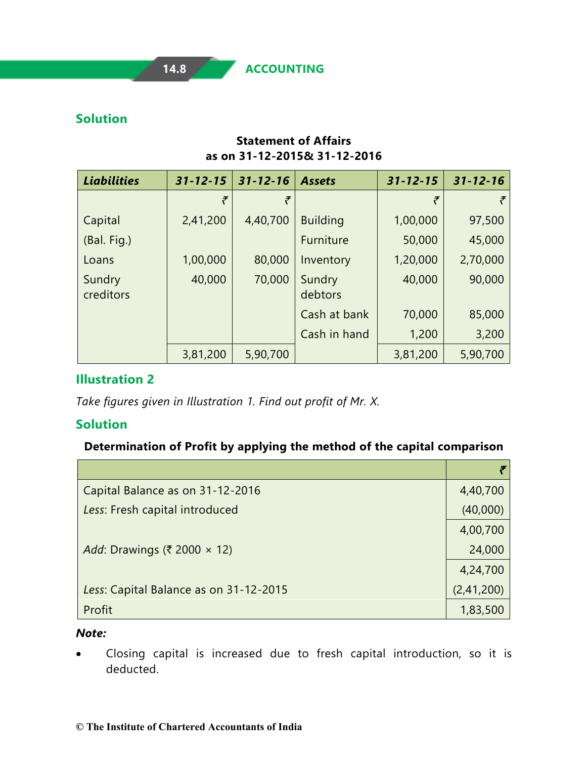## Solution

**Statement of Affairs**
**as on 31-12-2015& 31-12-2016**

| *Liabilities* | *31-12-15* | *31-12-16* | *Assets* | *31-12-15* | *31-12-16* |
|---|---|---|---|---|---|
| | ₹ | ₹ | | ₹ | ₹ |
| Capital | 2,41,200 | 4,40,700 | Building | 1,00,000 | 97,500 |
| (Bal. Fig.) | | | Furniture | 50,000 | 45,000 |
| Loans | 1,00,000 | 80,000 | Inventory | 1,20,000 | 2,70,000 |
| Sundry creditors | 40,000 | 70,000 | Sundry debtors | 40,000 | 90,000 |
| | | | Cash at bank | 70,000 | 85,000 |
| | | | Cash in hand | 1,200 | 3,200 |
| | 3,81,200 | 5,90,700 | | 3,81,200 | 5,90,700 |

## Illustration 2

*Take figures given in Illustration 1. Find out profit of Mr. X.*

## Solution

**Determination of Profit by applying the method of the capital comparison**

| | ₹ |
|---|---|
| Capital Balance as on 31-12-2016 | 4,40,700 |
| *Less*: Fresh capital introduced | (40,000) |
| | 4,00,700 |
| *Add*: Drawings (₹ 2000 × 12) | 24,000 |
| | 4,24,700 |
| *Less*: Capital Balance as on 31-12-2015 | (2,41,200) |
| Profit | 1,83,500 |

***Note:***

- Closing capital is increased due to fresh capital introduction, so it is deducted.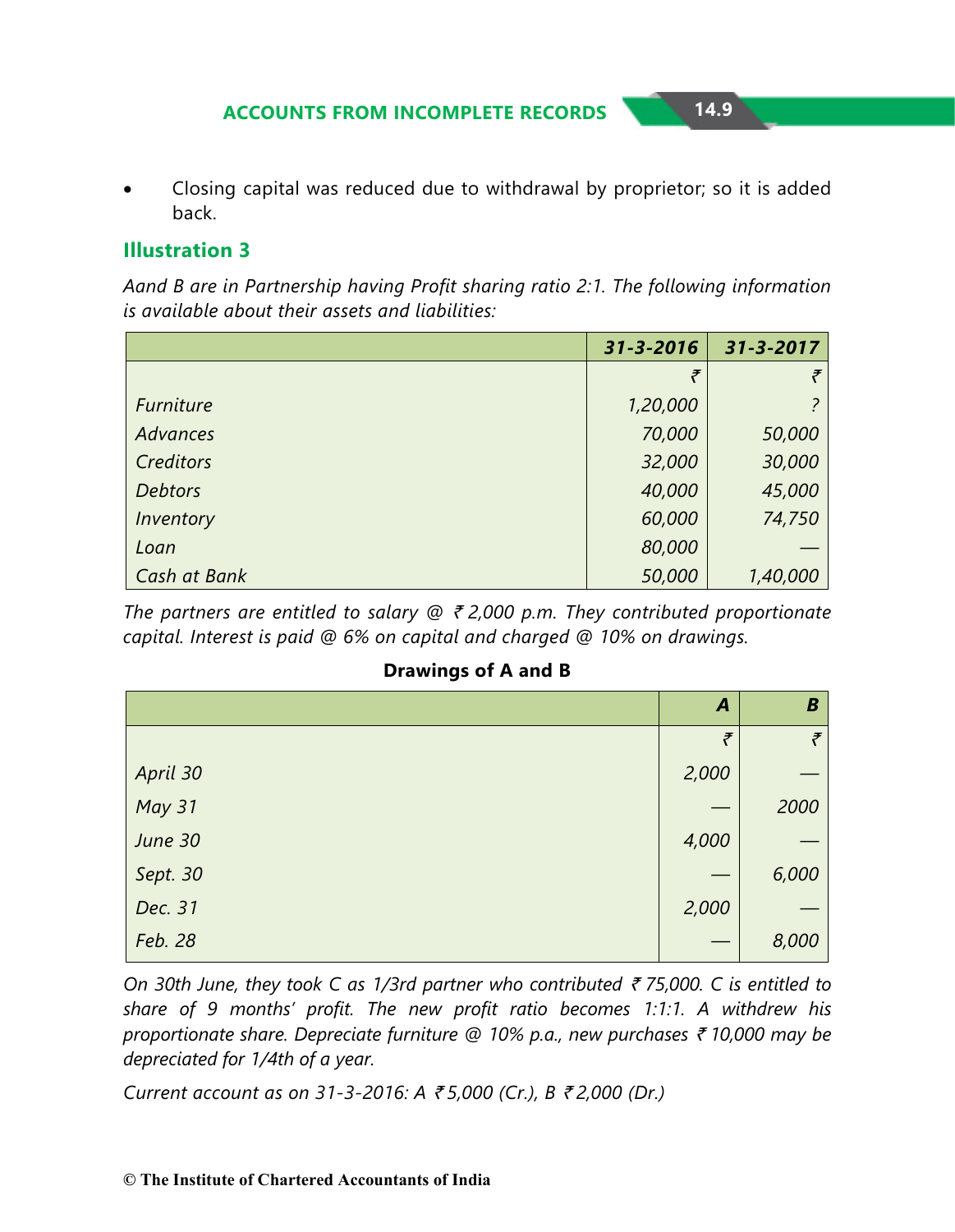- Closing capital was reduced due to withdrawal by proprietor; so it is added back.

### Illustration 3

*Aand B are in Partnership having Profit sharing ratio 2:1. The following information is available about their assets and liabilities:*

| | *31-3-2016* | *31-3-2017* |
|---|---|---|
| | ₹ | ₹ |
| *Furniture* | *1,20,000* | *?* |
| *Advances* | *70,000* | *50,000* |
| *Creditors* | *32,000* | *30,000* |
| *Debtors* | *40,000* | *45,000* |
| *Inventory* | *60,000* | *74,750* |
| *Loan* | *80,000* | *—* |
| *Cash at Bank* | *50,000* | *1,40,000* |

*The partners are entitled to salary @ ₹ 2,000 p.m. They contributed proportionate capital. Interest is paid @ 6% on capital and charged @ 10% on drawings.*

**Drawings of A and B**

| | *A* | *B* |
|---|---|---|
| | ₹ | ₹ |
| *April 30* | *2,000* | *—* |
| *May 31* | *—* | *2000* |
| *June 30* | *4,000* | *—* |
| *Sept. 30* | *—* | *6,000* |
| *Dec. 31* | *2,000* | *—* |
| *Feb. 28* | *—* | *8,000* |

*On 30th June, they took C as 1/3rd partner who contributed ₹ 75,000. C is entitled to share of 9 months' profit. The new profit ratio becomes 1:1:1. A withdrew his proportionate share. Depreciate furniture @ 10% p.a., new purchases ₹ 10,000 may be depreciated for 1/4th of a year.*

*Current account as on 31-3-2016: A ₹ 5,000 (Cr.), B ₹ 2,000 (Dr.)*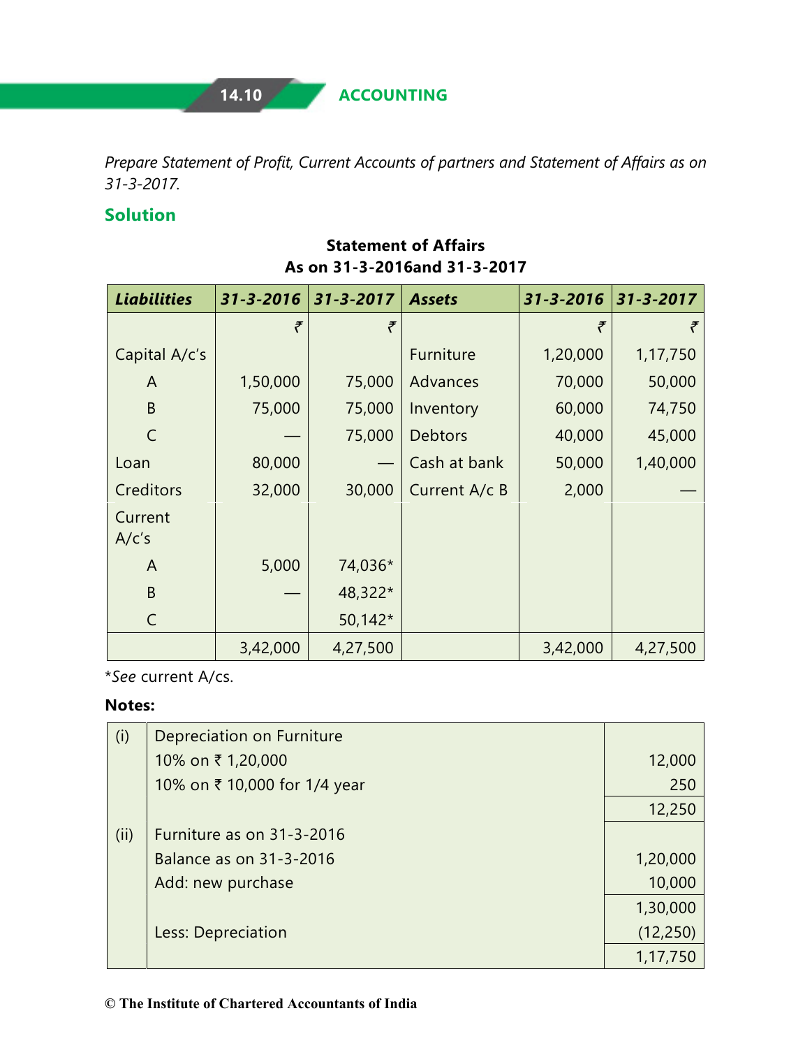*Prepare Statement of Profit, Current Accounts of partners and Statement of Affairs as on 31-3-2017.*

## Solution

**Statement of Affairs**
**As on 31-3-2016and 31-3-2017**

| ***Liabilities*** | ***31-3-2016*** | ***31-3-2017*** | ***Assets*** | ***31-3-2016*** | ***31-3-2017*** |
|---|---|---|---|---|---|
| | ₹ | ₹ | | ₹ | ₹ |
| Capital A/c's | | | Furniture | 1,20,000 | 1,17,750 |
| A | 1,50,000 | 75,000 | Advances | 70,000 | 50,000 |
| B | 75,000 | 75,000 | Inventory | 60,000 | 74,750 |
| C | — | 75,000 | Debtors | 40,000 | 45,000 |
| Loan | 80,000 | — | Cash at bank | 50,000 | 1,40,000 |
| Creditors | 32,000 | 30,000 | Current A/c B | 2,000 | — |
| Current A/c's | | | | | |
| A | 5,000 | 74,036* | | | |
| B | — | 48,322* | | | |
| C | | 50,142* | | | |
| | 3,42,000 | 4,27,500 | | 3,42,000 | 4,27,500 |

**See* current A/cs.

**Notes:**

| | | |
|---|---|---|
| (i) | Depreciation on Furniture | |
| | 10% on ₹ 1,20,000 | 12,000 |
| | 10% on ₹ 10,000 for 1/4 year | 250 |
| | | 12,250 |
| (ii) | Furniture as on 31-3-2016 | |
| | Balance as on 31-3-2016 | 1,20,000 |
| | Add: new purchase | 10,000 |
| | | 1,30,000 |
| | Less: Depreciation | (12,250) |
| | | 1,17,750 |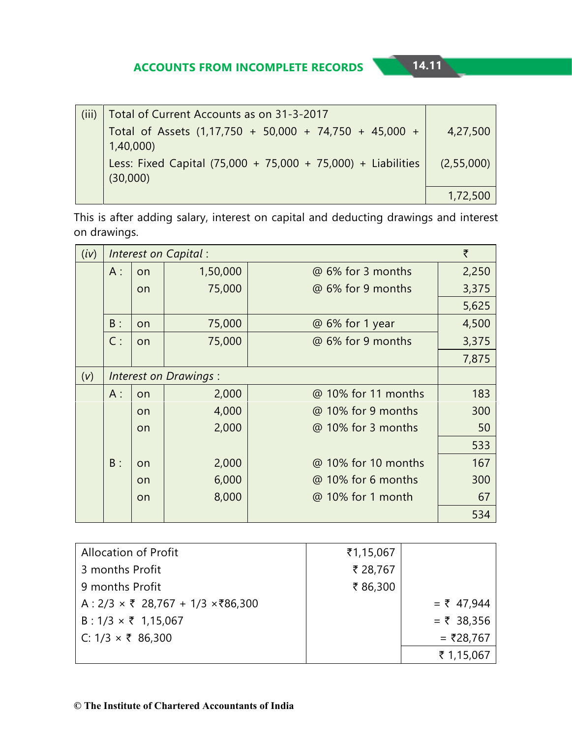| (iii) | Total of Current Accounts as on 31-3-2017 | |
|---|---|---|
| | Total of Assets (1,17,750 + 50,000 + 74,750 + 45,000 + 1,40,000) | 4,27,500 |
| | Less: Fixed Capital (75,000 + 75,000 + 75,000) + Liabilities (30,000) | (2,55,000) |
| | | 1,72,500 |

This is after adding salary, interest on capital and deducting drawings and interest on drawings.

| (*iv*) | *Interest on Capital* : | | | | ₹ |
|---|---|---|---|---|---|
| | A : | on | 1,50,000 | @ 6% for 3 months | 2,250 |
| | | on | 75,000 | @ 6% for 9 months | 3,375 |
| | | | | | 5,625 |
| | B : | on | 75,000 | @ 6% for 1 year | 4,500 |
| | C : | on | 75,000 | @ 6% for 9 months | 3,375 |
| | | | | | 7,875 |
| (*v*) | *Interest on Drawings* : | | | | |
| | A : | on | 2,000 | @ 10% for 11 months | 183 |
| | | on | 4,000 | @ 10% for 9 months | 300 |
| | | on | 2,000 | @ 10% for 3 months | 50 |
| | | | | | 533 |
| | B : | on | 2,000 | @ 10% for 10 months | 167 |
| | | on | 6,000 | @ 10% for 6 months | 300 |
| | | on | 8,000 | @ 10% for 1 month | 67 |
| | | | | | 534 |

| Allocation of Profit | ₹1,15,067 | |
|---|---|---|
| 3 months Profit | ₹ 28,767 | |
| 9 months Profit | ₹ 86,300 | |
| A : 2/3 × ₹ 28,767 + 1/3 ×₹86,300 | | = ₹ 47,944 |
| B : 1/3 × ₹ 1,15,067 | | = ₹ 38,356 |
| C: 1/3 × ₹ 86,300 | | = ₹28,767 |
| | | ₹ 1,15,067 |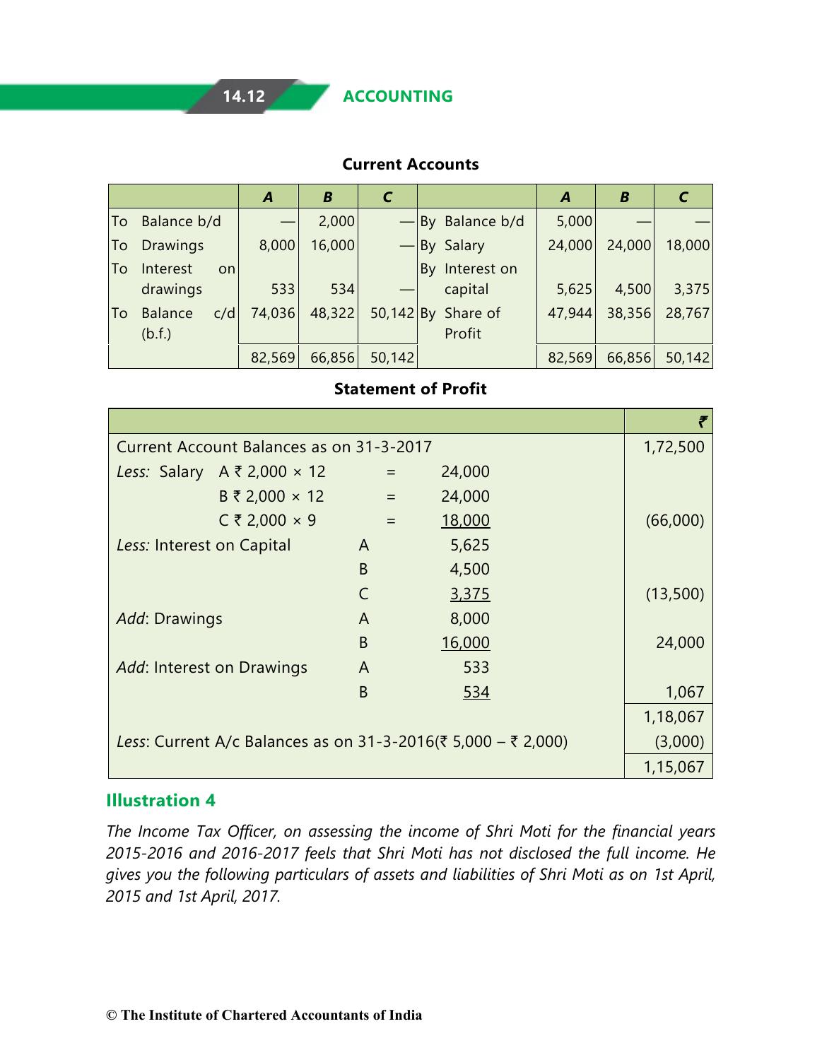**Current Accounts**

| | A | B | C | | A | B | C |
|---|---|---|---|---|---|---|---|
| To Balance b/d | — | 2,000 | — | By Balance b/d | 5,000 | — | — |
| To Drawings | 8,000 | 16,000 | — | By Salary | 24,000 | 24,000 | 18,000 |
| To Interest on drawings | 533 | 534 | — | By Interest on capital | 5,625 | 4,500 | 3,375 |
| To Balance c/d (b.f.) | 74,036 | 48,322 | 50,142 | By Share of Profit | 47,944 | 38,356 | 28,767 |
| | 82,569 | 66,856 | 50,142 | | 82,569 | 66,856 | 50,142 |

**Statement of Profit**

| | | | | ₹ |
|---|---|---|---|---|
| Current Account Balances as on 31-3-2017 | | | | 1,72,500 |
| *Less:* Salary | A ₹ 2,000 × 12 | = | 24,000 | |
| | B ₹ 2,000 × 12 | = | 24,000 | |
| | C ₹ 2,000 × 9 | = | 18,000 | (66,000) |
| *Less:* Interest on Capital | A | | 5,625 | |
| | B | | 4,500 | |
| | C | | 3,375 | (13,500) |
| *Add*: Drawings | A | | 8,000 | |
| | B | | 16,000 | 24,000 |
| *Add*: Interest on Drawings | A | | 533 | |
| | B | | 534 | 1,067 |
| | | | | 1,18,067 |
| *Less*: Current A/c Balances as on 31-3-2016(₹ 5,000 – ₹ 2,000) | | | | (3,000) |
| | | | | 1,15,067 |

### Illustration 4

*The Income Tax Officer, on assessing the income of Shri Moti for the financial years 2015-2016 and 2016-2017 feels that Shri Moti has not disclosed the full income. He gives you the following particulars of assets and liabilities of Shri Moti as on 1st April, 2015 and 1st April, 2017.*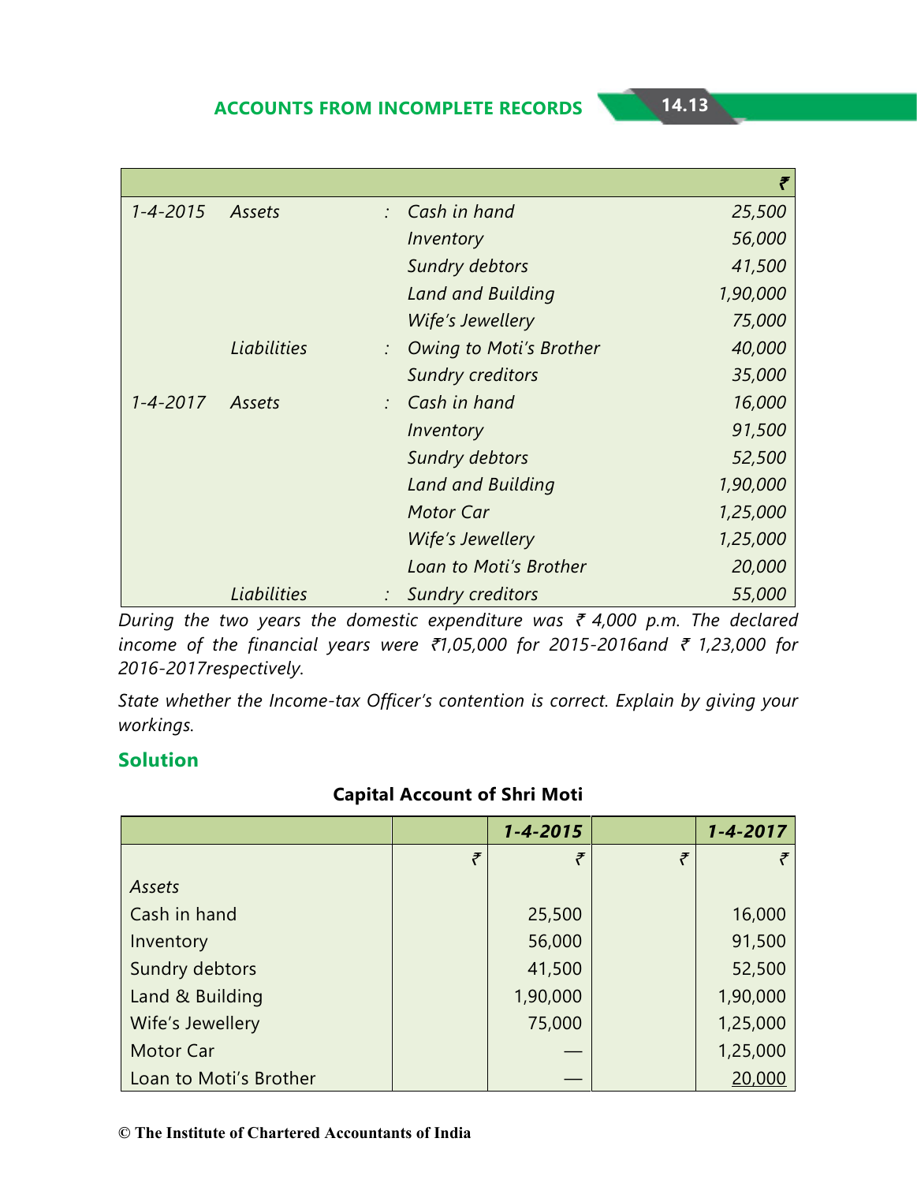| | | | | ₹ |
|---|---|---|---|---|
| *1-4-2015* | *Assets* | : | *Cash in hand* | *25,500* |
| | | | *Inventory* | *56,000* |
| | | | *Sundry debtors* | *41,500* |
| | | | *Land and Building* | *1,90,000* |
| | | | *Wife's Jewellery* | *75,000* |
| | *Liabilities* | : | *Owing to Moti's Brother* | *40,000* |
| | | | *Sundry creditors* | *35,000* |
| *1-4-2017* | *Assets* | : | *Cash in hand* | *16,000* |
| | | | *Inventory* | *91,500* |
| | | | *Sundry debtors* | *52,500* |
| | | | *Land and Building* | *1,90,000* |
| | | | *Motor Car* | *1,25,000* |
| | | | *Wife's Jewellery* | *1,25,000* |
| | | | *Loan to Moti's Brother* | *20,000* |
| | *Liabilities* | : | *Sundry creditors* | *55,000* |

*During the two years the domestic expenditure was ₹ 4,000 p.m. The declared income of the financial years were ₹1,05,000 for 2015-2016and ₹ 1,23,000 for 2016-2017respectively.*

*State whether the Income-tax Officer's contention is correct. Explain by giving your workings.*

## Solution

**Capital Account of Shri Moti**

| | | ***1-4-2015*** | | ***1-4-2017*** |
|---|---|---|---|---|
| | ₹ | ₹ | ₹ | ₹ |
| *Assets* | | | | |
| Cash in hand | | 25,500 | | 16,000 |
| Inventory | | 56,000 | | 91,500 |
| Sundry debtors | | 41,500 | | 52,500 |
| Land & Building | | 1,90,000 | | 1,90,000 |
| Wife's Jewellery | | 75,000 | | 1,25,000 |
| Motor Car | | — | | 1,25,000 |
| Loan to Moti's Brother | | — | | 20,000 |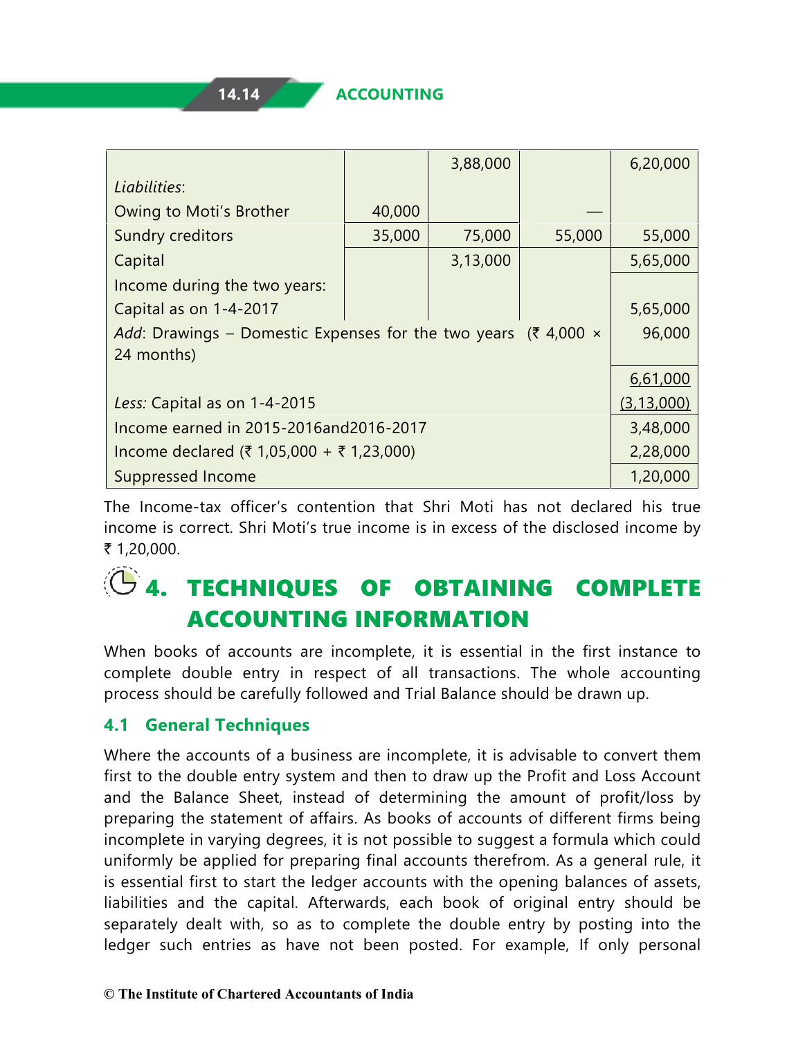| | | | | |
|---|---|---|---|---|
| | | 3,88,000 | | 6,20,000 |
| *Liabilities*: | | | | |
| Owing to Moti's Brother | 40,000 | | — | |
| Sundry creditors | 35,000 | 75,000 | 55,000 | 55,000 |
| Capital | | 3,13,000 | | 5,65,000 |
| Income during the two years: | | | | |
| Capital as on 1-4-2017 | | | | 5,65,000 |
| *Add*: Drawings – Domestic Expenses for the two years (₹ 4,000 × 24 months) | | | | 96,000 |
| | | | | 6,61,000 |
| *Less:* Capital as on 1-4-2015 | | | | (3,13,000) |
| Income earned in 2015-2016and2016-2017 | | | | 3,48,000 |
| Income declared (₹ 1,05,000 + ₹ 1,23,000) | | | | 2,28,000 |
| Suppressed Income | | | | 1,20,000 |

The Income-tax officer's contention that Shri Moti has not declared his true income is correct. Shri Moti's true income is in excess of the disclosed income by ₹ 1,20,000.

# 4. TECHNIQUES OF OBTAINING COMPLETE ACCOUNTING INFORMATION

When books of accounts are incomplete, it is essential in the first instance to complete double entry in respect of all transactions. The whole accounting process should be carefully followed and Trial Balance should be drawn up.

## 4.1 General Techniques

Where the accounts of a business are incomplete, it is advisable to convert them first to the double entry system and then to draw up the Profit and Loss Account and the Balance Sheet, instead of determining the amount of profit/loss by preparing the statement of affairs. As books of accounts of different firms being incomplete in varying degrees, it is not possible to suggest a formula which could uniformly be applied for preparing final accounts therefrom. As a general rule, it is essential first to start the ledger accounts with the opening balances of assets, liabilities and the capital. Afterwards, each book of original entry should be separately dealt with, so as to complete the double entry by posting into the ledger such entries as have not been posted. For example, If only personal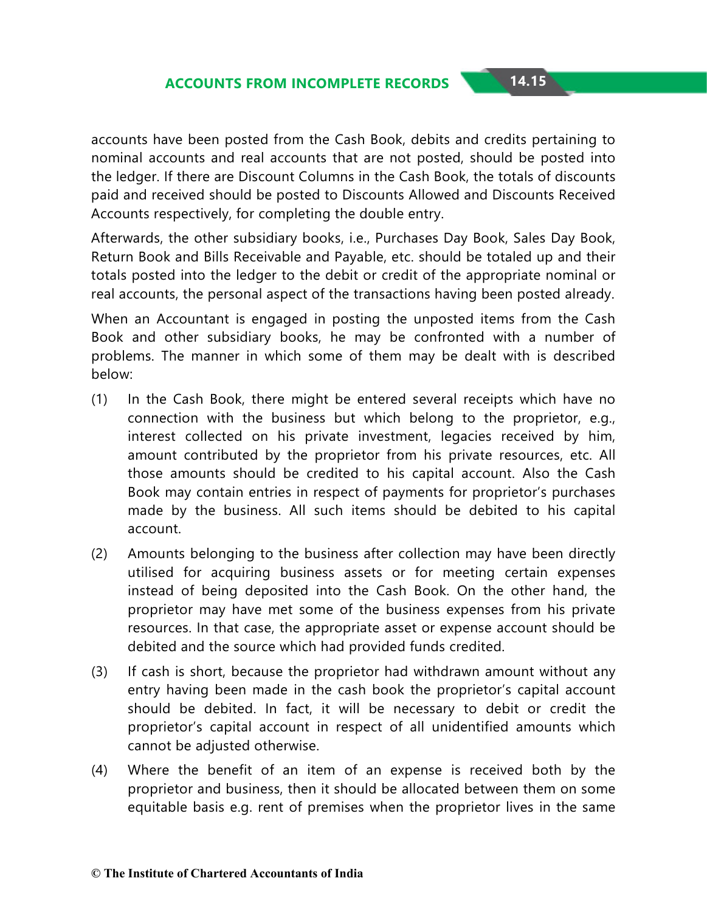accounts have been posted from the Cash Book, debits and credits pertaining to nominal accounts and real accounts that are not posted, should be posted into the ledger. If there are Discount Columns in the Cash Book, the totals of discounts paid and received should be posted to Discounts Allowed and Discounts Received Accounts respectively, for completing the double entry.

Afterwards, the other subsidiary books, i.e., Purchases Day Book, Sales Day Book, Return Book and Bills Receivable and Payable, etc. should be totaled up and their totals posted into the ledger to the debit or credit of the appropriate nominal or real accounts, the personal aspect of the transactions having been posted already.

When an Accountant is engaged in posting the unposted items from the Cash Book and other subsidiary books, he may be confronted with a number of problems. The manner in which some of them may be dealt with is described below:

(1) In the Cash Book, there might be entered several receipts which have no connection with the business but which belong to the proprietor, e.g., interest collected on his private investment, legacies received by him, amount contributed by the proprietor from his private resources, etc. All those amounts should be credited to his capital account. Also the Cash Book may contain entries in respect of payments for proprietor's purchases made by the business. All such items should be debited to his capital account.

(2) Amounts belonging to the business after collection may have been directly utilised for acquiring business assets or for meeting certain expenses instead of being deposited into the Cash Book. On the other hand, the proprietor may have met some of the business expenses from his private resources. In that case, the appropriate asset or expense account should be debited and the source which had provided funds credited.

(3) If cash is short, because the proprietor had withdrawn amount without any entry having been made in the cash book the proprietor's capital account should be debited. In fact, it will be necessary to debit or credit the proprietor's capital account in respect of all unidentified amounts which cannot be adjusted otherwise.

(4) Where the benefit of an item of an expense is received both by the proprietor and business, then it should be allocated between them on some equitable basis e.g. rent of premises when the proprietor lives in the same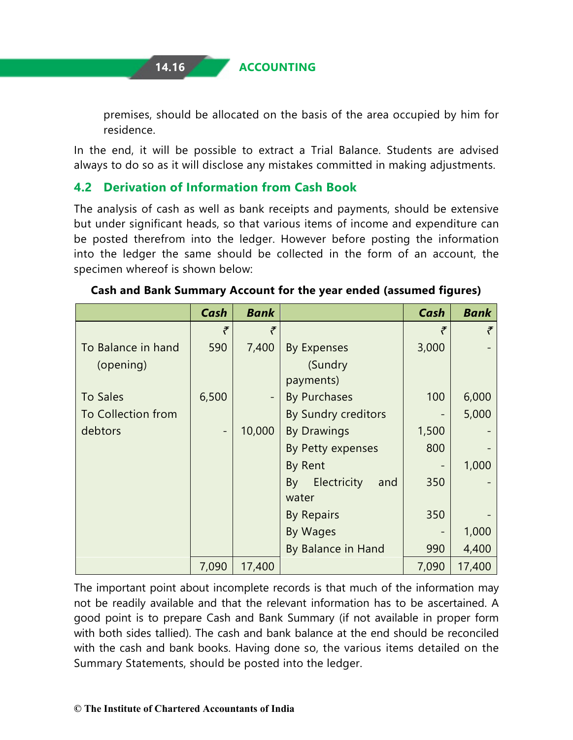premises, should be allocated on the basis of the area occupied by him for residence.

In the end, it will be possible to extract a Trial Balance. Students are advised always to do so as it will disclose any mistakes committed in making adjustments.

## 4.2 Derivation of Information from Cash Book

The analysis of cash as well as bank receipts and payments, should be extensive but under significant heads, so that various items of income and expenditure can be posted therefrom into the ledger. However before posting the information into the ledger the same should be collected in the form of an account, the specimen whereof is shown below:

**Cash and Bank Summary Account for the year ended (assumed figures)**

| | Cash | Bank | | Cash | Bank |
|---|---|---|---|---|---|
| | ₹ | ₹ | | ₹ | ₹ |
| To Balance in hand (opening) | 590 | 7,400 | By Expenses (Sundry payments) | 3,000 | - |
| To Sales | 6,500 | - | By Purchases | 100 | 6,000 |
| To Collection from debtors | - | 10,000 | By Sundry creditors | - | 5,000 |
| | | | By Drawings | 1,500 | - |
| | | | By Petty expenses | 800 | - |
| | | | By Rent | - | 1,000 |
| | | | By Electricity and water | 350 | - |
| | | | By Repairs | 350 | - |
| | | | By Wages | - | 1,000 |
| | | | By Balance in Hand | 990 | 4,400 |
| | 7,090 | 17,400 | | 7,090 | 17,400 |

The important point about incomplete records is that much of the information may not be readily available and that the relevant information has to be ascertained. A good point is to prepare Cash and Bank Summary (if not available in proper form with both sides tallied). The cash and bank balance at the end should be reconciled with the cash and bank books. Having done so, the various items detailed on the Summary Statements, should be posted into the ledger.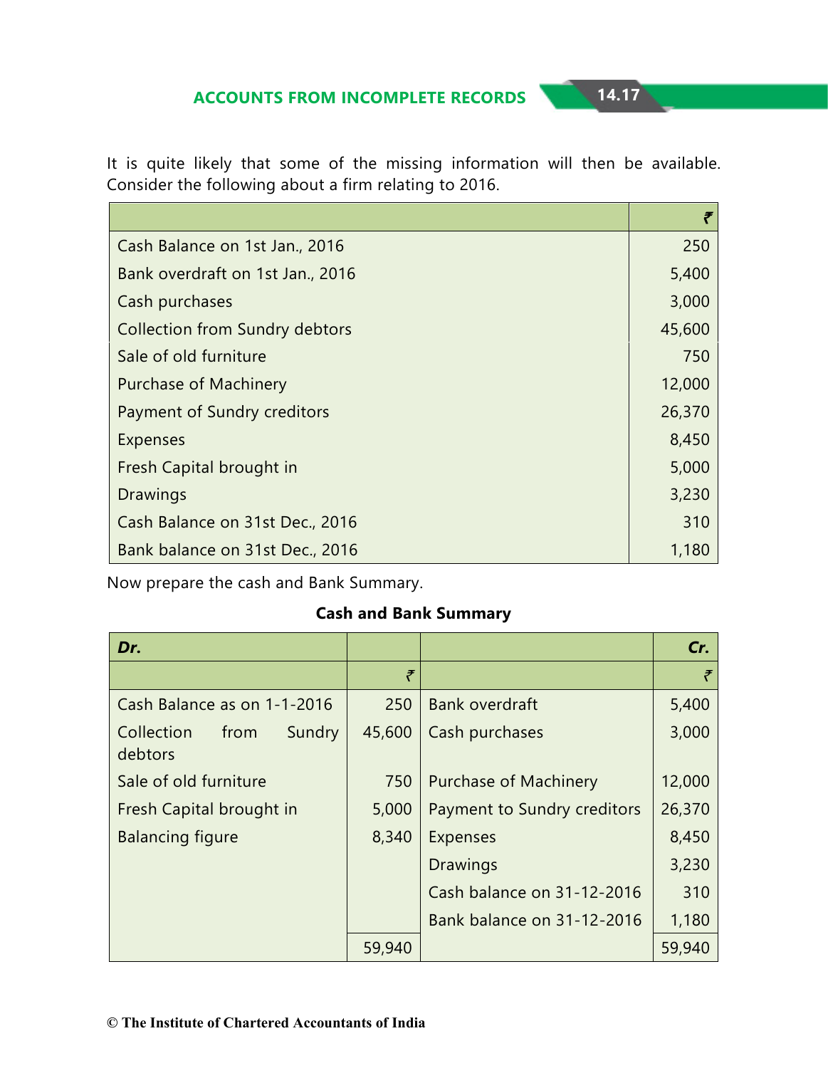It is quite likely that some of the missing information will then be available. Consider the following about a firm relating to 2016.

| | ₹ |
|---|---:|
| Cash Balance on 1st Jan., 2016 | 250 |
| Bank overdraft on 1st Jan., 2016 | 5,400 |
| Cash purchases | 3,000 |
| Collection from Sundry debtors | 45,600 |
| Sale of old furniture | 750 |
| Purchase of Machinery | 12,000 |
| Payment of Sundry creditors | 26,370 |
| Expenses | 8,450 |
| Fresh Capital brought in | 5,000 |
| Drawings | 3,230 |
| Cash Balance on 31st Dec., 2016 | 310 |
| Bank balance on 31st Dec., 2016 | 1,180 |

Now prepare the cash and Bank Summary.

**Cash and Bank Summary**

| ***Dr.*** | | | ***Cr.*** |
|---|---:|---|---:|
| | ₹ | | ₹ |
| Cash Balance as on 1-1-2016 | 250 | Bank overdraft | 5,400 |
| Collection from Sundry debtors | 45,600 | Cash purchases | 3,000 |
| Sale of old furniture | 750 | Purchase of Machinery | 12,000 |
| Fresh Capital brought in | 5,000 | Payment to Sundry creditors | 26,370 |
| Balancing figure | 8,340 | Expenses | 8,450 |
| | | Drawings | 3,230 |
| | | Cash balance on 31-12-2016 | 310 |
| | | Bank balance on 31-12-2016 | 1,180 |
| | 59,940 | | 59,940 |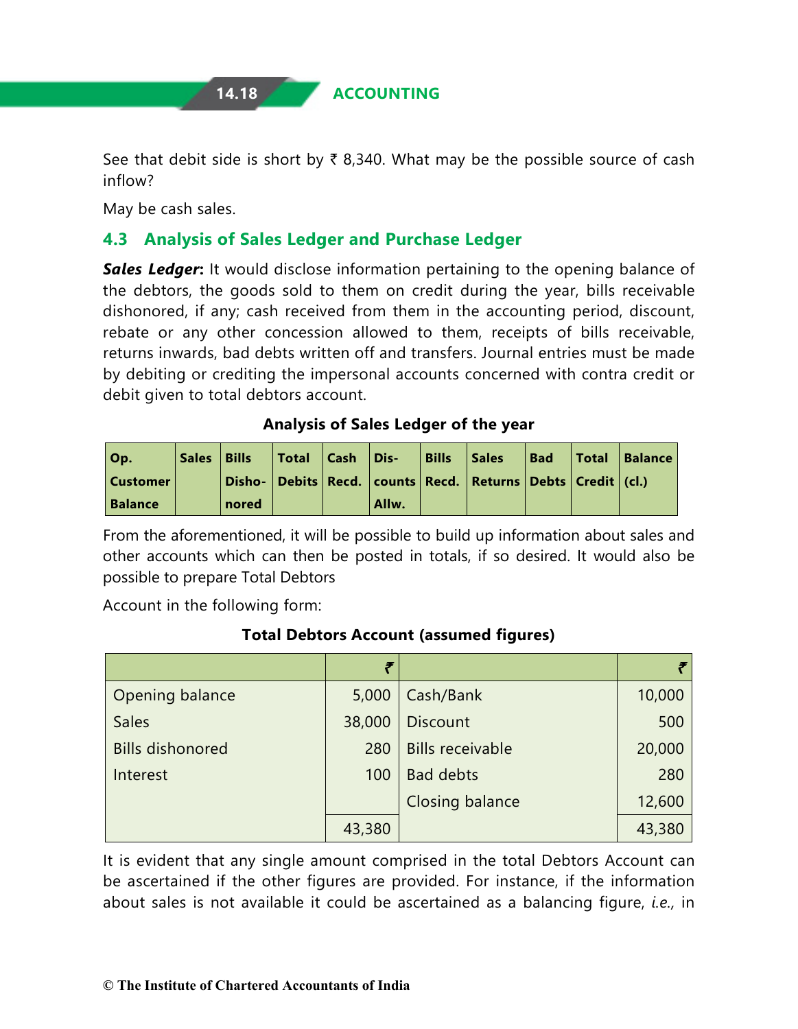See that debit side is short by ₹ 8,340. What may be the possible source of cash inflow?

May be cash sales.

### 4.3 Analysis of Sales Ledger and Purchase Ledger

***Sales Ledger*:** It would disclose information pertaining to the opening balance of the debtors, the goods sold to them on credit during the year, bills receivable dishonored, if any; cash received from them in the accounting period, discount, rebate or any other concession allowed to them, receipts of bills receivable, returns inwards, bad debts written off and transfers. Journal entries must be made by debiting or crediting the impersonal accounts concerned with contra credit or debit given to total debtors account.

**Analysis of Sales Ledger of the year**

| Op. Customer Balance | Sales | Bills Dishonored | Total Debits | Cash Recd. | Discounts Allw. | Bills Recd. | Sales Returns | Bad Debts | Total Credit | Balance (cl.) |
|---|---|---|---|---|---|---|---|---|---|---|

From the aforementioned, it will be possible to build up information about sales and other accounts which can then be posted in totals, if so desired. It would also be possible to prepare Total Debtors

Account in the following form:

**Total Debtors Account (assumed figures)**

| | ₹ | | ₹ |
|---|---:|---|---:|
| Opening balance | 5,000 | Cash/Bank | 10,000 |
| Sales | 38,000 | Discount | 500 |
| Bills dishonored | 280 | Bills receivable | 20,000 |
| Interest | 100 | Bad debts | 280 |
| | | Closing balance | 12,600 |
| | 43,380 | | 43,380 |

It is evident that any single amount comprised in the total Debtors Account can be ascertained if the other figures are provided. For instance, if the information about sales is not available it could be ascertained as a balancing figure, *i.e.,* in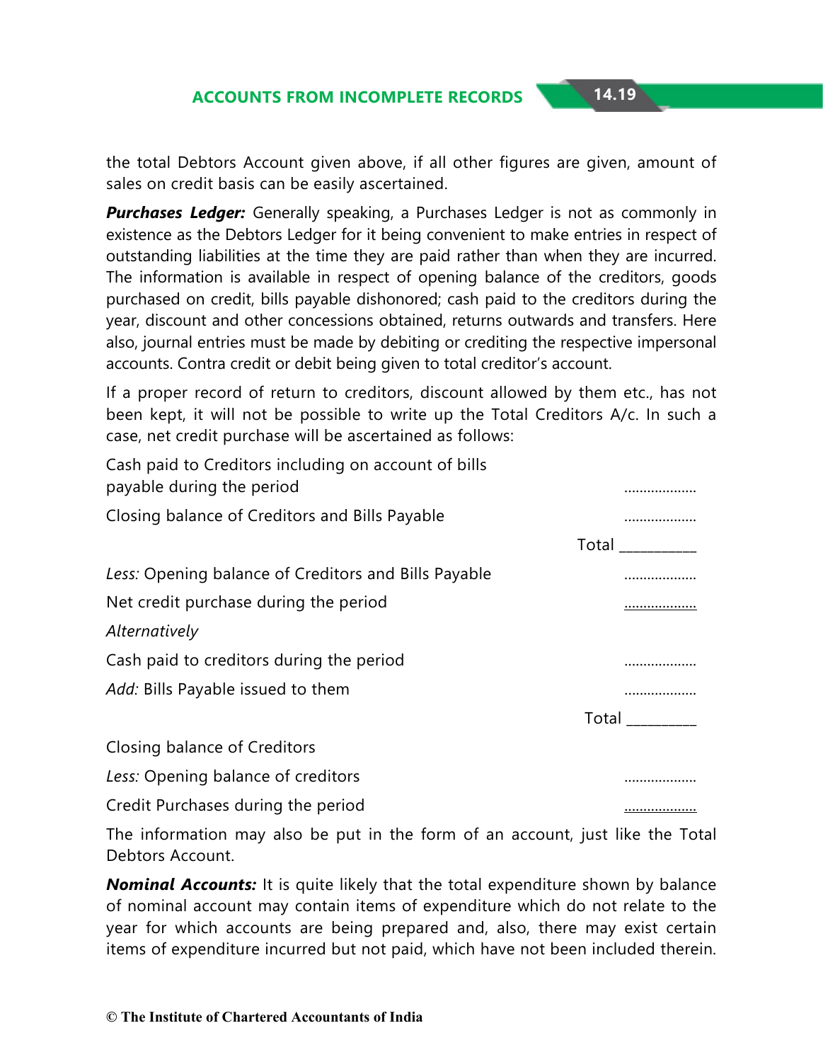the total Debtors Account given above, if all other figures are given, amount of sales on credit basis can be easily ascertained.

***Purchases Ledger:*** Generally speaking, a Purchases Ledger is not as commonly in existence as the Debtors Ledger for it being convenient to make entries in respect of outstanding liabilities at the time they are paid rather than when they are incurred. The information is available in respect of opening balance of the creditors, goods purchased on credit, bills payable dishonored; cash paid to the creditors during the year, discount and other concessions obtained, returns outwards and transfers. Here also, journal entries must be made by debiting or crediting the respective impersonal accounts. Contra credit or debit being given to total creditor's account.

If a proper record of return to creditors, discount allowed by them etc., has not been kept, it will not be possible to write up the Total Creditors A/c. In such a case, net credit purchase will be ascertained as follows:

| | |
|---|---|
| Cash paid to Creditors including on account of bills payable during the period | ................... |
| Closing balance of Creditors and Bills Payable | ................... |
| Total | ___________ |
| *Less:* Opening balance of Creditors and Bills Payable | ................... |
| Net credit purchase during the period | ................... |

*Alternatively*

| | |
|---|---|
| Cash paid to creditors during the period | ................... |
| *Add:* Bills Payable issued to them | ................... |
| Total | __________ |
| Closing balance of Creditors | |
| *Less:* Opening balance of creditors | ................... |
| Credit Purchases during the period | ................... |

The information may also be put in the form of an account, just like the Total Debtors Account.

***Nominal Accounts:*** It is quite likely that the total expenditure shown by balance of nominal account may contain items of expenditure which do not relate to the year for which accounts are being prepared and, also, there may exist certain items of expenditure incurred but not paid, which have not been included therein.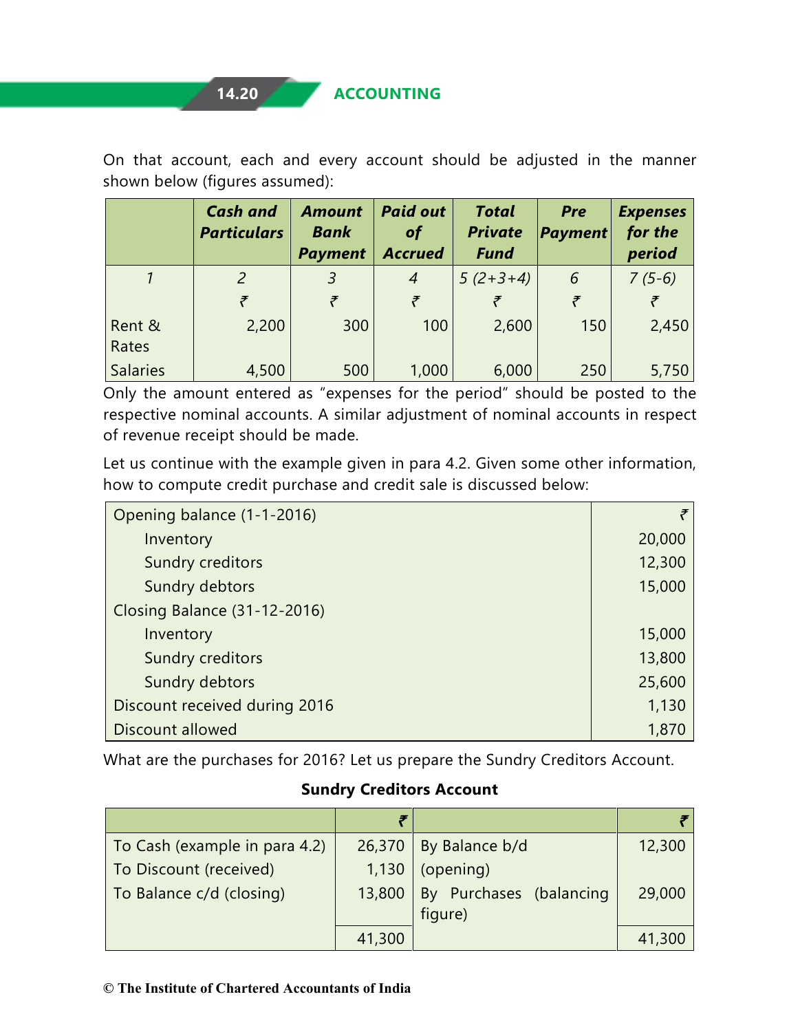On that account, each and every account should be adjusted in the manner shown below (figures assumed):

| | Cash and Particulars | Amount Bank Payment | Paid out of Accrued | Total Private Fund | Pre Payment | Expenses for the period |
|---|---|---|---|---|---|---|
| 1 | 2 | 3 | 4 | 5 (2+3+4) | 6 | 7 (5-6) |
| | ₹ | ₹ | ₹ | ₹ | ₹ | ₹ |
| Rent & Rates | 2,200 | 300 | 100 | 2,600 | 150 | 2,450 |
| Salaries | 4,500 | 500 | 1,000 | 6,000 | 250 | 5,750 |

Only the amount entered as "expenses for the period" should be posted to the respective nominal accounts. A similar adjustment of nominal accounts in respect of revenue receipt should be made.

Let us continue with the example given in para 4.2. Given some other information, how to compute credit purchase and credit sale is discussed below:

| | ₹ |
|---|---|
| Opening balance (1-1-2016) | |
| Inventory | 20,000 |
| Sundry creditors | 12,300 |
| Sundry debtors | 15,000 |
| Closing Balance (31-12-2016) | |
| Inventory | 15,000 |
| Sundry creditors | 13,800 |
| Sundry debtors | 25,600 |
| Discount received during 2016 | 1,130 |
| Discount allowed | 1,870 |

What are the purchases for 2016? Let us prepare the Sundry Creditors Account.

**Sundry Creditors Account**

| | ₹ | | ₹ |
|---|---|---|---|
| To Cash (example in para 4.2) | 26,370 | By Balance b/d (opening) | 12,300 |
| To Discount (received) | 1,130 | | |
| To Balance c/d (closing) | 13,800 | By Purchases (balancing figure) | 29,000 |
| | 41,300 | | 41,300 |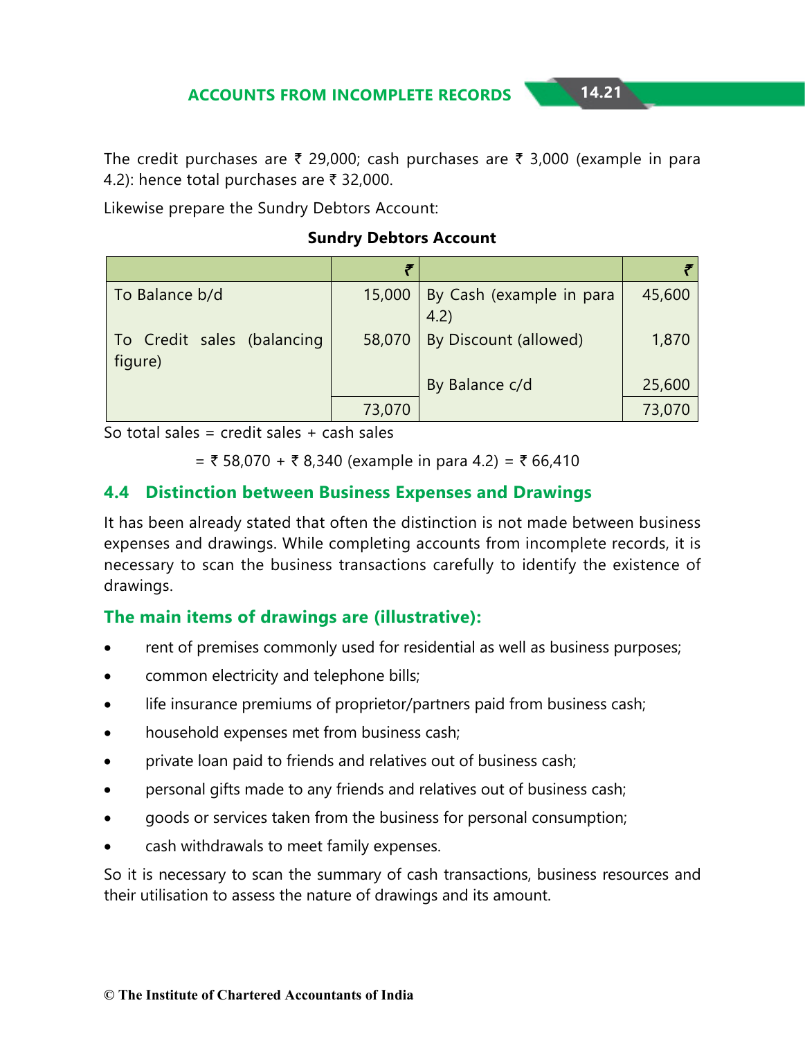The credit purchases are ₹ 29,000; cash purchases are ₹ 3,000 (example in para 4.2): hence total purchases are ₹ 32,000.

Likewise prepare the Sundry Debtors Account:

**Sundry Debtors Account**

| | ₹ | | ₹ |
|---|---|---|---|
| To Balance b/d | 15,000 | By Cash (example in para 4.2) | 45,600 |
| To Credit sales (balancing figure) | 58,070 | By Discount (allowed) | 1,870 |
| | | By Balance c/d | 25,600 |
| | 73,070 | | 73,070 |

So total sales = credit sales + cash sales

= ₹ 58,070 + ₹ 8,340 (example in para 4.2) = ₹ 66,410

## 4.4 Distinction between Business Expenses and Drawings

It has been already stated that often the distinction is not made between business expenses and drawings. While completing accounts from incomplete records, it is necessary to scan the business transactions carefully to identify the existence of drawings.

### The main items of drawings are (illustrative):

- rent of premises commonly used for residential as well as business purposes;
- common electricity and telephone bills;
- life insurance premiums of proprietor/partners paid from business cash;
- household expenses met from business cash;
- private loan paid to friends and relatives out of business cash;
- personal gifts made to any friends and relatives out of business cash;
- goods or services taken from the business for personal consumption;
- cash withdrawals to meet family expenses.

So it is necessary to scan the summary of cash transactions, business resources and their utilisation to assess the nature of drawings and its amount.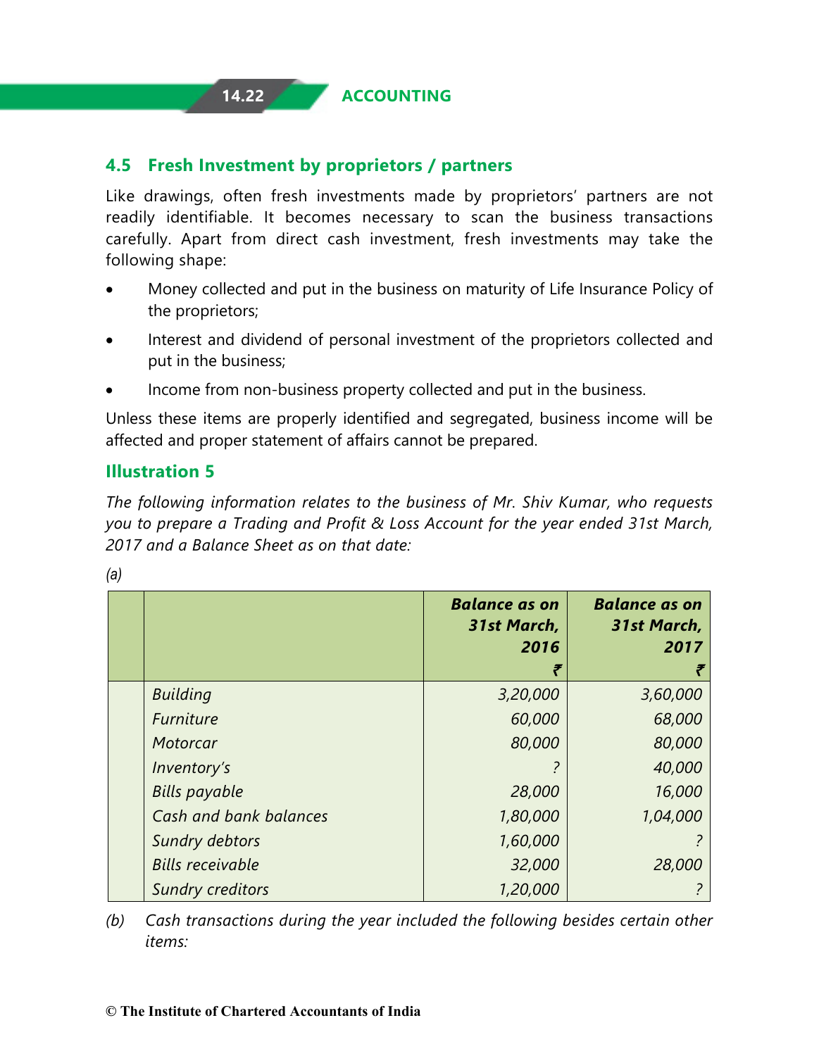## 4.5 Fresh Investment by proprietors / partners

Like drawings, often fresh investments made by proprietors' partners are not readily identifiable. It becomes necessary to scan the business transactions carefully. Apart from direct cash investment, fresh investments may take the following shape:

- Money collected and put in the business on maturity of Life Insurance Policy of the proprietors;
- Interest and dividend of personal investment of the proprietors collected and put in the business;
- Income from non-business property collected and put in the business.

Unless these items are properly identified and segregated, business income will be affected and proper statement of affairs cannot be prepared.

### Illustration 5

*The following information relates to the business of Mr. Shiv Kumar, who requests you to prepare a Trading and Profit & Loss Account for the year ended 31st March, 2017 and a Balance Sheet as on that date:*

*(a)*

| | | ***Balance as on 31st March, 2016*** ₹ | ***Balance as on 31st March, 2017*** ₹ |
|---|---|---|---|
| | *Building* | *3,20,000* | *3,60,000* |
| | *Furniture* | *60,000* | *68,000* |
| | *Motorcar* | *80,000* | *80,000* |
| | *Inventory's* | *?* | *40,000* |
| | *Bills payable* | *28,000* | *16,000* |
| | *Cash and bank balances* | *1,80,000* | *1,04,000* |
| | *Sundry debtors* | *1,60,000* | *?* |
| | *Bills receivable* | *32,000* | *28,000* |
| | *Sundry creditors* | *1,20,000* | *?* |

*(b)* *Cash transactions during the year included the following besides certain other items:*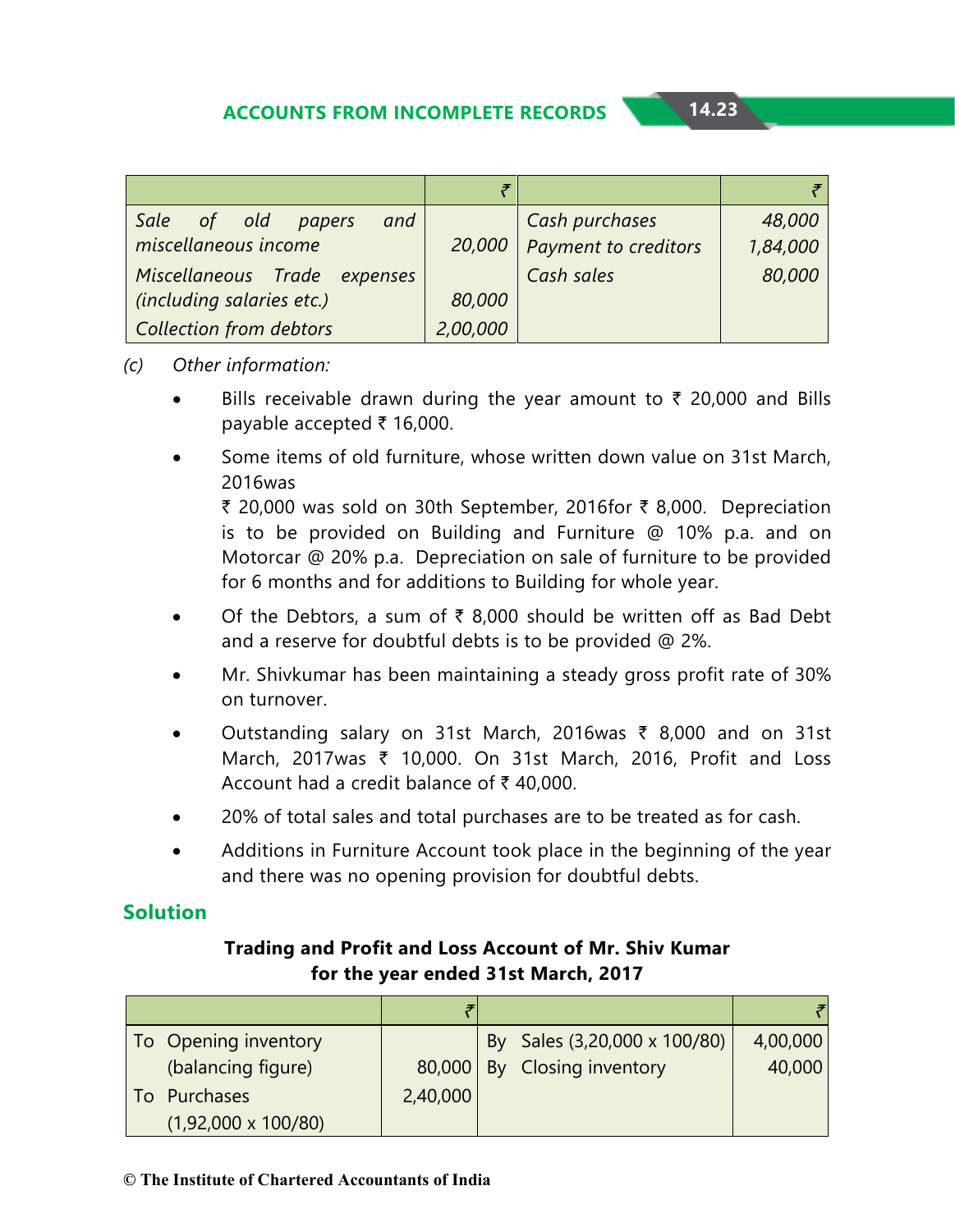| | ₹ | | ₹ |
|---|---|---|---|
| *Sale of old papers and miscellaneous income* | *20,000* | *Cash purchases* | *48,000* |
| | | *Payment to creditors* | *1,84,000* |
| *Miscellaneous Trade expenses (including salaries etc.)* | *80,000* | *Cash sales* | *80,000* |
| *Collection from debtors* | *2,00,000* | | |

(c) *Other information:*

- Bills receivable drawn during the year amount to ₹ 20,000 and Bills payable accepted ₹ 16,000.
- Some items of old furniture, whose written down value on 31st March, 2016was ₹ 20,000 was sold on 30th September, 2016for ₹ 8,000. Depreciation is to be provided on Building and Furniture @ 10% p.a. and on Motorcar @ 20% p.a. Depreciation on sale of furniture to be provided for 6 months and for additions to Building for whole year.
- Of the Debtors, a sum of ₹ 8,000 should be written off as Bad Debt and a reserve for doubtful debts is to be provided @ 2%.
- Mr. Shivkumar has been maintaining a steady gross profit rate of 30% on turnover.
- Outstanding salary on 31st March, 2016was ₹ 8,000 and on 31st March, 2017was ₹ 10,000. On 31st March, 2016, Profit and Loss Account had a credit balance of ₹ 40,000.
- 20% of total sales and total purchases are to be treated as for cash.
- Additions in Furniture Account took place in the beginning of the year and there was no opening provision for doubtful debts.

## Solution

**Trading and Profit and Loss Account of Mr. Shiv Kumar for the year ended 31st March, 2017**

| | ₹ | | ₹ |
|---|---|---|---|
| To Opening inventory (balancing figure) | 80,000 | By Sales (3,20,000 x 100/80) | 4,00,000 |
| | | By Closing inventory | 40,000 |
| To Purchases (1,92,000 x 100/80) | 2,40,000 | | |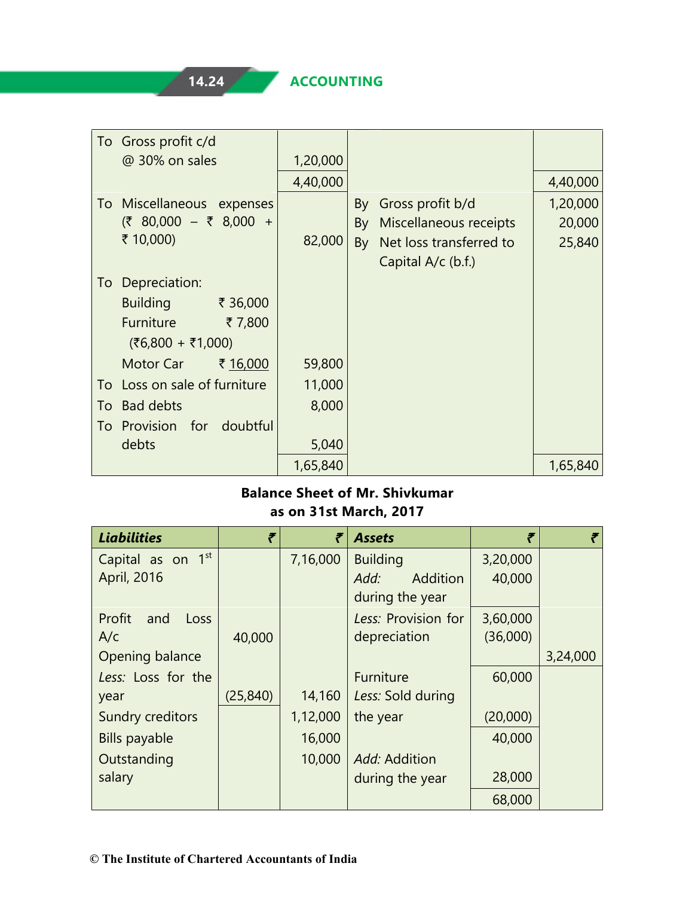| | | | |
|---|---|---|---|
| To Gross profit c/d @ 30% on sales | 1,20,000 | | |
| | 4,40,000 | | 4,40,000 |
| To Miscellaneous expenses (₹ 80,000 – ₹ 8,000 + ₹ 10,000) | 82,000 | By Gross profit b/d | 1,20,000 |
| | | By Miscellaneous receipts | 20,000 |
| | | By Net loss transferred to Capital A/c (b.f.) | 25,840 |
| To Depreciation: Building ₹ 36,000; Furniture ₹ 7,800 (₹6,800 + ₹1,000); Motor Car ₹ 16,000 | 59,800 | | |
| To Loss on sale of furniture | 11,000 | | |
| To Bad debts | 8,000 | | |
| To Provision for doubtful debts | 5,040 | | |
| | 1,65,840 | | 1,65,840 |

**Balance Sheet of Mr. Shivkumar as on 31st March, 2017**

| ***Liabilities*** | ₹ | ₹ | ***Assets*** | ₹ | ₹ |
|---|---|---|---|---|---|
| Capital as on 1st April, 2016 | | 7,16,000 | Building | 3,20,000 | |
| | | | *Add:* Addition during the year | 40,000 | |
| Profit and Loss A/c Opening balance | 40,000 | | | 3,60,000 | |
| | | | *Less:* Provision for depreciation | (36,000) | 3,24,000 |
| *Less:* Loss for the year | (25,840) | 14,160 | Furniture | 60,000 | |
| Sundry creditors | | 1,12,000 | *Less:* Sold during the year | (20,000) | |
| Bills payable | | 16,000 | | 40,000 | |
| Outstanding salary | | 10,000 | *Add:* Addition during the year | 28,000 | |
| | | | | 68,000 | |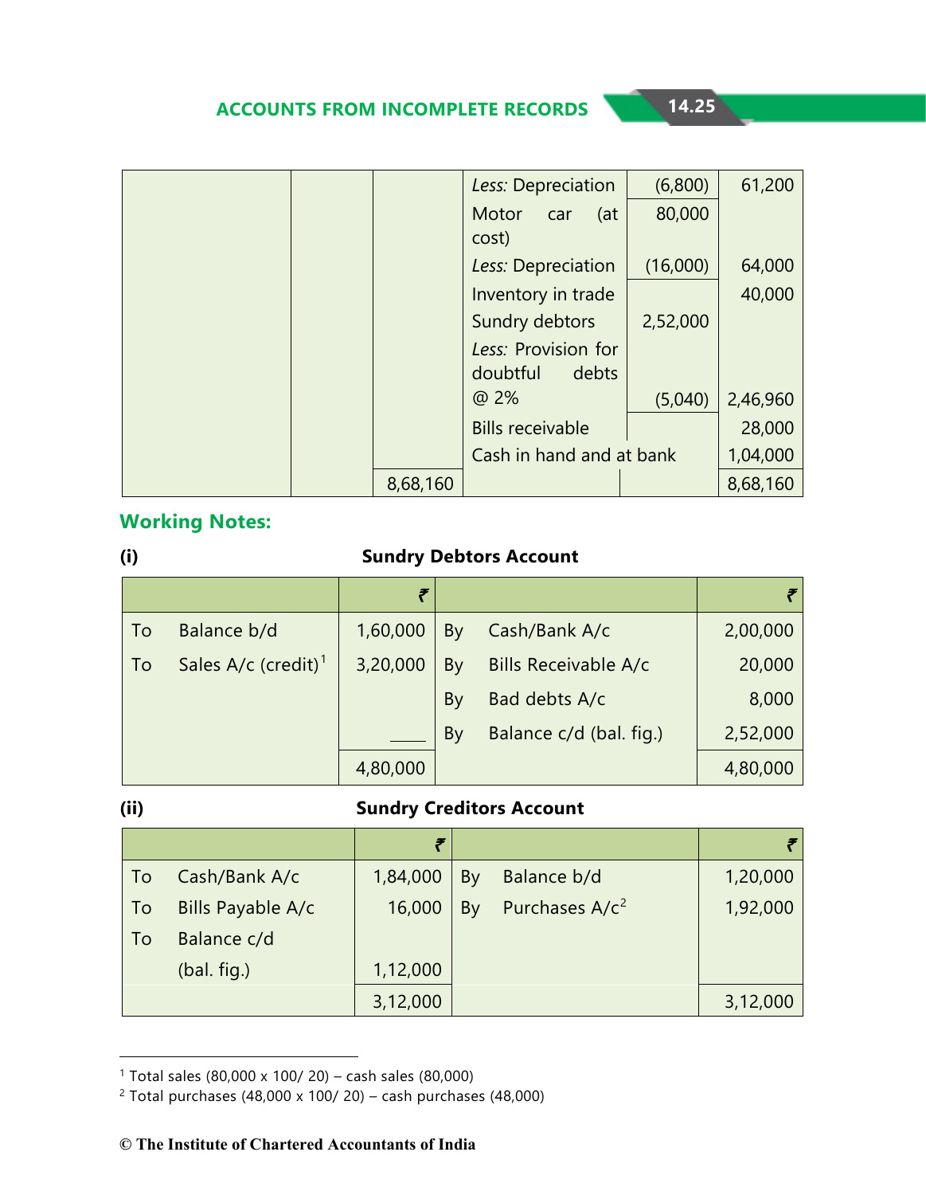| | | | | | |
|---|---|---|---|---|---|
| | | | *Less:* Depreciation | (6,800) | 61,200 |
| | | | Motor car (at cost) | 80,000 | |
| | | | *Less:* Depreciation | (16,000) | 64,000 |
| | | | Inventory in trade | | 40,000 |
| | | | Sundry debtors | 2,52,000 | |
| | | | *Less:* Provision for doubtful debts @ 2% | (5,040) | 2,46,960 |
| | | | Bills receivable | | 28,000 |
| | | | Cash in hand and at bank | | 1,04,000 |
| | | 8,68,160 | | | 8,68,160 |

## Working Notes:

**(i) Sundry Debtors Account**

| | | ₹ | | | ₹ |
|---|---|---|---|---|---|
| To | Balance b/d | 1,60,000 | By | Cash/Bank A/c | 2,00,000 |
| To | Sales A/c (credit)[1] | 3,20,000 | By | Bills Receivable A/c | 20,000 |
| | | | By | Bad debts A/c | 8,000 |
| | | | By | Balance c/d (bal. fig.) | 2,52,000 |
| | | 4,80,000 | | | 4,80,000 |

**(ii) Sundry Creditors Account**

| | | ₹ | | | ₹ |
|---|---|---|---|---|---|
| To | Cash/Bank A/c | 1,84,000 | By | Balance b/d | 1,20,000 |
| To | Bills Payable A/c | 16,000 | By | Purchases A/c[2] | 1,92,000 |
| To | Balance c/d (bal. fig.) | 1,12,000 | | | |
| | | 3,12,000 | | | 3,12,000 |

---

[1] Total sales (80,000 x 100/ 20) – cash sales (80,000)

[2] Total purchases (48,000 x 100/ 20) – cash purchases (48,000)

© The Institute of Chartered Accountants of India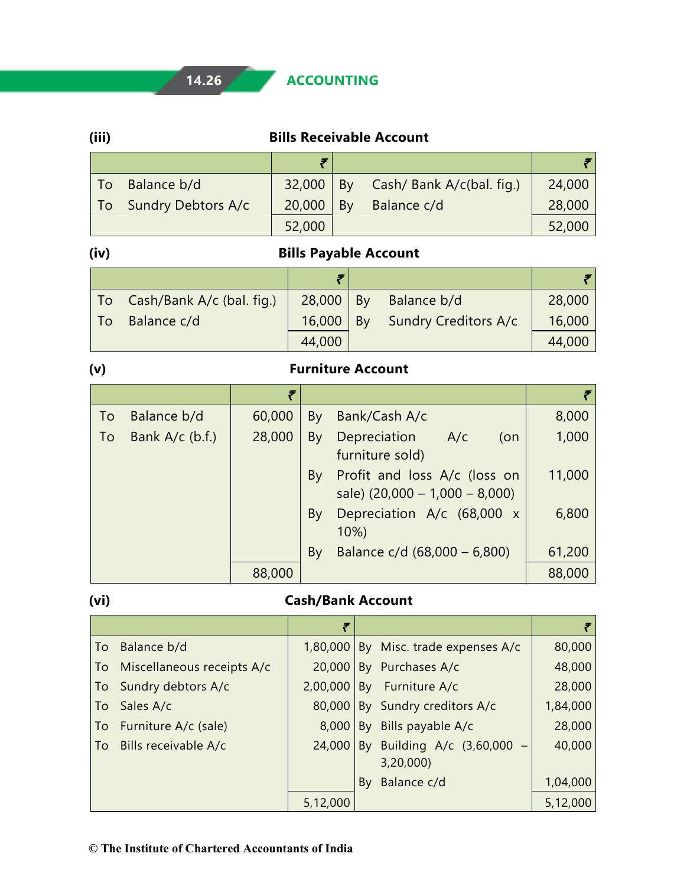**(iii)** **Bills Receivable Account**

| | ₹ | | ₹ |
|---|---|---|---|
| To Balance b/d | 32,000 | By Cash/ Bank A/c(bal. fig.) | 24,000 |
| To Sundry Debtors A/c | 20,000 | By Balance c/d | 28,000 |
| | 52,000 | | 52,000 |

**(iv)** **Bills Payable Account**

| | ₹ | | ₹ |
|---|---|---|---|
| To Cash/Bank A/c (bal. fig.) | 28,000 | By Balance b/d | 28,000 |
| To Balance c/d | 16,000 | By Sundry Creditors A/c | 16,000 |
| | 44,000 | | 44,000 |

**(v)** **Furniture Account**

| | ₹ | | ₹ |
|---|---|---|---|
| To Balance b/d | 60,000 | By Bank/Cash A/c | 8,000 |
| To Bank A/c (b.f.) | 28,000 | By Depreciation A/c (on furniture sold) | 1,000 |
| | | By Profit and loss A/c (loss on sale) (20,000 – 1,000 – 8,000) | 11,000 |
| | | By Depreciation A/c (68,000 x 10%) | 6,800 |
| | | By Balance c/d (68,000 – 6,800) | 61,200 |
| | 88,000 | | 88,000 |

**(vi)** **Cash/Bank Account**

| | ₹ | | ₹ |
|---|---|---|---|
| To Balance b/d | 1,80,000 | By Misc. trade expenses A/c | 80,000 |
| To Miscellaneous receipts A/c | 20,000 | By Purchases A/c | 48,000 |
| To Sundry debtors A/c | 2,00,000 | By Furniture A/c | 28,000 |
| To Sales A/c | 80,000 | By Sundry creditors A/c | 1,84,000 |
| To Furniture A/c (sale) | 8,000 | By Bills payable A/c | 28,000 |
| To Bills receivable A/c | 24,000 | By Building A/c (3,60,000 – 3,20,000) | 40,000 |
| | | By Balance c/d | 1,04,000 |
| | 5,12,000 | | 5,12,000 |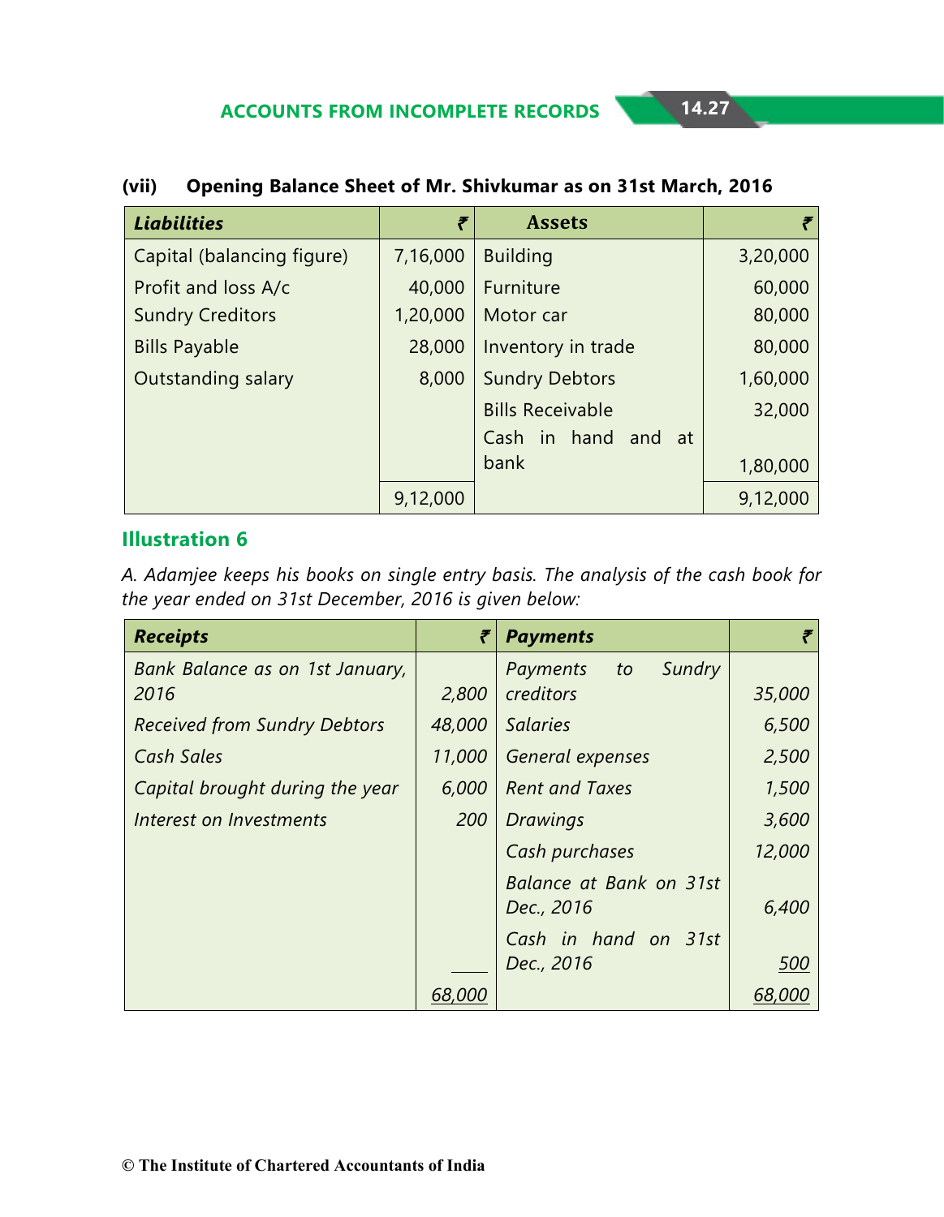**(vii) Opening Balance Sheet of Mr. Shivkumar as on 31st March, 2016**

| *Liabilities* | ₹ | Assets | ₹ |
|---|---|---|---|
| Capital (balancing figure) | 7,16,000 | Building | 3,20,000 |
| Profit and loss A/c | 40,000 | Furniture | 60,000 |
| Sundry Creditors | 1,20,000 | Motor car | 80,000 |
| Bills Payable | 28,000 | Inventory in trade | 80,000 |
| Outstanding salary | 8,000 | Sundry Debtors | 1,60,000 |
| | | Bills Receivable | 32,000 |
| | | Cash in hand and at bank | 1,80,000 |
| | 9,12,000 | | 9,12,000 |

## Illustration 6

*A. Adamjee keeps his books on single entry basis. The analysis of the cash book for the year ended on 31st December, 2016 is given below:*

| *Receipts* | ₹ | *Payments* | ₹ |
|---|---|---|---|
| *Bank Balance as on 1st January, 2016* | *2,800* | *Payments to Sundry creditors* | *35,000* |
| *Received from Sundry Debtors* | *48,000* | *Salaries* | *6,500* |
| *Cash Sales* | *11,000* | *General expenses* | *2,500* |
| *Capital brought during the year* | *6,000* | *Rent and Taxes* | *1,500* |
| *Interest on Investments* | *200* | *Drawings* | *3,600* |
| | | *Cash purchases* | *12,000* |
| | | *Balance at Bank on 31st Dec., 2016* | *6,400* |
| | | *Cash in hand on 31st Dec., 2016* | *500* |
| | *68,000* | | *68,000* |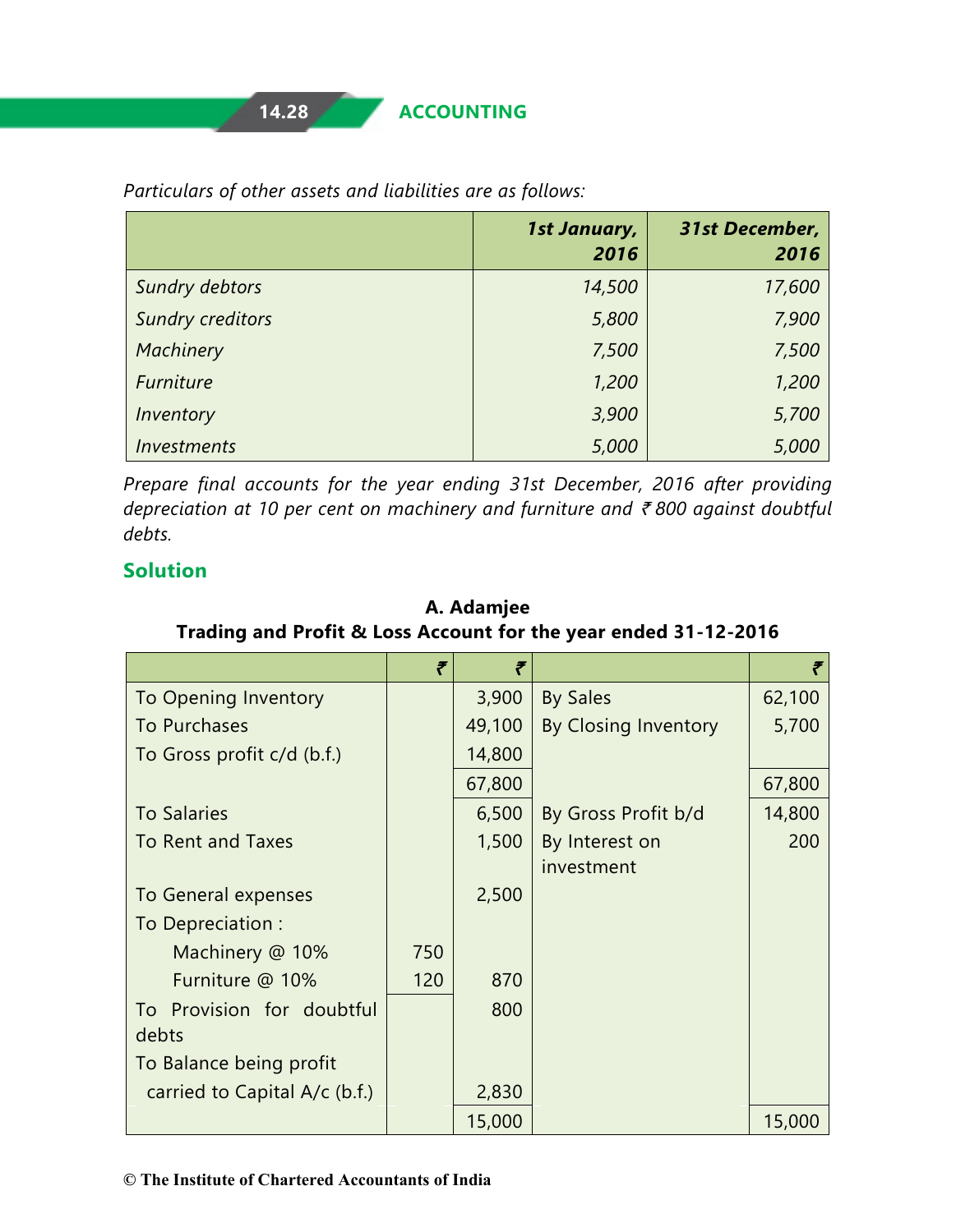*Particulars of other assets and liabilities are as follows:*

| | *1st January, 2016* | *31st December, 2016* |
|---|---:|---:|
| *Sundry debtors* | *14,500* | *17,600* |
| *Sundry creditors* | *5,800* | *7,900* |
| *Machinery* | *7,500* | *7,500* |
| *Furniture* | *1,200* | *1,200* |
| *Inventory* | *3,900* | *5,700* |
| *Investments* | *5,000* | *5,000* |

*Prepare final accounts for the year ending 31st December, 2016 after providing depreciation at 10 per cent on machinery and furniture and ₹ 800 against doubtful debts.*

## Solution

**A. Adamjee**
**Trading and Profit & Loss Account for the year ended 31-12-2016**

| | ₹ | ₹ | | ₹ |
|---|---:|---:|---|---:|
| To Opening Inventory | | 3,900 | By Sales | 62,100 |
| To Purchases | | 49,100 | By Closing Inventory | 5,700 |
| To Gross profit c/d (b.f.) | | 14,800 | | |
| | | 67,800 | | 67,800 |
| To Salaries | | 6,500 | By Gross Profit b/d | 14,800 |
| To Rent and Taxes | | 1,500 | By Interest on investment | 200 |
| To General expenses | | 2,500 | | |
| To Depreciation : | | | | |
| Machinery @ 10% | 750 | | | |
| Furniture @ 10% | 120 | 870 | | |
| To Provision for doubtful debts | | 800 | | |
| To Balance being profit carried to Capital A/c (b.f.) | | 2,830 | | |
| | | 15,000 | | 15,000 |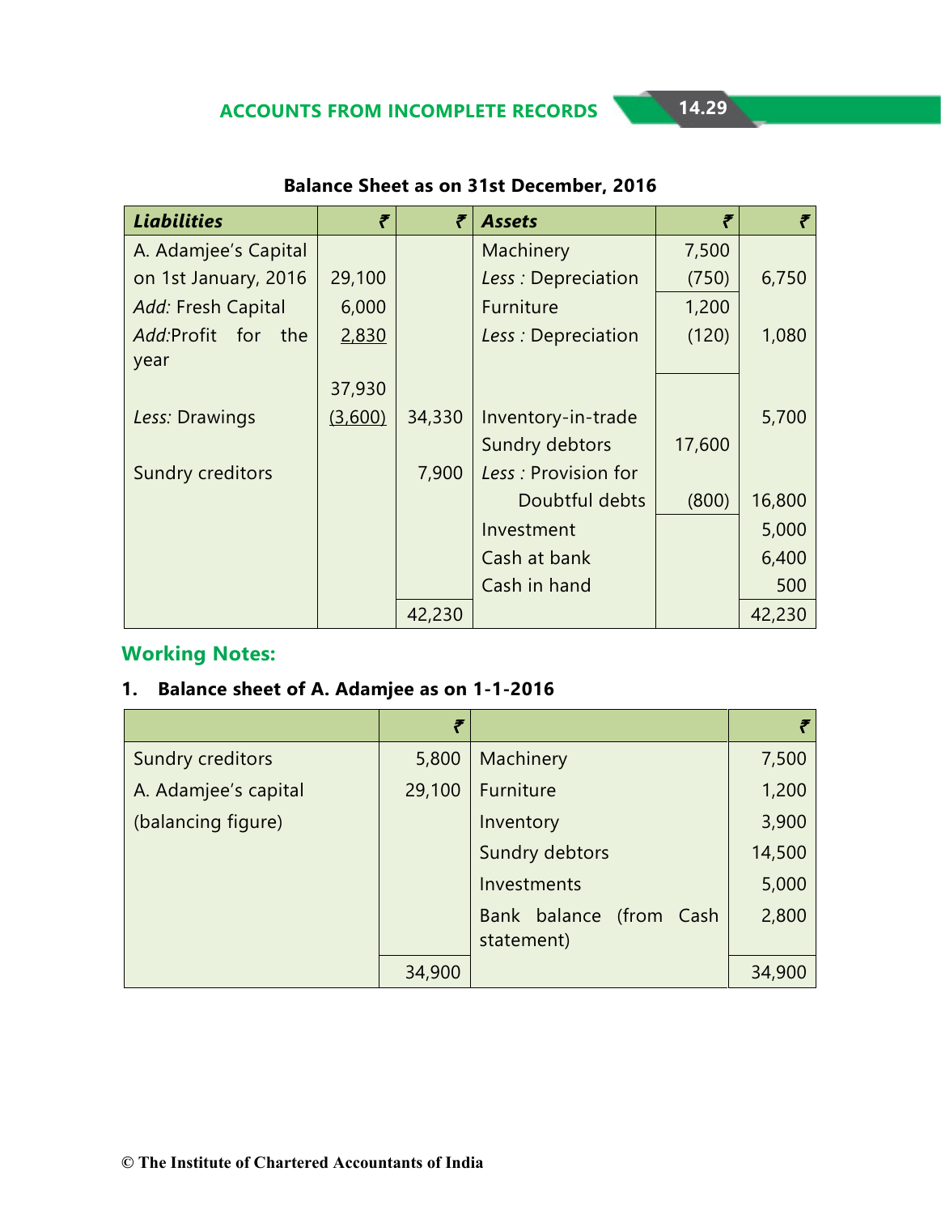**Balance Sheet as on 31st December, 2016**

| Liabilities | ₹ | ₹ | Assets | ₹ | ₹ |
|---|---|---|---|---|---|
| A. Adamjee's Capital | | | Machinery | 7,500 | |
| on 1st January, 2016 | 29,100 | | *Less :* Depreciation | (750) | 6,750 |
| *Add:* Fresh Capital | 6,000 | | Furniture | 1,200 | |
| *Add:*Profit for the year | 2,830 | | *Less :* Depreciation | (120) | 1,080 |
| | 37,930 | | | | |
| *Less:* Drawings | (3,600) | 34,330 | Inventory-in-trade | | 5,700 |
| | | | Sundry debtors | 17,600 | |
| Sundry creditors | | 7,900 | *Less :* Provision for | | |
| | | | Doubtful debts | (800) | 16,800 |
| | | | Investment | | 5,000 |
| | | | Cash at bank | | 6,400 |
| | | | Cash in hand | | 500 |
| | | 42,230 | | | 42,230 |

## Working Notes:

**1. Balance sheet of A. Adamjee as on 1-1-2016**

| | ₹ | | ₹ |
|---|---|---|---|
| Sundry creditors | 5,800 | Machinery | 7,500 |
| A. Adamjee's capital | 29,100 | Furniture | 1,200 |
| (balancing figure) | | Inventory | 3,900 |
| | | Sundry debtors | 14,500 |
| | | Investments | 5,000 |
| | | Bank balance (from Cash statement) | 2,800 |
| | 34,900 | | 34,900 |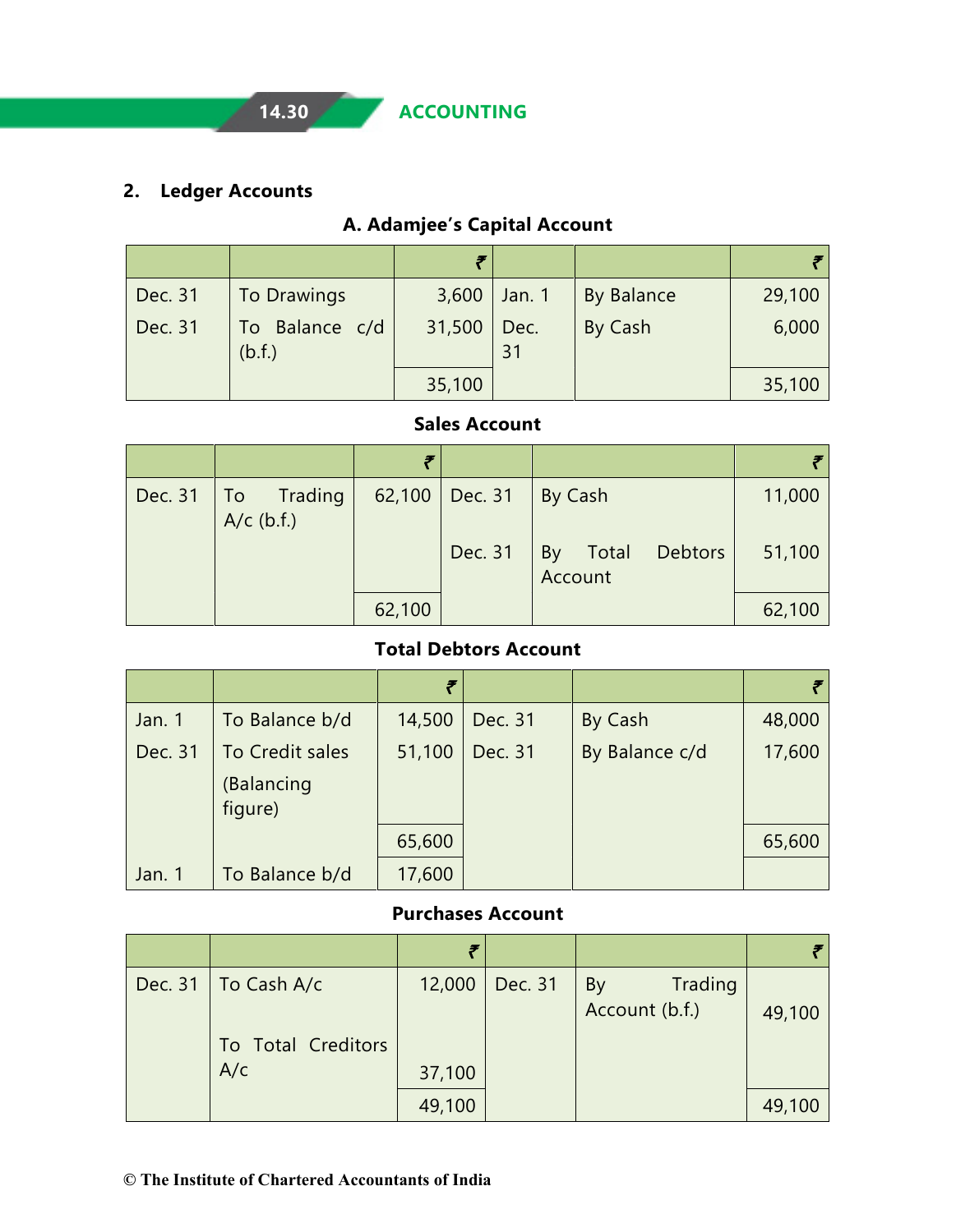## 2. Ledger Accounts

### A. Adamjee's Capital Account

| | | ₹ | | | ₹ |
|---|---|---|---|---|---|
| Dec. 31 | To Drawings | 3,600 | Jan. 1 | By Balance | 29,100 |
| Dec. 31 | To Balance c/d (b.f.) | 31,500 | Dec. 31 | By Cash | 6,000 |
| | | 35,100 | | | 35,100 |

### Sales Account

| | | ₹ | | | ₹ |
|---|---|---|---|---|---|
| Dec. 31 | To Trading A/c (b.f.) | 62,100 | Dec. 31 | By Cash | 11,000 |
| | | | Dec. 31 | By Total Debtors Account | 51,100 |
| | | 62,100 | | | 62,100 |

### Total Debtors Account

| | | ₹ | | | ₹ |
|---|---|---|---|---|---|
| Jan. 1 | To Balance b/d | 14,500 | Dec. 31 | By Cash | 48,000 |
| Dec. 31 | To Credit sales (Balancing figure) | 51,100 | Dec. 31 | By Balance c/d | 17,600 |
| | | 65,600 | | | 65,600 |
| Jan. 1 | To Balance b/d | 17,600 | | | |

### Purchases Account

| | | ₹ | | | ₹ |
|---|---|---|---|---|---|
| Dec. 31 | To Cash A/c | 12,000 | Dec. 31 | By Trading Account (b.f.) | 49,100 |
| | To Total Creditors A/c | 37,100 | | | |
| | | 49,100 | | | 49,100 |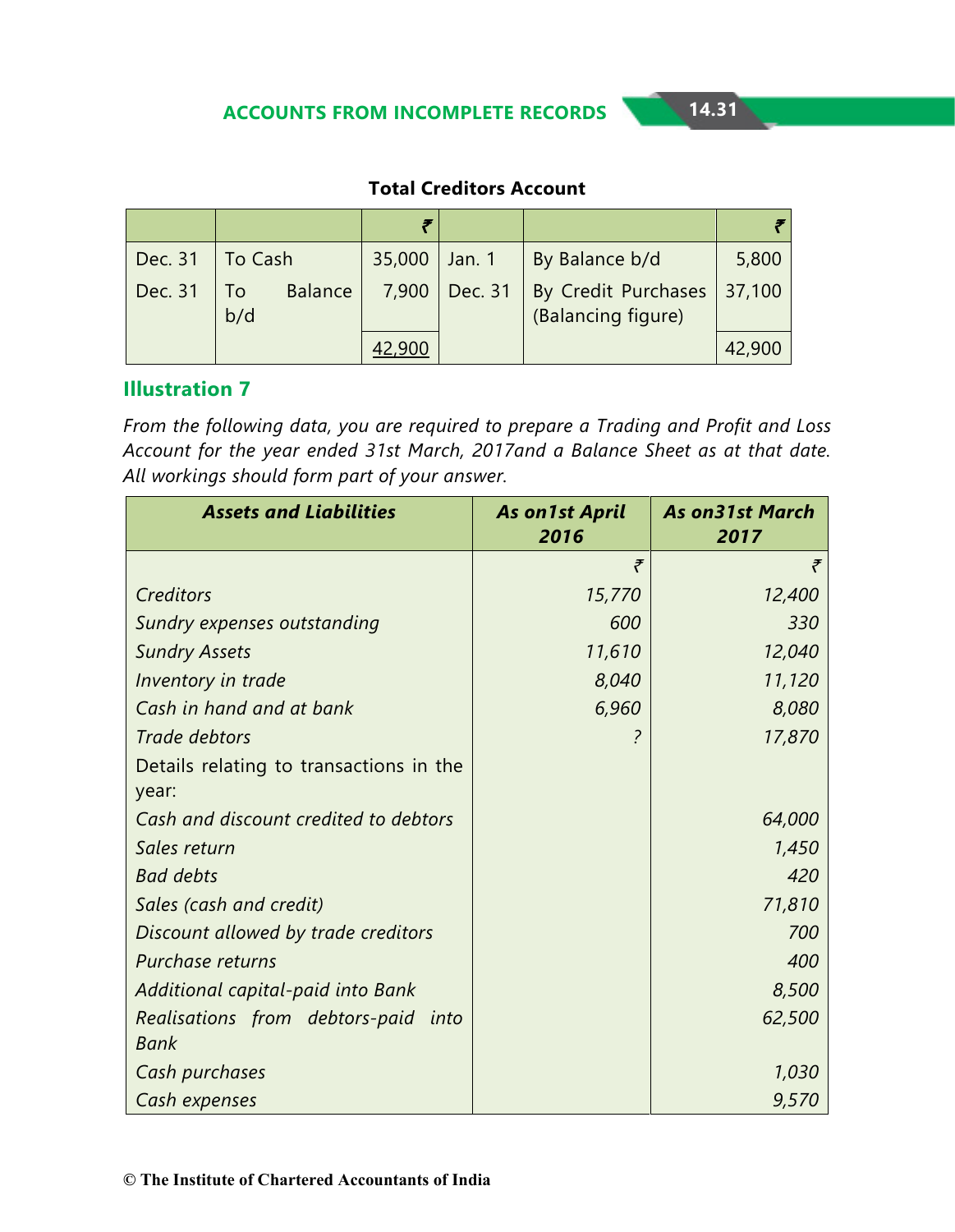**Total Creditors Account**

| | | ₹ | | | ₹ |
|---|---|---|---|---|---|
| Dec. 31 | To Cash | 35,000 | Jan. 1 | By Balance b/d | 5,800 |
| Dec. 31 | To Balance b/d | 7,900 | Dec. 31 | By Credit Purchases (Balancing figure) | 37,100 |
| | | 42,900 | | | 42,900 |

## Illustration 7

*From the following data, you are required to prepare a Trading and Profit and Loss Account for the year ended 31st March, 2017and a Balance Sheet as at that date. All workings should form part of your answer.*

| ***Assets and Liabilities*** | ***As on1st April 2016*** | ***As on31st March 2017*** |
|---|---|---|
| | ₹ | ₹ |
| *Creditors* | *15,770* | *12,400* |
| *Sundry expenses outstanding* | *600* | *330* |
| *Sundry Assets* | *11,610* | *12,040* |
| *Inventory in trade* | *8,040* | *11,120* |
| *Cash in hand and at bank* | *6,960* | *8,080* |
| *Trade debtors* | *?* | *17,870* |
| Details relating to transactions in the year: | | |
| *Cash and discount credited to debtors* | | *64,000* |
| *Sales return* | | *1,450* |
| *Bad debts* | | *420* |
| *Sales (cash and credit)* | | *71,810* |
| *Discount allowed by trade creditors* | | *700* |
| *Purchase returns* | | *400* |
| *Additional capital-paid into Bank* | | *8,500* |
| *Realisations from debtors-paid into Bank* | | *62,500* |
| *Cash purchases* | | *1,030* |
| *Cash expenses* | | *9,570* |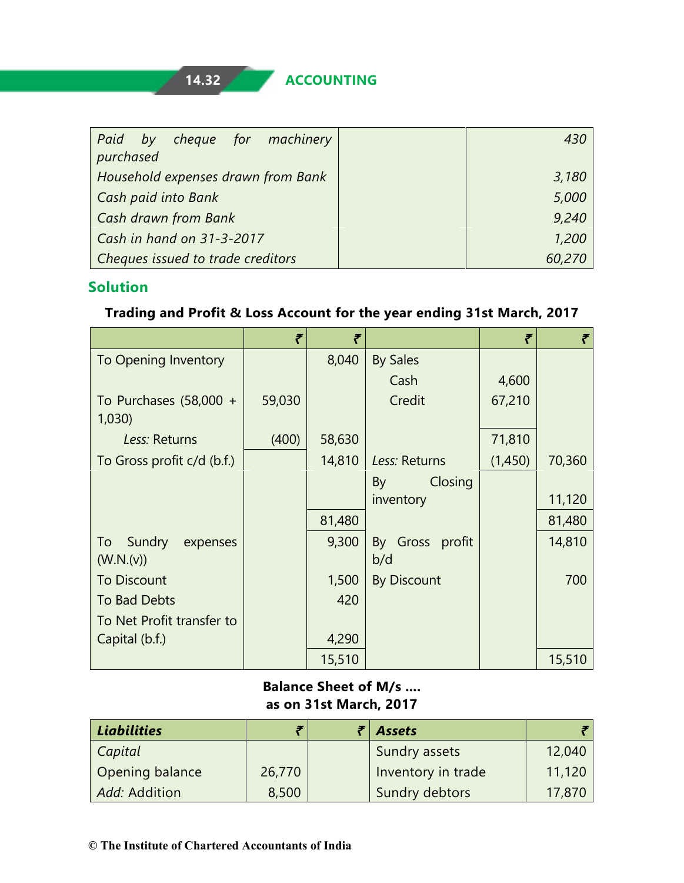| | | |
|---|---|---|
| *Paid by cheque for machinery purchased* | | *430* |
| *Household expenses drawn from Bank* | | *3,180* |
| *Cash paid into Bank* | | *5,000* |
| *Cash drawn from Bank* | | *9,240* |
| *Cash in hand on 31-3-2017* | | *1,200* |
| *Cheques issued to trade creditors* | | *60,270* |

## Solution

**Trading and Profit & Loss Account for the year ending 31st March, 2017**

| | ₹ | ₹ | | ₹ | ₹ |
|---|---|---|---|---|---|
| To Opening Inventory | | 8,040 | By Sales | | |
| | | | Cash | 4,600 | |
| To Purchases (58,000 + 1,030) | 59,030 | | Credit | 67,210 | |
| *Less:* Returns | (400) | 58,630 | | 71,810 | |
| To Gross profit c/d (b.f.) | | 14,810 | *Less:* Returns | (1,450) | 70,360 |
| | | | By Closing inventory | | 11,120 |
| | | 81,480 | | | 81,480 |
| To Sundry expenses (W.N.(v)) | | 9,300 | By Gross profit b/d | | 14,810 |
| To Discount | | 1,500 | By Discount | | 700 |
| To Bad Debts | | 420 | | | |
| To Net Profit transfer to Capital (b.f.) | | 4,290 | | | |
| | | 15,510 | | | 15,510 |

**Balance Sheet of M/s ....**
**as on 31st March, 2017**

| ***Liabilities*** | ₹ | ₹ | ***Assets*** | ₹ |
|---|---|---|---|---|
| *Capital* | | | Sundry assets | 12,040 |
| Opening balance | 26,770 | | Inventory in trade | 11,120 |
| *Add:* Addition | 8,500 | | Sundry debtors | 17,870 |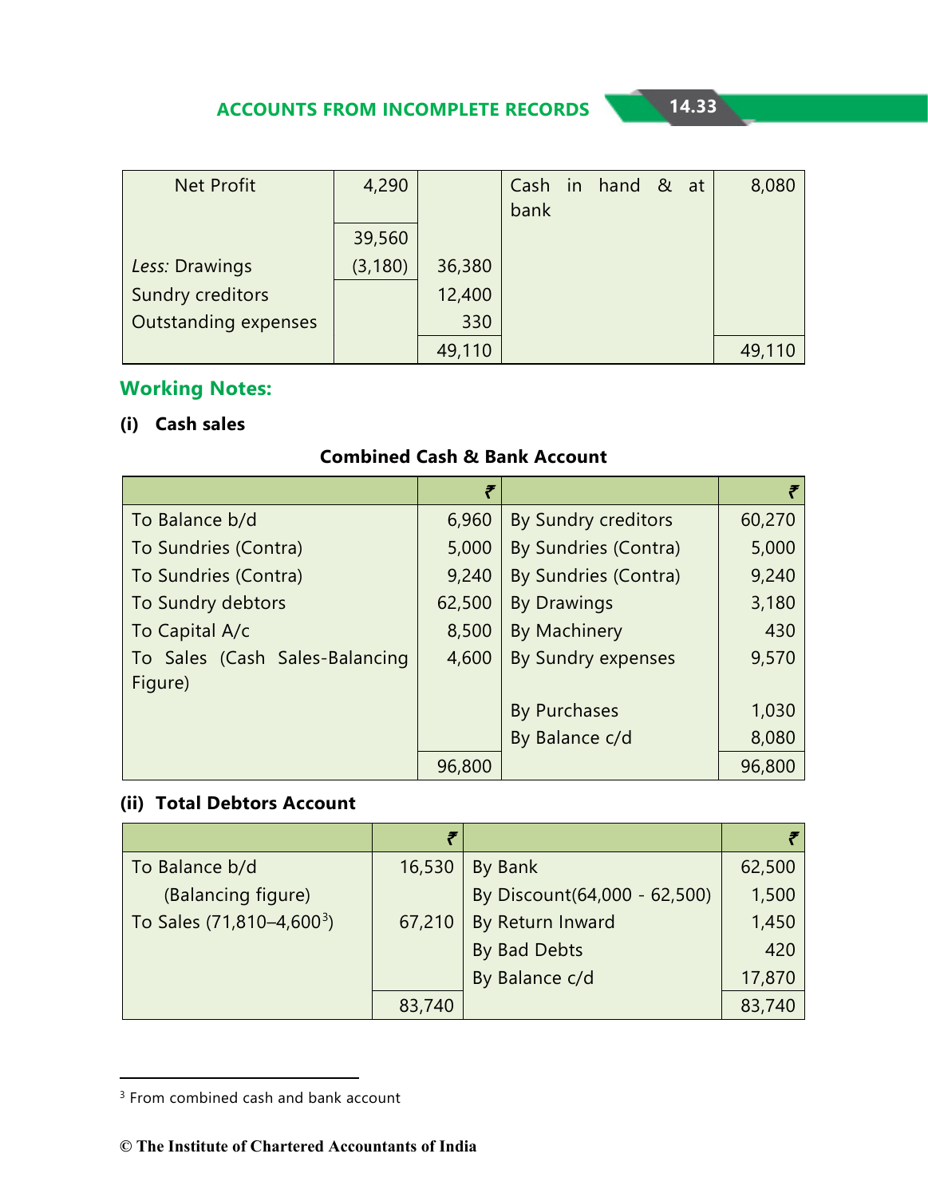| | | | | |
|---|---|---|---|---|
| Net Profit | 4,290 | | Cash in hand & at bank | 8,080 |
| | 39,560 | | | |
| *Less:* Drawings | (3,180) | 36,380 | | |
| Sundry creditors | | 12,400 | | |
| Outstanding expenses | | 330 | | |
| | | 49,110 | | 49,110 |

## Working Notes:

**(i) Cash sales**

**Combined Cash & Bank Account**

| | ₹ | | ₹ |
|---|---|---|---|
| To Balance b/d | 6,960 | By Sundry creditors | 60,270 |
| To Sundries (Contra) | 5,000 | By Sundries (Contra) | 5,000 |
| To Sundries (Contra) | 9,240 | By Sundries (Contra) | 9,240 |
| To Sundry debtors | 62,500 | By Drawings | 3,180 |
| To Capital A/c | 8,500 | By Machinery | 430 |
| To Sales (Cash Sales-Balancing Figure) | 4,600 | By Sundry expenses | 9,570 |
| | | By Purchases | 1,030 |
| | | By Balance c/d | 8,080 |
| | 96,800 | | 96,800 |

**(ii) Total Debtors Account**

| | ₹ | | ₹ |
|---|---|---|---|
| To Balance b/d (Balancing figure) | 16,530 | By Bank | 62,500 |
| | | By Discount(64,000 - 62,500) | 1,500 |
| To Sales (71,810–4,600[3]) | 67,210 | By Return Inward | 1,450 |
| | | By Bad Debts | 420 |
| | | By Balance c/d | 17,870 |
| | 83,740 | | 83,740 |

[3] From combined cash and bank account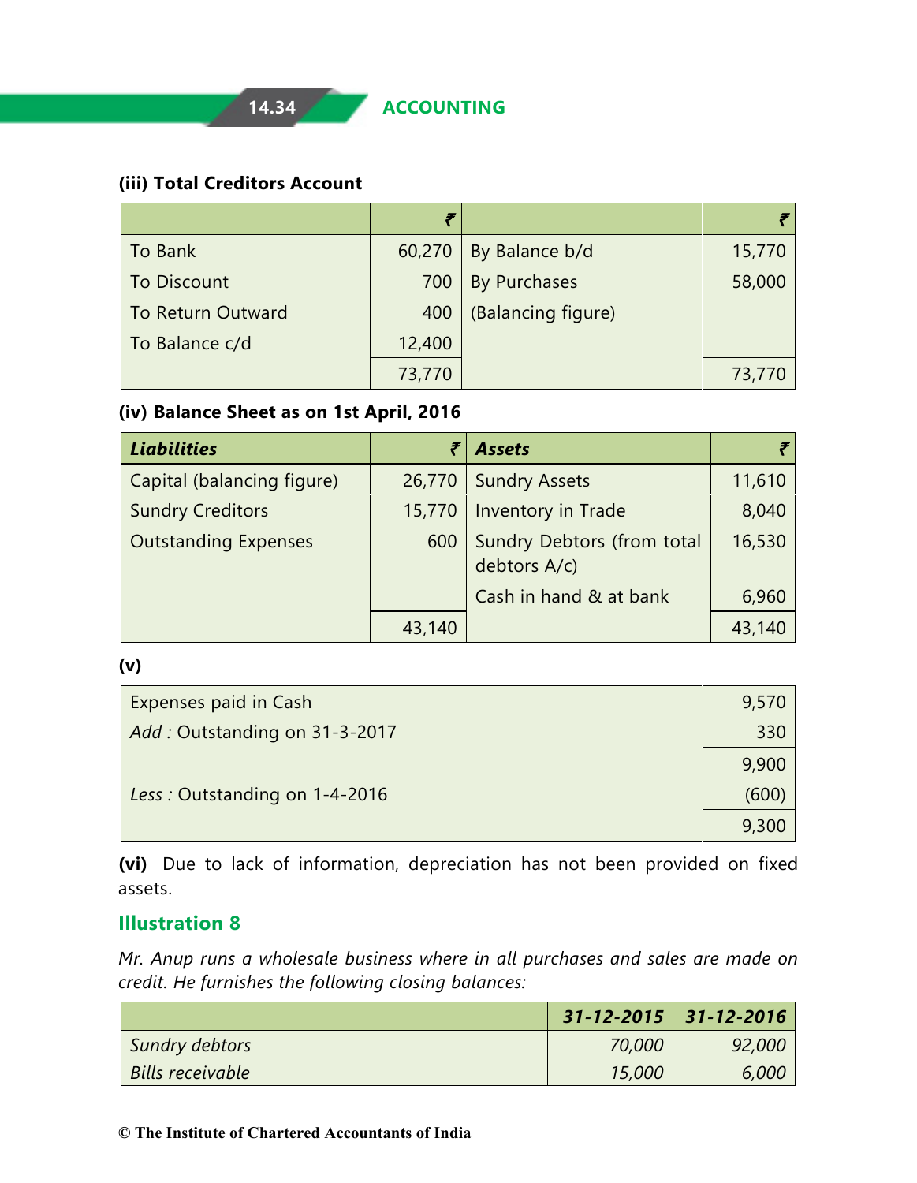**(iii) Total Creditors Account**

| | ₹ | | ₹ |
|---|---|---|---|
| To Bank | 60,270 | By Balance b/d | 15,770 |
| To Discount | 700 | By Purchases | 58,000 |
| To Return Outward | 400 | (Balancing figure) | |
| To Balance c/d | 12,400 | | |
| | 73,770 | | 73,770 |

**(iv) Balance Sheet as on 1st April, 2016**

| ***Liabilities*** | ₹ | ***Assets*** | ₹ |
|---|---|---|---|
| Capital (balancing figure) | 26,770 | Sundry Assets | 11,610 |
| Sundry Creditors | 15,770 | Inventory in Trade | 8,040 |
| Outstanding Expenses | 600 | Sundry Debtors (from total debtors A/c) | 16,530 |
| | | Cash in hand & at bank | 6,960 |
| | 43,140 | | 43,140 |

**(v)**

| | |
|---|---|
| Expenses paid in Cash | 9,570 |
| *Add :* Outstanding on 31-3-2017 | 330 |
| | 9,900 |
| *Less :* Outstanding on 1-4-2016 | (600) |
| | 9,300 |

**(vi)** Due to lack of information, depreciation has not been provided on fixed assets.

## Illustration 8

*Mr. Anup runs a wholesale business where in all purchases and sales are made on credit. He furnishes the following closing balances:*

| | ***31-12-2015*** | ***31-12-2016*** |
|---|---|---|
| *Sundry debtors* | *70,000* | *92,000* |
| *Bills receivable* | *15,000* | *6,000* |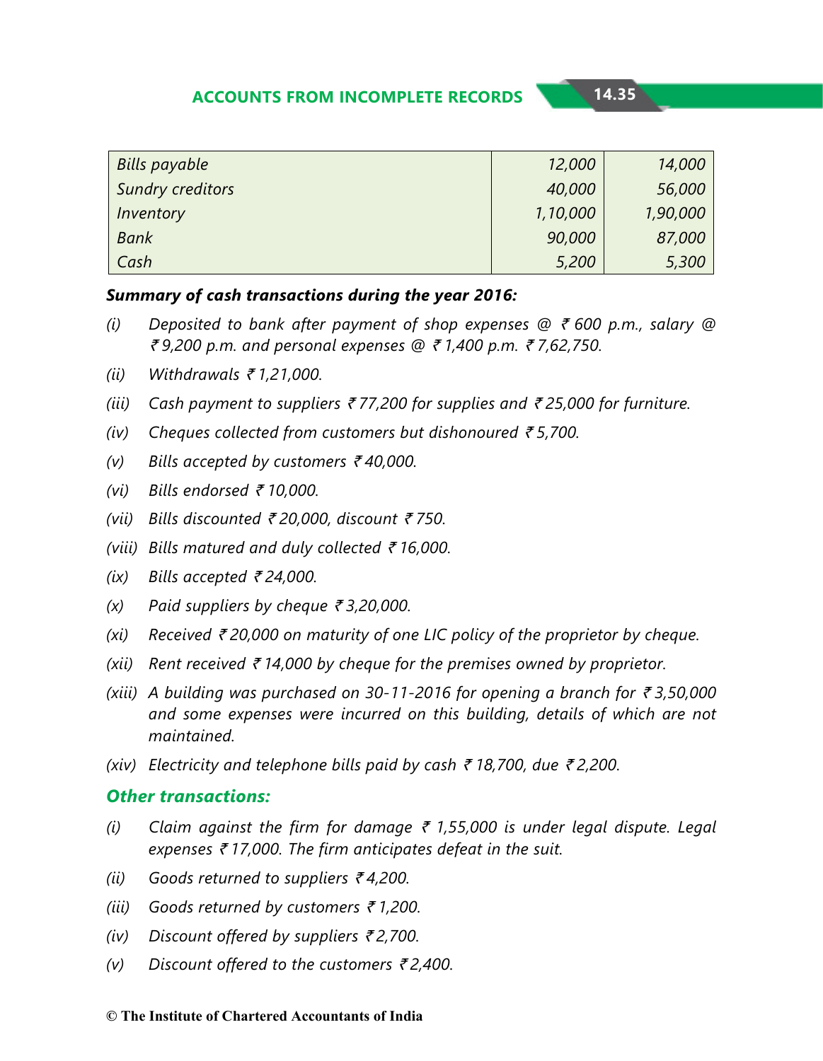| | | |
|---|---|---|
| *Bills payable* | *12,000* | *14,000* |
| *Sundry creditors* | *40,000* | *56,000* |
| *Inventory* | *1,10,000* | *1,90,000* |
| *Bank* | *90,000* | *87,000* |
| *Cash* | *5,200* | *5,300* |

***Summary of cash transactions during the year 2016:***

*(i)* *Deposited to bank after payment of shop expenses @ ₹ 600 p.m., salary @ ₹ 9,200 p.m. and personal expenses @ ₹ 1,400 p.m. ₹ 7,62,750.*

*(ii)* *Withdrawals ₹ 1,21,000.*

*(iii)* *Cash payment to suppliers ₹ 77,200 for supplies and ₹ 25,000 for furniture.*

*(iv)* *Cheques collected from customers but dishonoured ₹ 5,700.*

*(v)* *Bills accepted by customers ₹ 40,000.*

*(vi)* *Bills endorsed ₹ 10,000.*

*(vii)* *Bills discounted ₹ 20,000, discount ₹ 750.*

*(viii)* *Bills matured and duly collected ₹ 16,000.*

*(ix)* *Bills accepted ₹ 24,000.*

*(x)* *Paid suppliers by cheque ₹ 3,20,000.*

*(xi)* *Received ₹ 20,000 on maturity of one LIC policy of the proprietor by cheque.*

*(xii)* *Rent received ₹ 14,000 by cheque for the premises owned by proprietor.*

*(xiii)* *A building was purchased on 30-11-2016 for opening a branch for ₹ 3,50,000 and some expenses were incurred on this building, details of which are not maintained.*

*(xiv)* *Electricity and telephone bills paid by cash ₹ 18,700, due ₹ 2,200.*

### *Other transactions:*

*(i)* *Claim against the firm for damage ₹ 1,55,000 is under legal dispute. Legal expenses ₹ 17,000. The firm anticipates defeat in the suit.*

*(ii)* *Goods returned to suppliers ₹ 4,200.*

*(iii)* *Goods returned by customers ₹ 1,200.*

*(iv)* *Discount offered by suppliers ₹ 2,700.*

*(v)* *Discount offered to the customers ₹ 2,400.*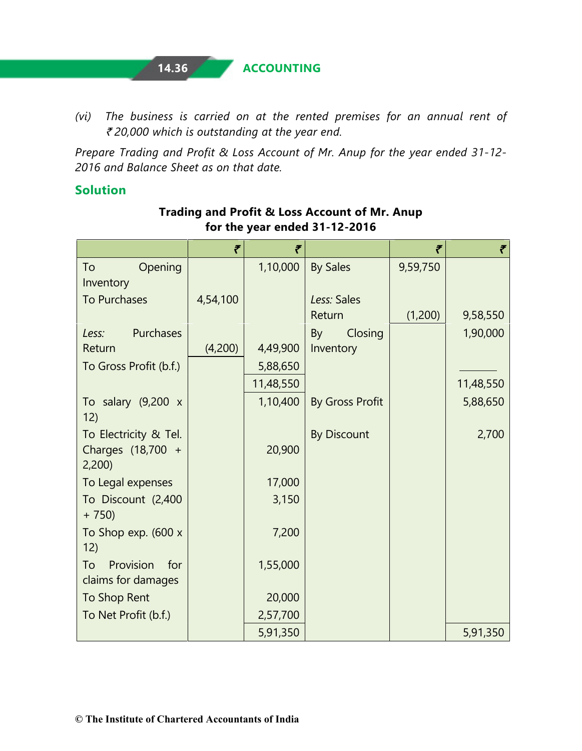(vi) *The business is carried on at the rented premises for an annual rent of ₹ 20,000 which is outstanding at the year end.*

*Prepare Trading and Profit & Loss Account of Mr. Anup for the year ended 31-12-2016 and Balance Sheet as on that date.*

## Solution

**Trading and Profit & Loss Account of Mr. Anup for the year ended 31-12-2016**

| | ₹ | ₹ | | ₹ | ₹ |
|---|---|---|---|---|---|
| To Opening Inventory | | 1,10,000 | By Sales | 9,59,750 | |
| To Purchases | 4,54,100 | | *Less:* Sales Return | (1,200) | 9,58,550 |
| *Less:* Purchases Return | (4,200) | 4,49,900 | By Closing Inventory | | 1,90,000 |
| To Gross Profit (b.f.) | | 5,88,650 | | | |
| | | 11,48,550 | | | 11,48,550 |
| To salary (9,200 x 12) | | 1,10,400 | By Gross Profit | | 5,88,650 |
| To Electricity & Tel. Charges (18,700 + 2,200) | | 20,900 | By Discount | | 2,700 |
| To Legal expenses | | 17,000 | | | |
| To Discount (2,400 + 750) | | 3,150 | | | |
| To Shop exp. (600 x 12) | | 7,200 | | | |
| To Provision for claims for damages | | 1,55,000 | | | |
| To Shop Rent | | 20,000 | | | |
| To Net Profit (b.f.) | | 2,57,700 | | | |
| | | 5,91,350 | | | 5,91,350 |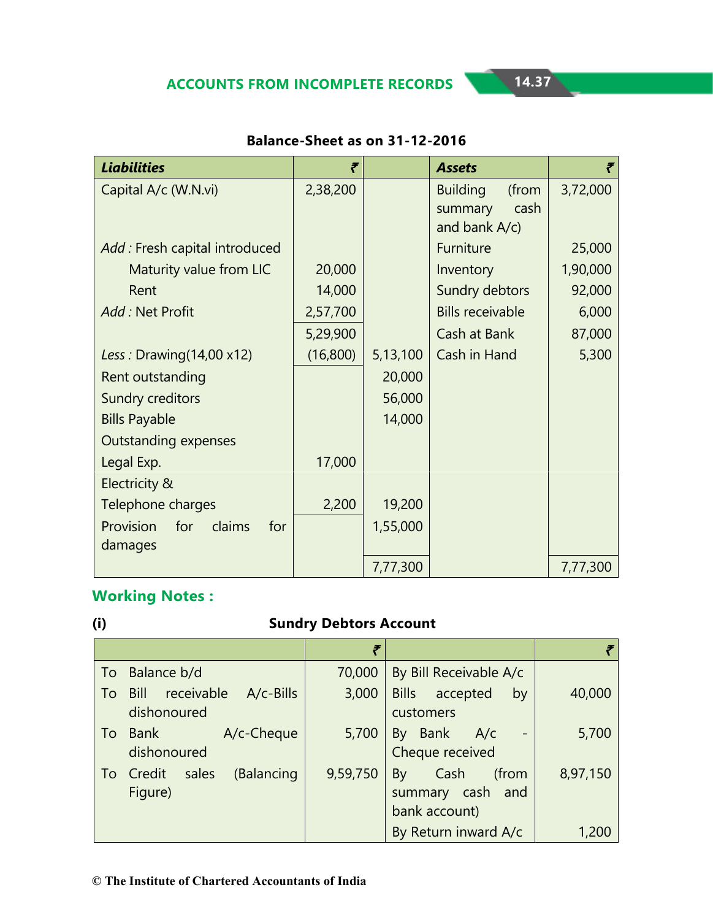### Balance-Sheet as on 31-12-2016

| Liabilities | ₹ | | Assets | ₹ |
|---|---|---|---|---|
| Capital A/c (W.N.vi) | 2,38,200 | | Building (from summary cash and bank A/c) | 3,72,000 |
| *Add :* Fresh capital introduced | | | Furniture | 25,000 |
| Maturity value from LIC | 20,000 | | Inventory | 1,90,000 |
| Rent | 14,000 | | Sundry debtors | 92,000 |
| *Add :* Net Profit | 2,57,700 | | Bills receivable | 6,000 |
| | 5,29,900 | | Cash at Bank | 87,000 |
| *Less :* Drawing(14,00 x12) | (16,800) | 5,13,100 | Cash in Hand | 5,300 |
| Rent outstanding | | 20,000 | | |
| Sundry creditors | | 56,000 | | |
| Bills Payable | | 14,000 | | |
| Outstanding expenses | | | | |
| Legal Exp. | 17,000 | | | |
| Electricity & Telephone charges | 2,200 | 19,200 | | |
| Provision for claims for damages | | 1,55,000 | | |
| | | 7,77,300 | | 7,77,300 |

## Working Notes :

**(i) Sundry Debtors Account**

| | ₹ | | ₹ |
|---|---|---|---|
| To Balance b/d | 70,000 | By Bill Receivable A/c | |
| To Bill receivable A/c-Bills dishonoured | 3,000 | Bills accepted by customers | 40,000 |
| To Bank A/c-Cheque dishonoured | 5,700 | By Bank A/c - Cheque received | 5,700 |
| To Credit sales (Balancing Figure) | 9,59,750 | By Cash (from summary cash and bank account) | 8,97,150 |
| | | By Return inward A/c | 1,200 |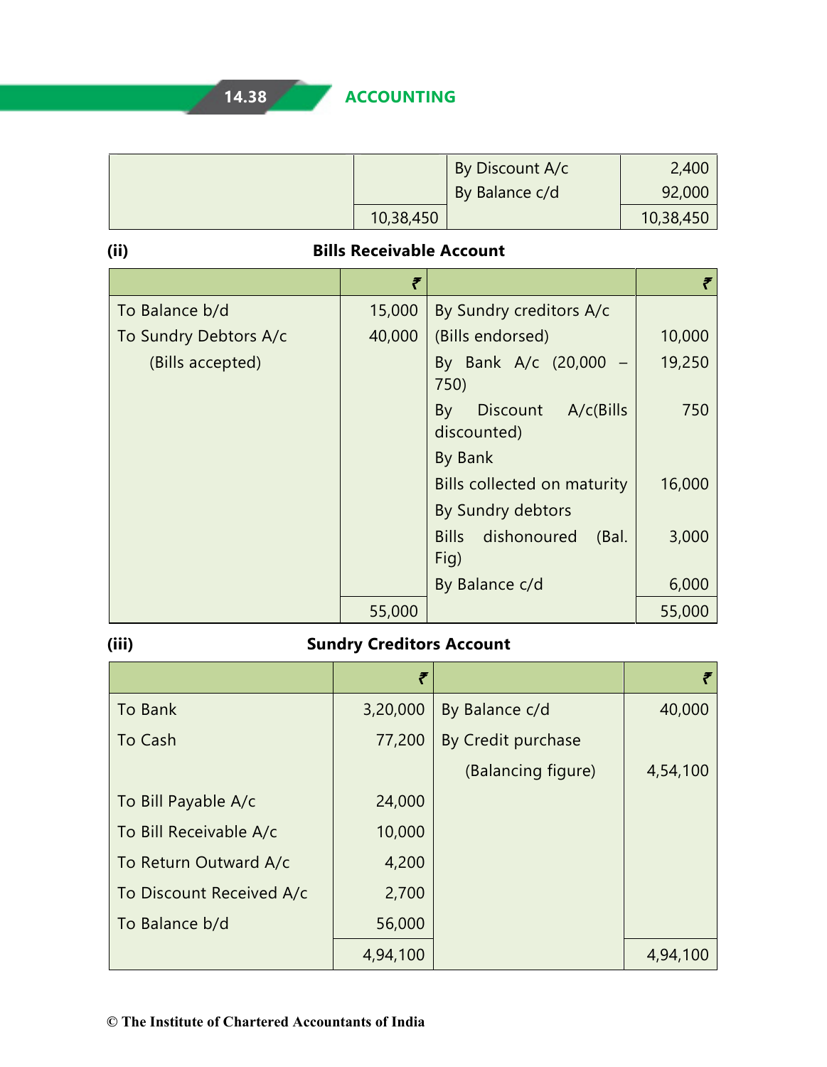| | | | |
|---|---|---|---|
| | | By Discount A/c | 2,400 |
| | | By Balance c/d | 92,000 |
| | 10,38,450 | | 10,38,450 |

**(ii) Bills Receivable Account**

| | ₹ | | ₹ |
|---|---|---|---|
| To Balance b/d | 15,000 | By Sundry creditors A/c | |
| To Sundry Debtors A/c | 40,000 | (Bills endorsed) | 10,000 |
| (Bills accepted) | | By Bank A/c (20,000 – 750) | 19,250 |
| | | By Discount A/c(Bills discounted) | 750 |
| | | By Bank | |
| | | Bills collected on maturity | 16,000 |
| | | By Sundry debtors | |
| | | Bills dishonoured (Bal. Fig) | 3,000 |
| | | By Balance c/d | 6,000 |
| | 55,000 | | 55,000 |

**(iii) Sundry Creditors Account**

| | ₹ | | ₹ |
|---|---|---|---|
| To Bank | 3,20,000 | By Balance c/d | 40,000 |
| To Cash | 77,200 | By Credit purchase | |
| | | (Balancing figure) | 4,54,100 |
| To Bill Payable A/c | 24,000 | | |
| To Bill Receivable A/c | 10,000 | | |
| To Return Outward A/c | 4,200 | | |
| To Discount Received A/c | 2,700 | | |
| To Balance b/d | 56,000 | | |
| | 4,94,100 | | 4,94,100 |

© The Institute of Chartered Accountants of India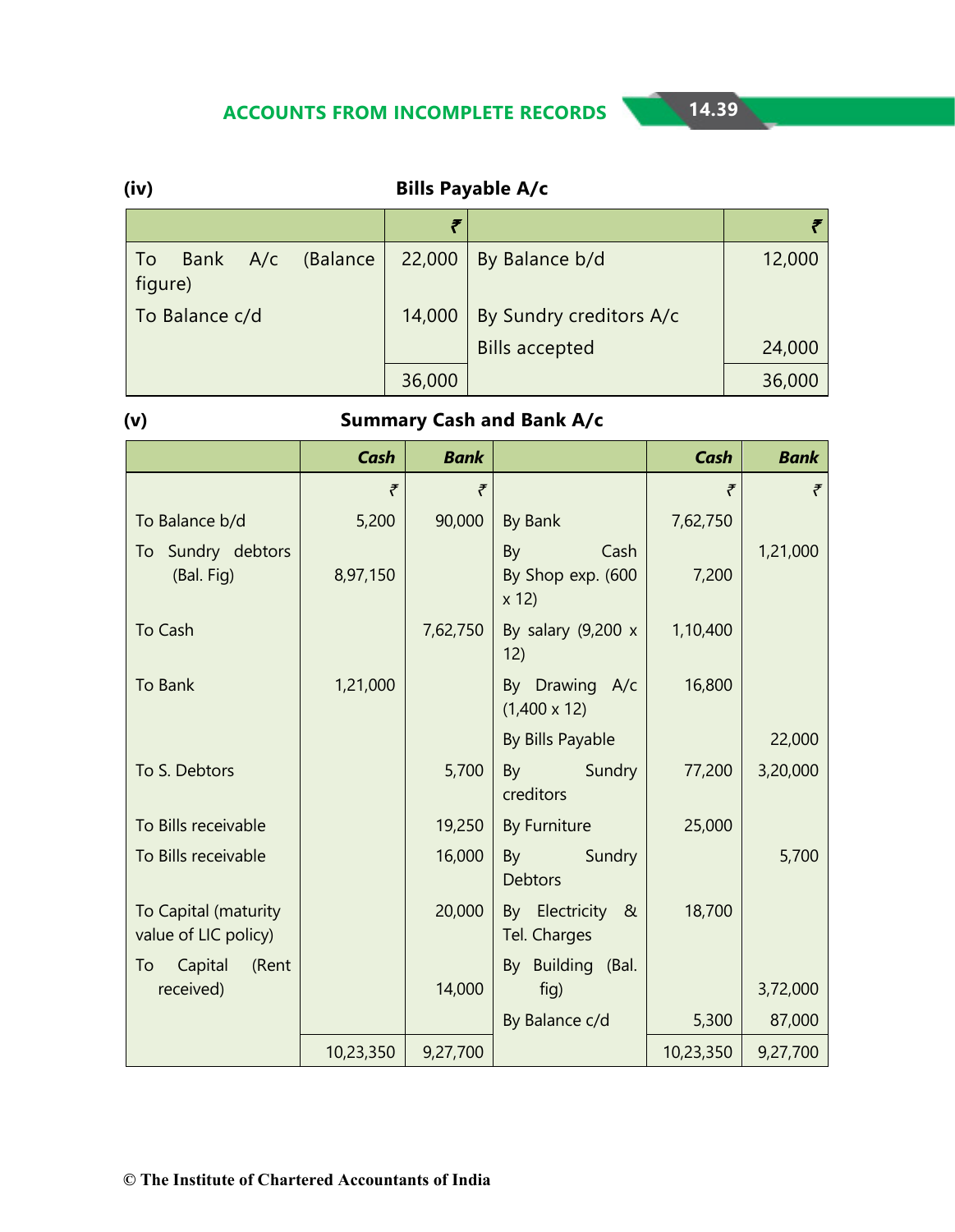**(iv) Bills Payable A/c**

| | ₹ | | ₹ |
|---|---|---|---|
| To Bank A/c (Balance figure) | 22,000 | By Balance b/d | 12,000 |
| To Balance c/d | 14,000 | By Sundry creditors A/c Bills accepted | 24,000 |
| | 36,000 | | 36,000 |

**(v) Summary Cash and Bank A/c**

| | *Cash* | *Bank* | | *Cash* | *Bank* |
|---|---|---|---|---|---|
| | ₹ | ₹ | | ₹ | ₹ |
| To Balance b/d | 5,200 | 90,000 | By Bank | 7,62,750 | |
| To Sundry debtors (Bal. Fig) | 8,97,150 | | By Cash | | 1,21,000 |
| | | | By Shop exp. (600 x 12) | 7,200 | |
| To Cash | | 7,62,750 | By salary (9,200 x 12) | 1,10,400 | |
| To Bank | 1,21,000 | | By Drawing A/c (1,400 x 12) | 16,800 | |
| | | | By Bills Payable | | 22,000 |
| To S. Debtors | | 5,700 | By Sundry creditors | 77,200 | 3,20,000 |
| To Bills receivable | | 19,250 | By Furniture | 25,000 | |
| To Bills receivable | | 16,000 | By Sundry Debtors | | 5,700 |
| To Capital (maturity value of LIC policy) | | 20,000 | By Electricity & Tel. Charges | 18,700 | |
| To Capital (Rent received) | | 14,000 | By Building (Bal. fig) | | 3,72,000 |
| | | | By Balance c/d | 5,300 | 87,000 |
| | 10,23,350 | 9,27,700 | | 10,23,350 | 9,27,700 |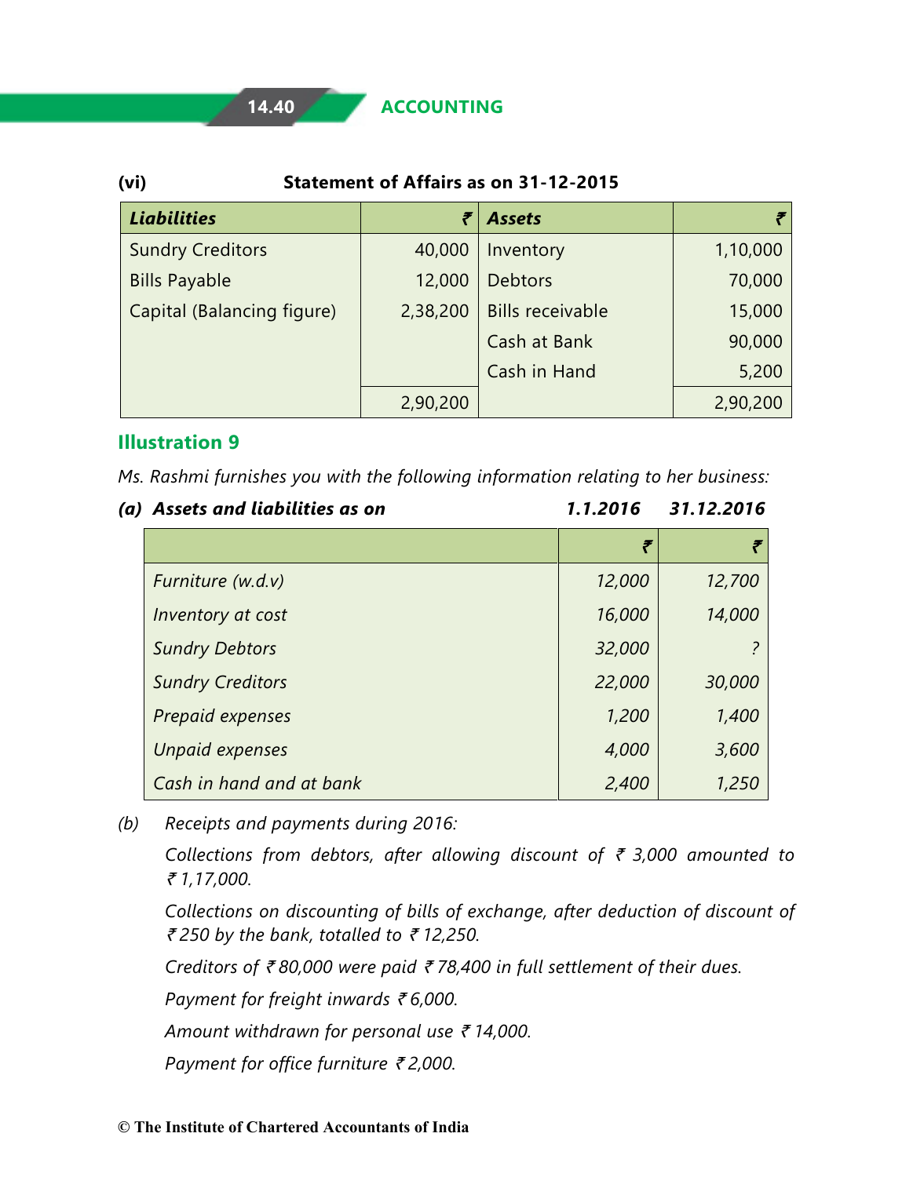**(vi)** **Statement of Affairs as on 31-12-2015**

| ***Liabilities*** | **₹** | ***Assets*** | **₹** |
|---|---:|---|---:|
| Sundry Creditors | 40,000 | Inventory | 1,10,000 |
| Bills Payable | 12,000 | Debtors | 70,000 |
| Capital (Balancing figure) | 2,38,200 | Bills receivable | 15,000 |
| | | Cash at Bank | 90,000 |
| | | Cash in Hand | 5,200 |
| | 2,90,200 | | 2,90,200 |

## Illustration 9

*Ms. Rashmi furnishes you with the following information relating to her business:*

***(a) Assets and liabilities as on*** ***1.1.2016*** ***31.12.2016***

| | ***₹*** | ***₹*** |
|---|---:|---:|
| *Furniture (w.d.v)* | *12,000* | *12,700* |
| *Inventory at cost* | *16,000* | *14,000* |
| *Sundry Debtors* | *32,000* | *?* |
| *Sundry Creditors* | *22,000* | *30,000* |
| *Prepaid expenses* | *1,200* | *1,400* |
| *Unpaid expenses* | *4,000* | *3,600* |
| *Cash in hand and at bank* | *2,400* | *1,250* |

*(b)* *Receipts and payments during 2016:*

*Collections from debtors, after allowing discount of ₹ 3,000 amounted to ₹ 1,17,000.*

*Collections on discounting of bills of exchange, after deduction of discount of ₹ 250 by the bank, totalled to ₹ 12,250.*

*Creditors of ₹ 80,000 were paid ₹ 78,400 in full settlement of their dues.*

*Payment for freight inwards ₹ 6,000.*

*Amount withdrawn for personal use ₹ 14,000.*

*Payment for office furniture ₹ 2,000.*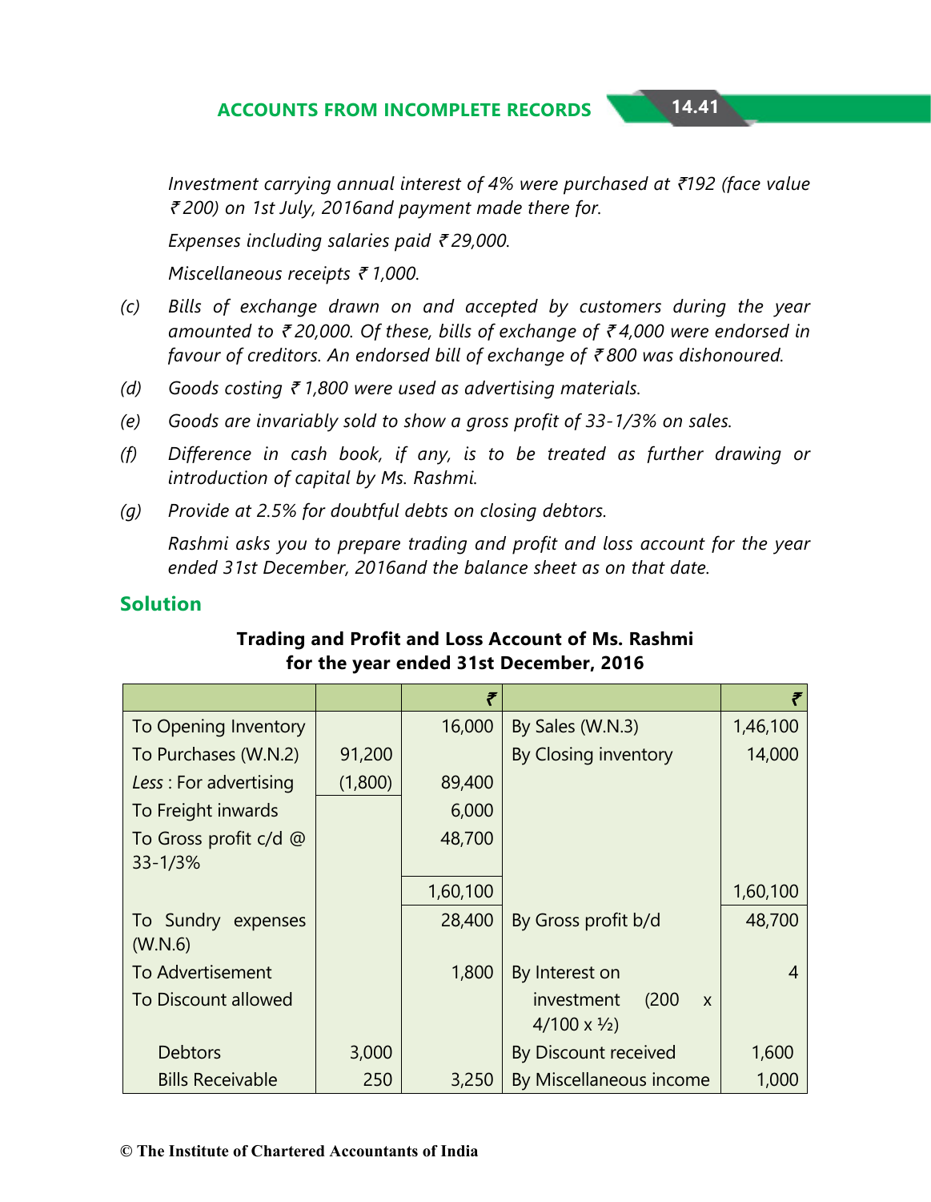*Investment carrying annual interest of 4% were purchased at ₹192 (face value ₹ 200) on 1st July, 2016and payment made there for.*

*Expenses including salaries paid ₹ 29,000.*

*Miscellaneous receipts ₹ 1,000.*

(c) *Bills of exchange drawn on and accepted by customers during the year amounted to ₹ 20,000. Of these, bills of exchange of ₹ 4,000 were endorsed in favour of creditors. An endorsed bill of exchange of ₹ 800 was dishonoured.*

(d) *Goods costing ₹ 1,800 were used as advertising materials.*

(e) *Goods are invariably sold to show a gross profit of 33-1/3% on sales.*

(f) *Difference in cash book, if any, is to be treated as further drawing or introduction of capital by Ms. Rashmi.*

(g) *Provide at 2.5% for doubtful debts on closing debtors.*

*Rashmi asks you to prepare trading and profit and loss account for the year ended 31st December, 2016and the balance sheet as on that date.*

## Solution

**Trading and Profit and Loss Account of Ms. Rashmi for the year ended 31st December, 2016**

| | | ₹ | | ₹ |
|---|---|---|---|---|
| To Opening Inventory | | 16,000 | By Sales (W.N.3) | 1,46,100 |
| To Purchases (W.N.2) | 91,200 | | By Closing inventory | 14,000 |
| *Less* : For advertising | (1,800) | 89,400 | | |
| To Freight inwards | | 6,000 | | |
| To Gross profit c/d @ 33-1/3% | | 48,700 | | |
| | | 1,60,100 | | 1,60,100 |
| To Sundry expenses (W.N.6) | | 28,400 | By Gross profit b/d | 48,700 |
| To Advertisement | | 1,800 | By Interest on investment (200 x 4/100 x ½) | 4 |
| To Discount allowed | | | | |
| Debtors | 3,000 | | By Discount received | 1,600 |
| Bills Receivable | 250 | 3,250 | By Miscellaneous income | 1,000 |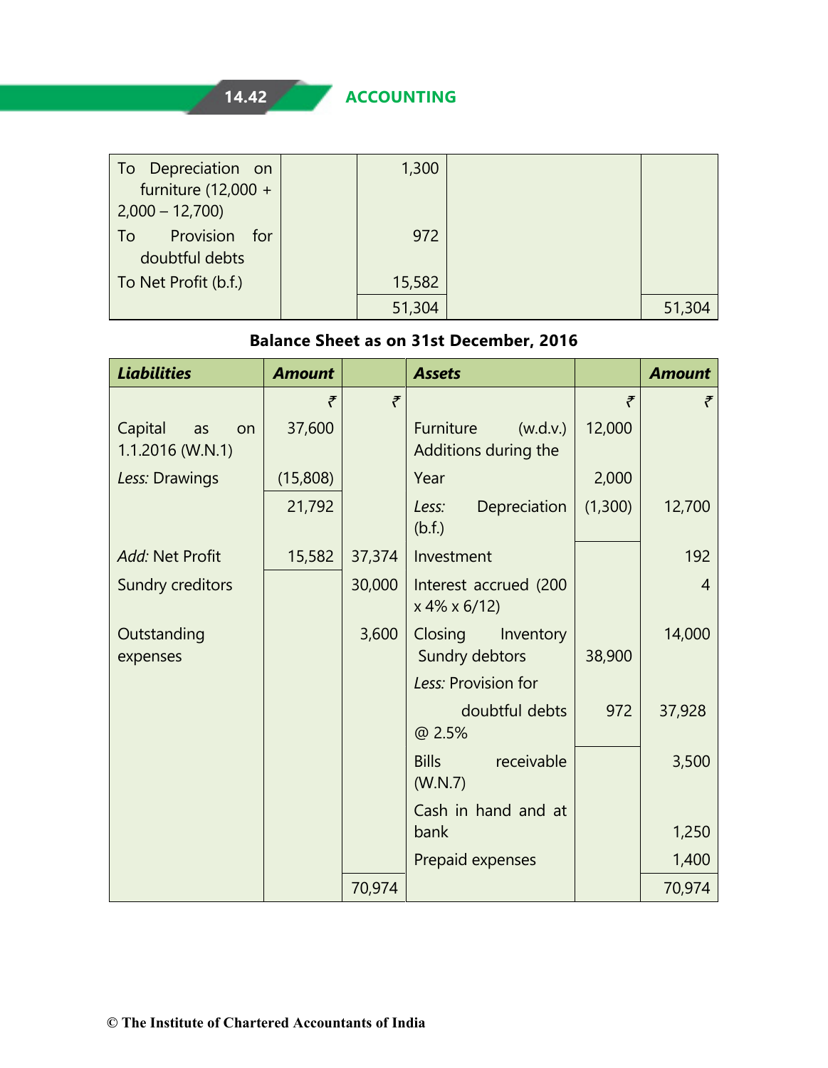| | | | | |
|---|---|---|---|---|
| To Depreciation on furniture (12,000 + 2,000 – 12,700) | | 1,300 | | |
| To Provision for doubtful debts | | 972 | | |
| To Net Profit (b.f.) | | 15,582 | | |
| | | 51,304 | | 51,304 |

**Balance Sheet as on 31st December, 2016**

| *Liabilities* | *Amount* | | *Assets* | | *Amount* |
|---|---|---|---|---|---|
| | ₹ | ₹ | | ₹ | ₹ |
| Capital as on 1.1.2016 (W.N.1) | 37,600 | | Furniture (w.d.v.) | 12,000 | |
| *Less:* Drawings | (15,808) | | Additions during the Year | 2,000 | |
| | 21,792 | | *Less:* Depreciation (b.f.) | (1,300) | 12,700 |
| *Add:* Net Profit | 15,582 | 37,374 | Investment | | 192 |
| Sundry creditors | | 30,000 | Interest accrued (200 x 4% x 6/12) | | 4 |
| Outstanding expenses | | 3,600 | Closing Inventory | | 14,000 |
| | | | Sundry debtors | 38,900 | |
| | | | *Less:* Provision for doubtful debts @ 2.5% | 972 | 37,928 |
| | | | Bills receivable (W.N.7) | | 3,500 |
| | | | Cash in hand and at bank | | 1,250 |
| | | | Prepaid expenses | | 1,400 |
| | | 70,974 | | | 70,974 |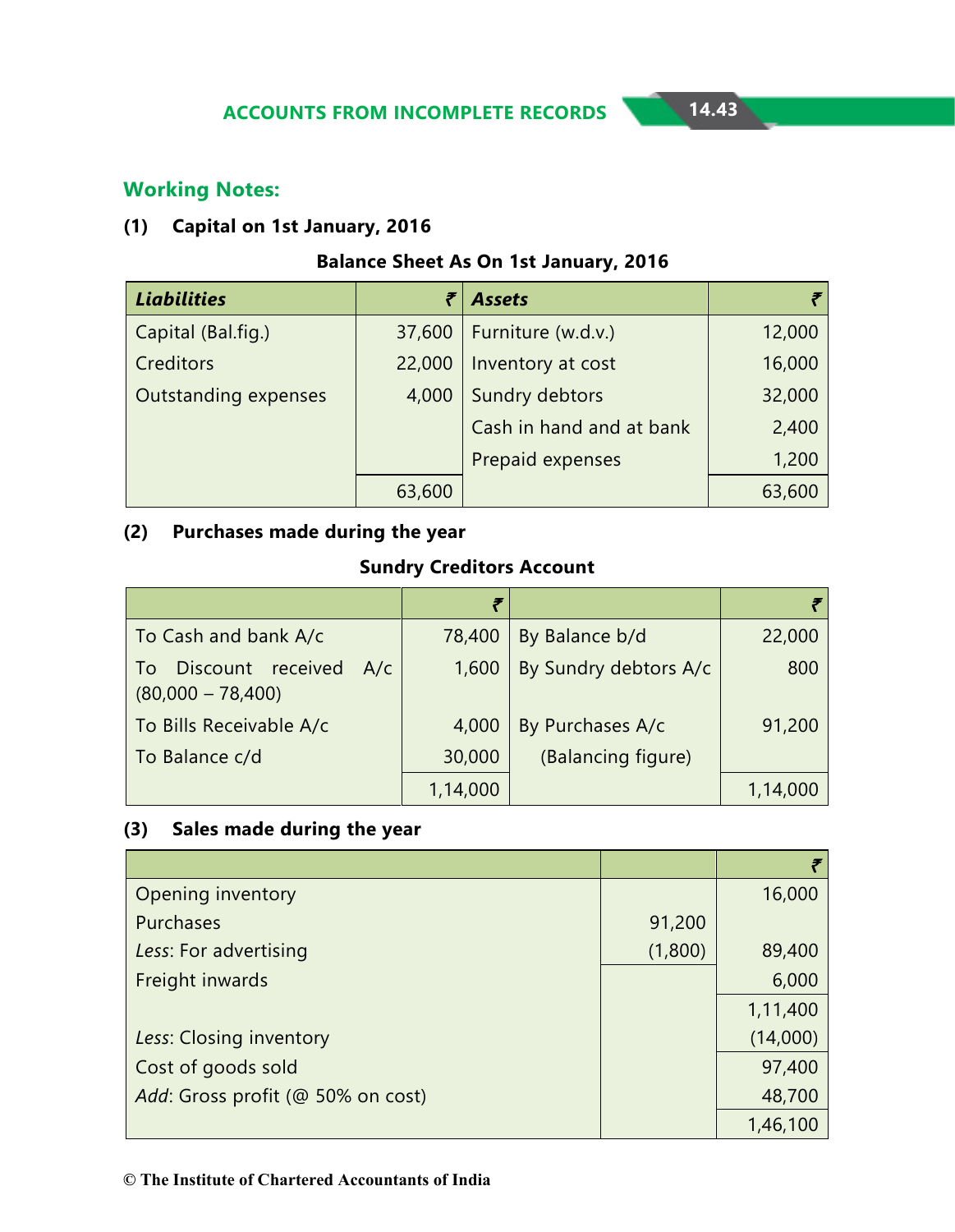## Working Notes:

### (1) Capital on 1st January, 2016

**Balance Sheet As On 1st January, 2016**

| *Liabilities* | ₹ | *Assets* | ₹ |
|---|---|---|---|
| Capital (Bal.fig.) | 37,600 | Furniture (w.d.v.) | 12,000 |
| Creditors | 22,000 | Inventory at cost | 16,000 |
| Outstanding expenses | 4,000 | Sundry debtors | 32,000 |
| | | Cash in hand and at bank | 2,400 |
| | | Prepaid expenses | 1,200 |
| | 63,600 | | 63,600 |

### (2) Purchases made during the year

**Sundry Creditors Account**

| | ₹ | | ₹ |
|---|---|---|---|
| To Cash and bank A/c | 78,400 | By Balance b/d | 22,000 |
| To Discount received A/c (80,000 – 78,400) | 1,600 | By Sundry debtors A/c | 800 |
| To Bills Receivable A/c | 4,000 | By Purchases A/c | 91,200 |
| To Balance c/d | 30,000 | (Balancing figure) | |
| | 1,14,000 | | 1,14,000 |

### (3) Sales made during the year

| | | ₹ |
|---|---|---|
| Opening inventory | | 16,000 |
| Purchases | 91,200 | |
| *Less*: For advertising | (1,800) | 89,400 |
| Freight inwards | | 6,000 |
| | | 1,11,400 |
| *Less*: Closing inventory | | (14,000) |
| Cost of goods sold | | 97,400 |
| *Add*: Gross profit (@ 50% on cost) | | 48,700 |
| | | 1,46,100 |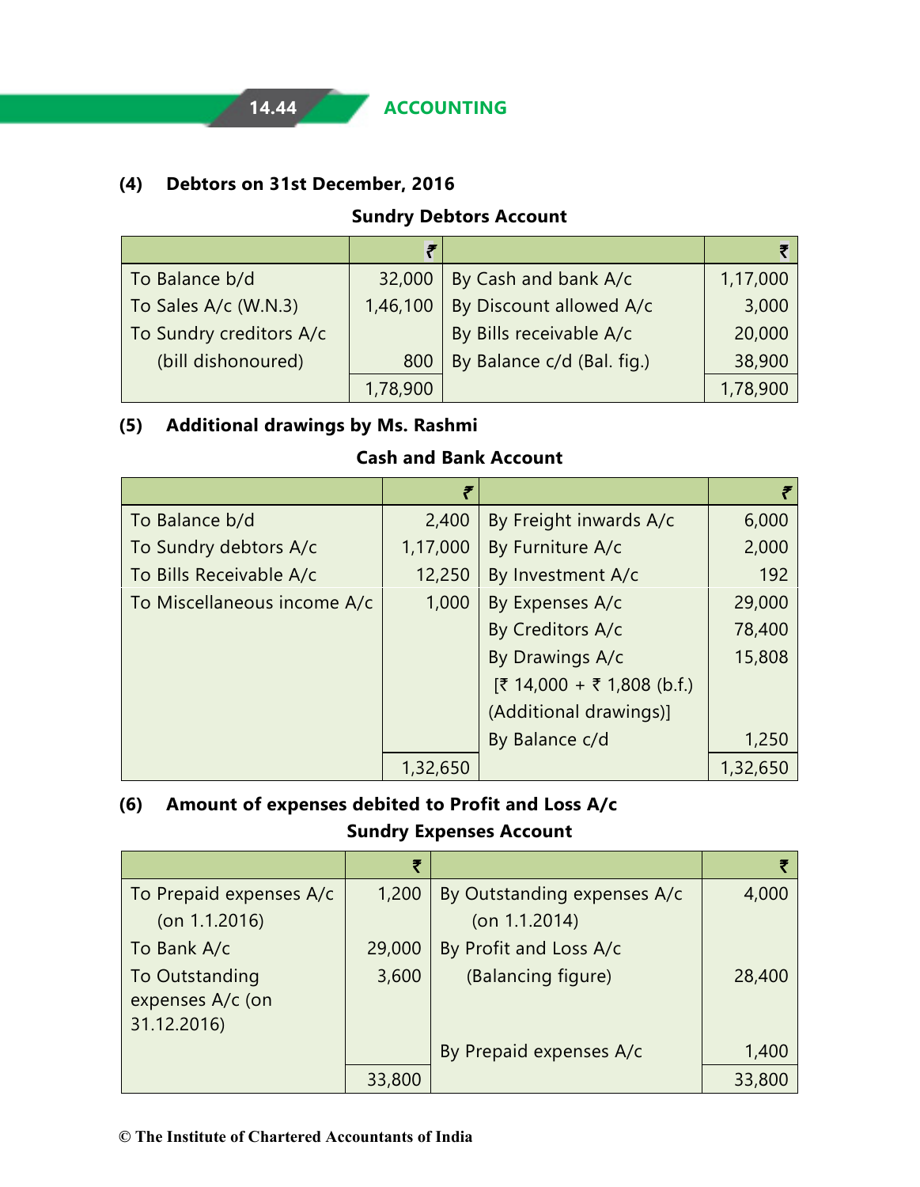**(4) Debtors on 31st December, 2016**

**Sundry Debtors Account**

| | ₹ | | ₹ |
|---|---|---|---|
| To Balance b/d | 32,000 | By Cash and bank A/c | 1,17,000 |
| To Sales A/c (W.N.3) | 1,46,100 | By Discount allowed A/c | 3,000 |
| To Sundry creditors A/c | | By Bills receivable A/c | 20,000 |
| (bill dishonoured) | 800 | By Balance c/d (Bal. fig.) | 38,900 |
| | 1,78,900 | | 1,78,900 |

**(5) Additional drawings by Ms. Rashmi**

**Cash and Bank Account**

| | ₹ | | ₹ |
|---|---|---|---|
| To Balance b/d | 2,400 | By Freight inwards A/c | 6,000 |
| To Sundry debtors A/c | 1,17,000 | By Furniture A/c | 2,000 |
| To Bills Receivable A/c | 12,250 | By Investment A/c | 192 |
| To Miscellaneous income A/c | 1,000 | By Expenses A/c | 29,000 |
| | | By Creditors A/c | 78,400 |
| | | By Drawings A/c | 15,808 |
| | | [₹ 14,000 + ₹ 1,808 (b.f.) | |
| | | (Additional drawings)] | |
| | | By Balance c/d | 1,250 |
| | 1,32,650 | | 1,32,650 |

**(6) Amount of expenses debited to Profit and Loss A/c**

**Sundry Expenses Account**

| | ₹ | | ₹ |
|---|---|---|---|
| To Prepaid expenses A/c (on 1.1.2016) | 1,200 | By Outstanding expenses A/c (on 1.1.2014) | 4,000 |
| To Bank A/c | 29,000 | By Profit and Loss A/c | |
| To Outstanding expenses A/c (on 31.12.2016) | 3,600 | (Balancing figure) | 28,400 |
| | | By Prepaid expenses A/c | 1,400 |
| | 33,800 | | 33,800 |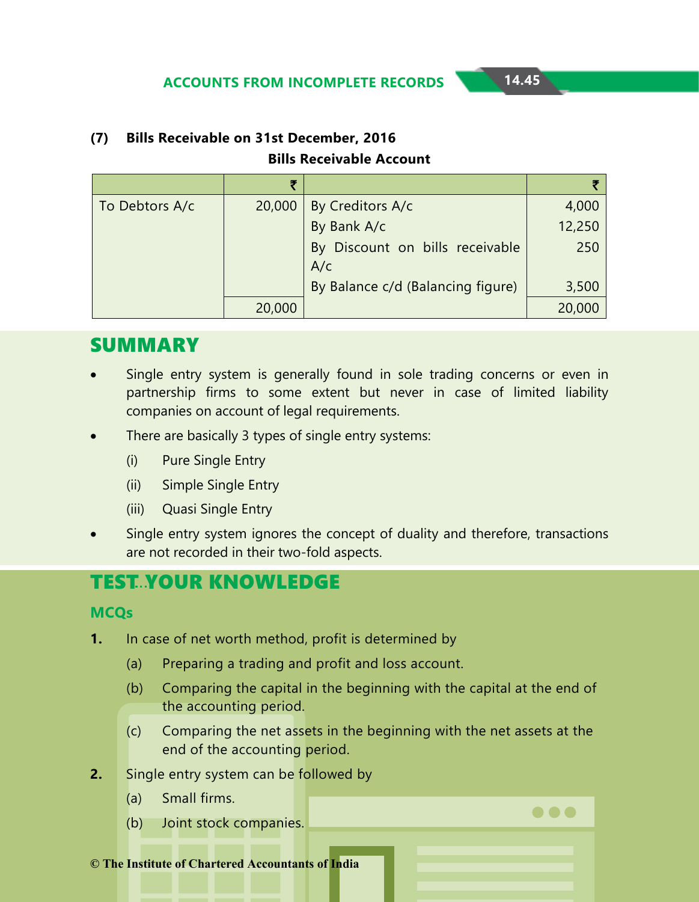**(7) Bills Receivable on 31st December, 2016**

**Bills Receivable Account**

| | ₹ | | ₹ |
|---|---|---|---|
| To Debtors A/c | 20,000 | By Creditors A/c | 4,000 |
| | | By Bank A/c | 12,250 |
| | | By Discount on bills receivable A/c | 250 |
| | | By Balance c/d (Balancing figure) | 3,500 |
| | 20,000 | | 20,000 |

## SUMMARY

- Single entry system is generally found in sole trading concerns or even in partnership firms to some extent but never in case of limited liability companies on account of legal requirements.
- There are basically 3 types of single entry systems:
  - (i) Pure Single Entry
  - (ii) Simple Single Entry
  - (iii) Quasi Single Entry
- Single entry system ignores the concept of duality and therefore, transactions are not recorded in their two-fold aspects.

## TEST YOUR KNOWLEDGE

### MCQs

**1.** In case of net worth method, profit is determined by

(a) Preparing a trading and profit and loss account.

(b) Comparing the capital in the beginning with the capital at the end of the accounting period.

(c) Comparing the net assets in the beginning with the net assets at the end of the accounting period.

**2.** Single entry system can be followed by

(a) Small firms.

(b) Joint stock companies.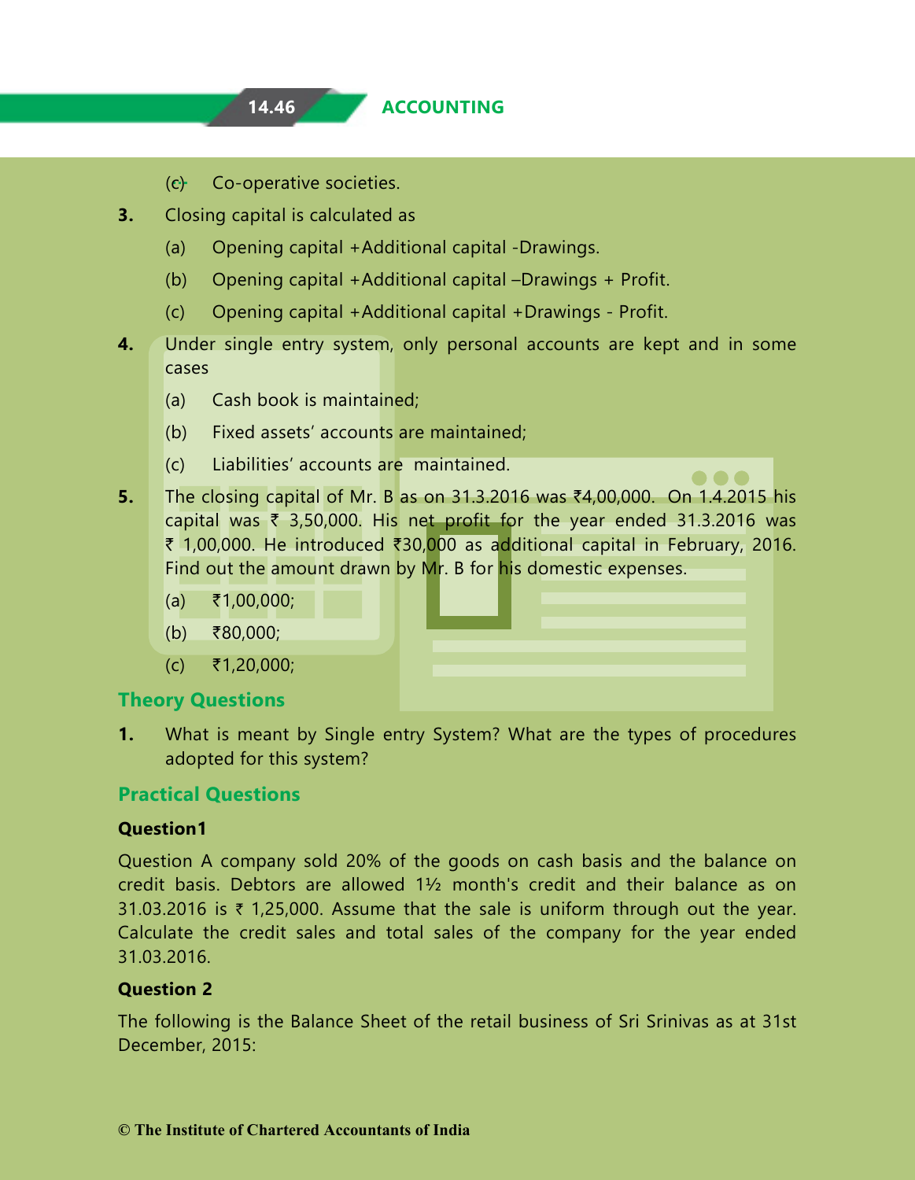(c) Co-operative societies.

**3.** Closing capital is calculated as

(a) Opening capital +Additional capital -Drawings.

(b) Opening capital +Additional capital –Drawings + Profit.

(c) Opening capital +Additional capital +Drawings - Profit.

**4.** Under single entry system, only personal accounts are kept and in some cases

(a) Cash book is maintained;

(b) Fixed assets' accounts are maintained;

(c) Liabilities' accounts are maintained.

**5.** The closing capital of Mr. B as on 31.3.2016 was ₹4,00,000. On 1.4.2015 his capital was ₹ 3,50,000. His net profit for the year ended 31.3.2016 was ₹ 1,00,000. He introduced ₹30,000 as additional capital in February, 2016. Find out the amount drawn by Mr. B for his domestic expenses.

(a) ₹1,00,000;

(b) ₹80,000;

(c) ₹1,20,000;

## Theory Questions

**1.** What is meant by Single entry System? What are the types of procedures adopted for this system?

## Practical Questions

### Question1

Question A company sold 20% of the goods on cash basis and the balance on credit basis. Debtors are allowed 1½ month's credit and their balance as on 31.03.2016 is ₹ 1,25,000. Assume that the sale is uniform through out the year. Calculate the credit sales and total sales of the company for the year ended 31.03.2016.

### Question 2

The following is the Balance Sheet of the retail business of Sri Srinivas as at 31st December, 2015: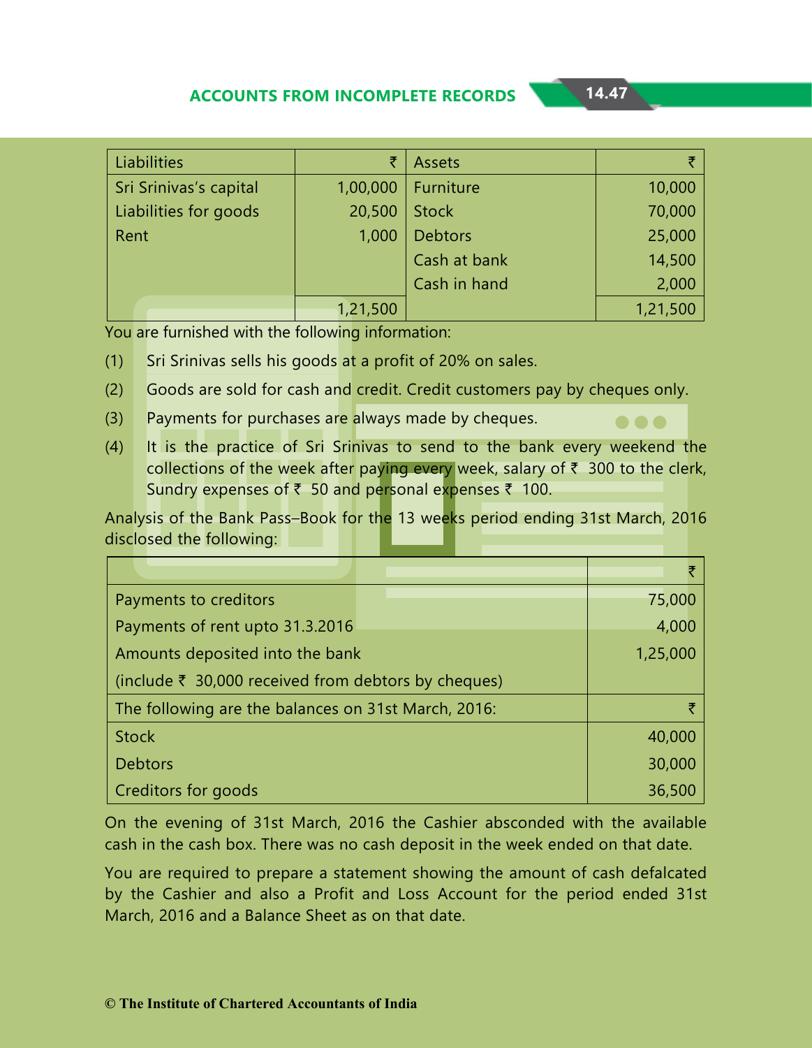| Liabilities | ₹ | Assets | ₹ |
|---|---|---|---|
| Sri Srinivas's capital | 1,00,000 | Furniture | 10,000 |
| Liabilities for goods | 20,500 | Stock | 70,000 |
| Rent | 1,000 | Debtors | 25,000 |
| | | Cash at bank | 14,500 |
| | | Cash in hand | 2,000 |
| | 1,21,500 | | 1,21,500 |

You are furnished with the following information:

(1) Sri Srinivas sells his goods at a profit of 20% on sales.

(2) Goods are sold for cash and credit. Credit customers pay by cheques only.

(3) Payments for purchases are always made by cheques.

(4) It is the practice of Sri Srinivas to send to the bank every weekend the collections of the week after paying every week, salary of ₹ 300 to the clerk, Sundry expenses of ₹ 50 and personal expenses ₹ 100.

Analysis of the Bank Pass–Book for the 13 weeks period ending 31st March, 2016 disclosed the following:

| | ₹ |
|---|---|
| Payments to creditors | 75,000 |
| Payments of rent upto 31.3.2016 | 4,000 |
| Amounts deposited into the bank | 1,25,000 |
| (include ₹ 30,000 received from debtors by cheques) | |
| The following are the balances on 31st March, 2016: | ₹ |
| Stock | 40,000 |
| Debtors | 30,000 |
| Creditors for goods | 36,500 |

On the evening of 31st March, 2016 the Cashier absconded with the available cash in the cash box. There was no cash deposit in the week ended on that date.

You are required to prepare a statement showing the amount of cash defalcated by the Cashier and also a Profit and Loss Account for the period ended 31st March, 2016 and a Balance Sheet as on that date.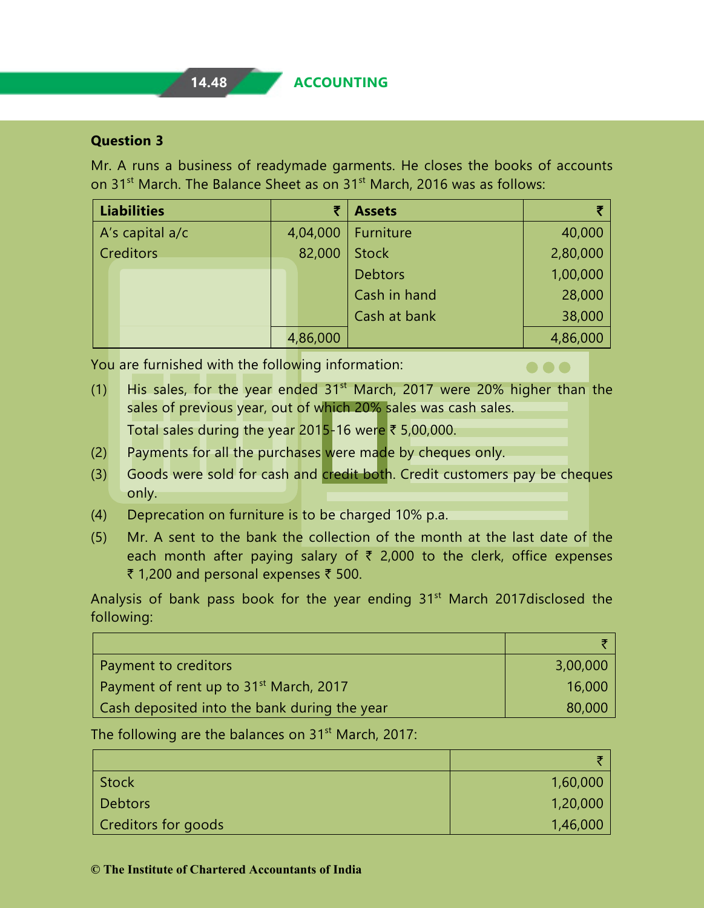### Question 3

Mr. A runs a business of readymade garments. He closes the books of accounts on 31st March. The Balance Sheet as on 31st March, 2016 was as follows:

| Liabilities | ₹ | Assets | ₹ |
|---|---|---|---|
| A's capital a/c | 4,04,000 | Furniture | 40,000 |
| Creditors | 82,000 | Stock | 2,80,000 |
| | | Debtors | 1,00,000 |
| | | Cash in hand | 28,000 |
| | | Cash at bank | 38,000 |
| | 4,86,000 | | 4,86,000 |

You are furnished with the following information:

(1) His sales, for the year ended 31st March, 2017 were 20% higher than the sales of previous year, out of which 20% sales was cash sales.

Total sales during the year 2015-16 were ₹ 5,00,000.

(2) Payments for all the purchases were made by cheques only.

(3) Goods were sold for cash and credit both. Credit customers pay be cheques only.

(4) Deprecation on furniture is to be charged 10% p.a.

(5) Mr. A sent to the bank the collection of the month at the last date of the each month after paying salary of ₹ 2,000 to the clerk, office expenses ₹ 1,200 and personal expenses ₹ 500.

Analysis of bank pass book for the year ending 31st March 2017disclosed the following:

| | ₹ |
|---|---|
| Payment to creditors | 3,00,000 |
| Payment of rent up to 31st March, 2017 | 16,000 |
| Cash deposited into the bank during the year | 80,000 |

The following are the balances on 31st March, 2017:

| | ₹ |
|---|---|
| Stock | 1,60,000 |
| Debtors | 1,20,000 |
| Creditors for goods | 1,46,000 |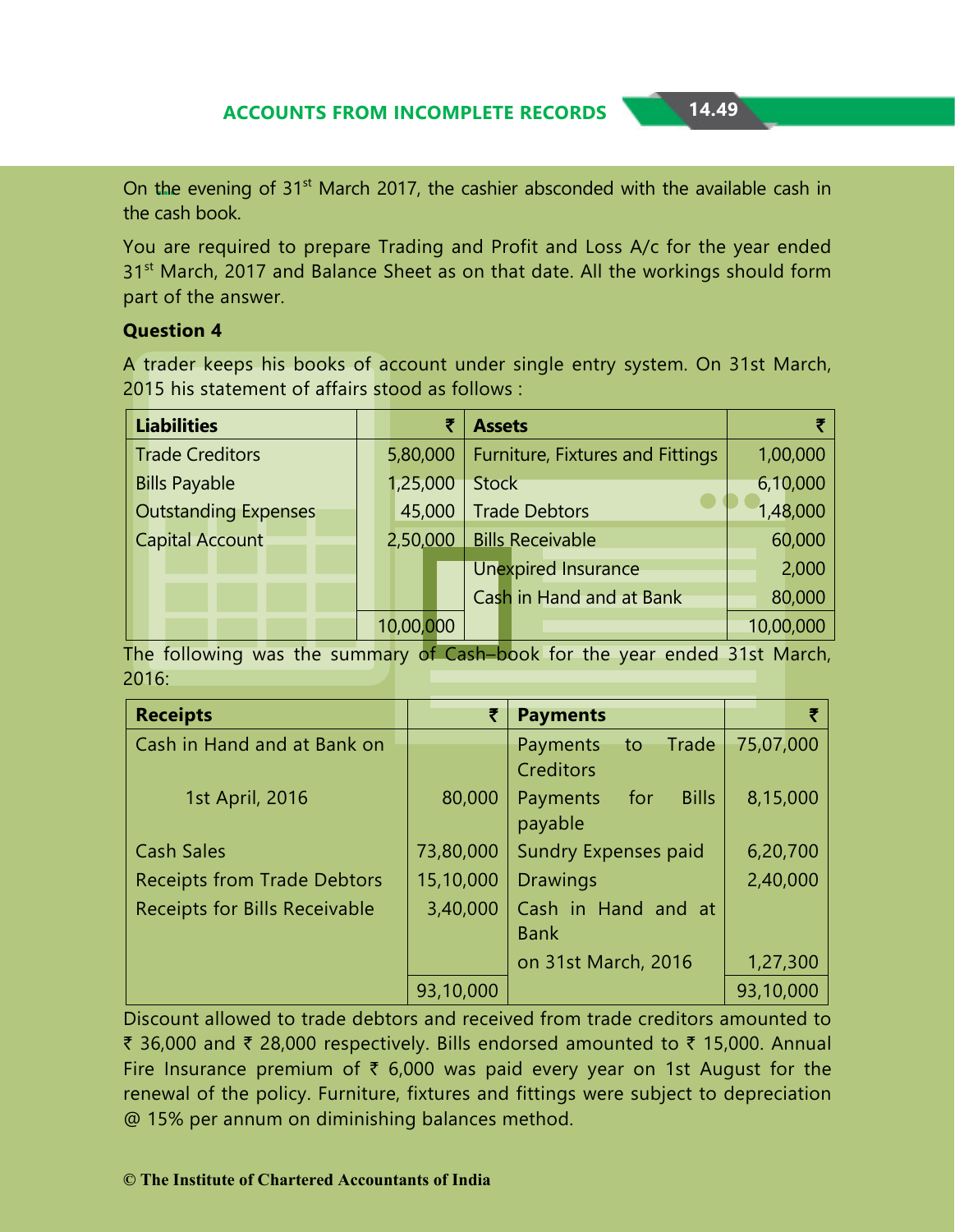On the evening of 31st March 2017, the cashier absconded with the available cash in the cash book.

You are required to prepare Trading and Profit and Loss A/c for the year ended 31st March, 2017 and Balance Sheet as on that date. All the workings should form part of the answer.

**Question 4**

A trader keeps his books of account under single entry system. On 31st March, 2015 his statement of affairs stood as follows :

| Liabilities | ₹ | Assets | ₹ |
|---|---|---|---|
| Trade Creditors | 5,80,000 | Furniture, Fixtures and Fittings | 1,00,000 |
| Bills Payable | 1,25,000 | Stock | 6,10,000 |
| Outstanding Expenses | 45,000 | Trade Debtors | 1,48,000 |
| Capital Account | 2,50,000 | Bills Receivable | 60,000 |
| | | Unexpired Insurance | 2,000 |
| | | Cash in Hand and at Bank | 80,000 |
| | 10,00,000 | | 10,00,000 |

The following was the summary of Cash–book for the year ended 31st March, 2016:

| Receipts | ₹ | Payments | ₹ |
|---|---|---|---|
| Cash in Hand and at Bank on | | Payments to Trade Creditors | 75,07,000 |
| 1st April, 2016 | 80,000 | Payments for Bills payable | 8,15,000 |
| Cash Sales | 73,80,000 | Sundry Expenses paid | 6,20,700 |
| Receipts from Trade Debtors | 15,10,000 | Drawings | 2,40,000 |
| Receipts for Bills Receivable | 3,40,000 | Cash in Hand and at Bank | |
| | | on 31st March, 2016 | 1,27,300 |
| | 93,10,000 | | 93,10,000 |

Discount allowed to trade debtors and received from trade creditors amounted to ₹ 36,000 and ₹ 28,000 respectively. Bills endorsed amounted to ₹ 15,000. Annual Fire Insurance premium of ₹ 6,000 was paid every year on 1st August for the renewal of the policy. Furniture, fixtures and fittings were subject to depreciation @ 15% per annum on diminishing balances method.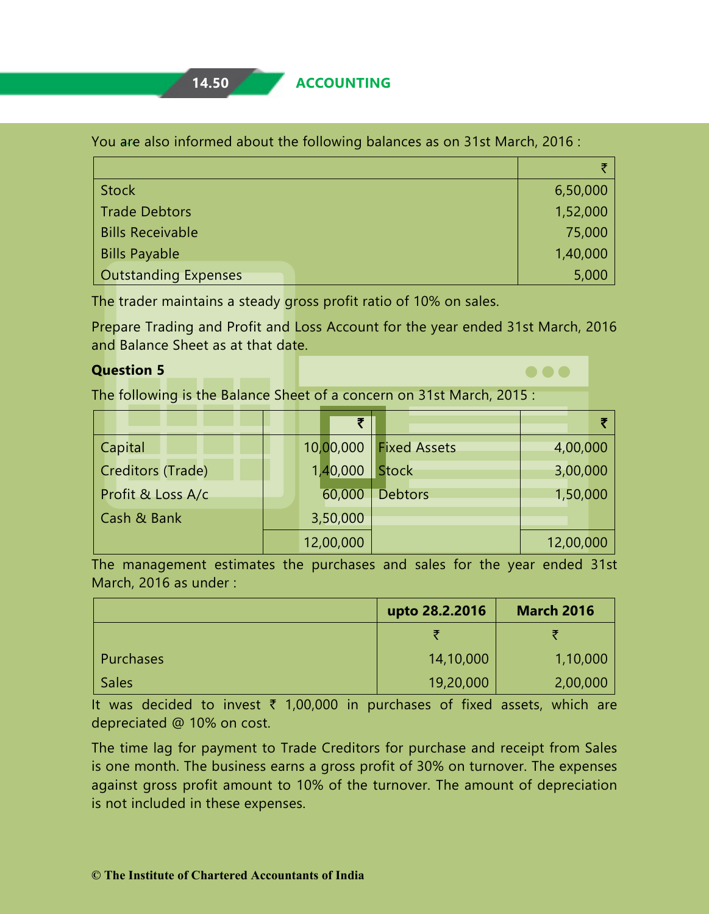You are also informed about the following balances as on 31st March, 2016 :

| | ₹ |
|---|---:|
| Stock | 6,50,000 |
| Trade Debtors | 1,52,000 |
| Bills Receivable | 75,000 |
| Bills Payable | 1,40,000 |
| Outstanding Expenses | 5,000 |

The trader maintains a steady gross profit ratio of 10% on sales.

Prepare Trading and Profit and Loss Account for the year ended 31st March, 2016 and Balance Sheet as at that date.

**Question 5**

The following is the Balance Sheet of a concern on 31st March, 2015 :

| | ₹ | | ₹ |
|---|---:|---|---:|
| Capital | 10,00,000 | Fixed Assets | 4,00,000 |
| Creditors (Trade) | 1,40,000 | Stock | 3,00,000 |
| Profit & Loss A/c | 60,000 | Debtors | 1,50,000 |
| | | Cash & Bank | 3,50,000 |
| | 12,00,000 | | 12,00,000 |

The management estimates the purchases and sales for the year ended 31st March, 2016 as under :

| | upto 28.2.2016 | March 2016 |
|---|---:|---:|
| | ₹ | ₹ |
| Purchases | 14,10,000 | 1,10,000 |
| Sales | 19,20,000 | 2,00,000 |

It was decided to invest ₹ 1,00,000 in purchases of fixed assets, which are depreciated @ 10% on cost.

The time lag for payment to Trade Creditors for purchase and receipt from Sales is one month. The business earns a gross profit of 30% on turnover. The expenses against gross profit amount to 10% of the turnover. The amount of depreciation is not included in these expenses.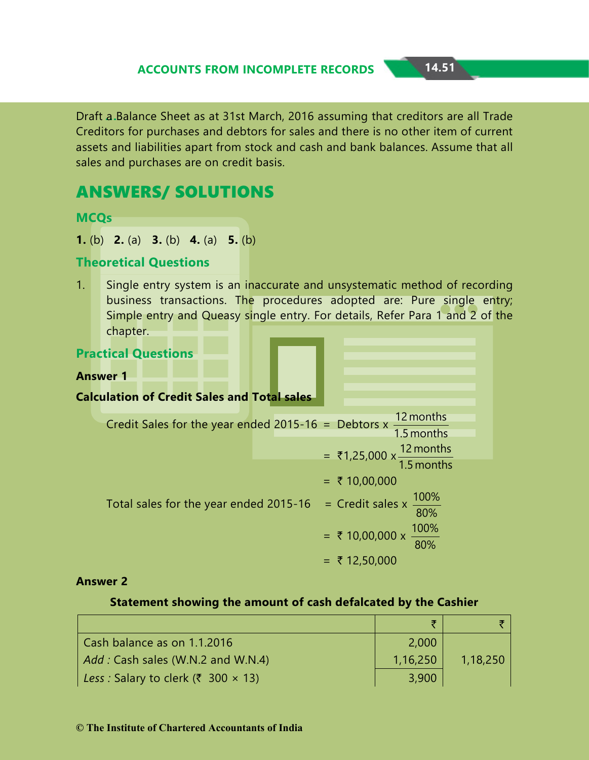Draft a Balance Sheet as at 31st March, 2016 assuming that creditors are all Trade Creditors for purchases and debtors for sales and there is no other item of current assets and liabilities apart from stock and cash and bank balances. Assume that all sales and purchases are on credit basis.

# ANSWERS/ SOLUTIONS

## MCQs

**1.** (b) **2.** (a) **3.** (b) **4.** (a) **5.** (b)

## Theoretical Questions

1. Single entry system is an inaccurate and unsystematic method of recording business transactions. The procedures adopted are: Pure single entry; Simple entry and Queasy single entry. For details, Refer Para 1 and 2 of the chapter.

## Practical Questions

**Answer 1**

**Calculation of Credit Sales and Total sales**

$$\text{Credit Sales for the year ended 2015-16} = \text{Debtors} \times \frac{12 \text{ months}}{1.5 \text{ months}}$$

$$= ₹1,25,000 \times \frac{12 \text{ months}}{1.5 \text{ months}}$$

$$= ₹\ 10,00,000$$

$$\text{Total sales for the year ended 2015-16} = \text{Credit sales} \times \frac{100\%}{80\%}$$

$$= ₹\ 10,00,000 \times \frac{100\%}{80\%}$$

$$= ₹\ 12,50,000$$

**Answer 2**

**Statement showing the amount of cash defalcated by the Cashier**

| | ₹ | ₹ |
|---|---|---|
| Cash balance as on 1.1.2016 | 2,000 | |
| *Add :* Cash sales (W.N.2 and W.N.4) | 1,16,250 | 1,18,250 |
| *Less :* Salary to clerk (₹ 300 × 13) | 3,900 | |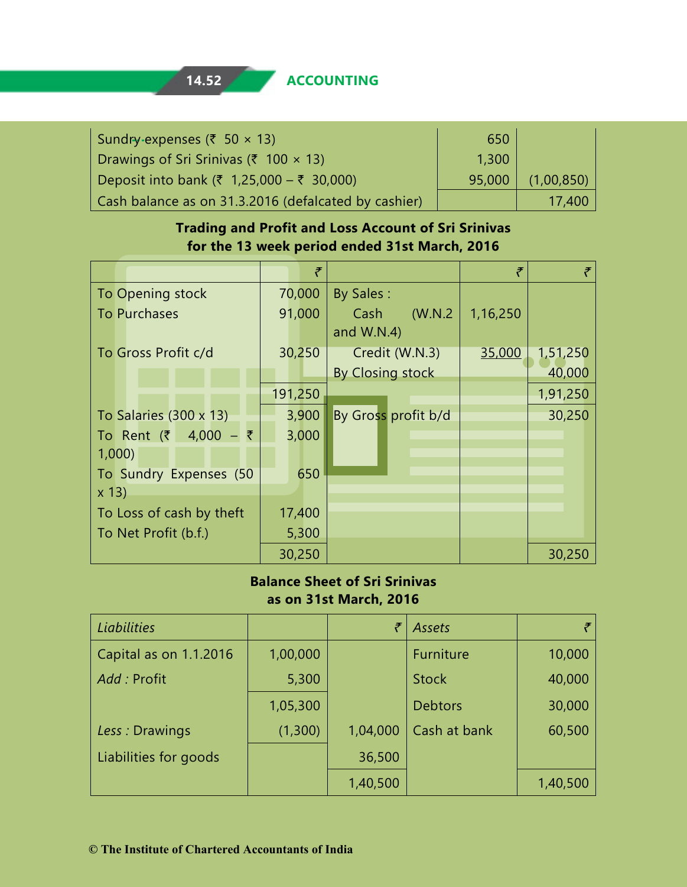| | | |
|---|---|---|
| Sundry expenses (₹ 50 × 13) | 650 | |
| Drawings of Sri Srinivas (₹ 100 × 13) | 1,300 | |
| Deposit into bank (₹ 1,25,000 – ₹ 30,000) | 95,000 | (1,00,850) |
| Cash balance as on 31.3.2016 (defalcated by cashier) | | 17,400 |

**Trading and Profit and Loss Account of Sri Srinivas for the 13 week period ended 31st March, 2016**

| | ₹ | | ₹ | ₹ |
|---|---|---|---|---|
| To Opening stock | 70,000 | By Sales : | | |
| To Purchases | 91,000 | Cash (W.N.2 and W.N.4) | 1,16,250 | |
| To Gross Profit c/d | 30,250 | Credit (W.N.3) | 35,000 | 1,51,250 |
| | | By Closing stock | | 40,000 |
| | 191,250 | | | 1,91,250 |
| To Salaries (300 x 13) | 3,900 | By Gross profit b/d | | 30,250 |
| To Rent (₹ 4,000 – ₹ 1,000) | 3,000 | | | |
| To Sundry Expenses (50 x 13) | 650 | | | |
| To Loss of cash by theft | 17,400 | | | |
| To Net Profit (b.f.) | 5,300 | | | |
| | 30,250 | | | 30,250 |

**Balance Sheet of Sri Srinivas as on 31st March, 2016**

| *Liabilities* | | ₹ | *Assets* | ₹ |
|---|---|---|---|---|
| Capital as on 1.1.2016 | 1,00,000 | | Furniture | 10,000 |
| *Add :* Profit | 5,300 | | Stock | 40,000 |
| | 1,05,300 | | Debtors | 30,000 |
| *Less :* Drawings | (1,300) | 1,04,000 | Cash at bank | 60,500 |
| Liabilities for goods | | 36,500 | | |
| | | 1,40,500 | | 1,40,500 |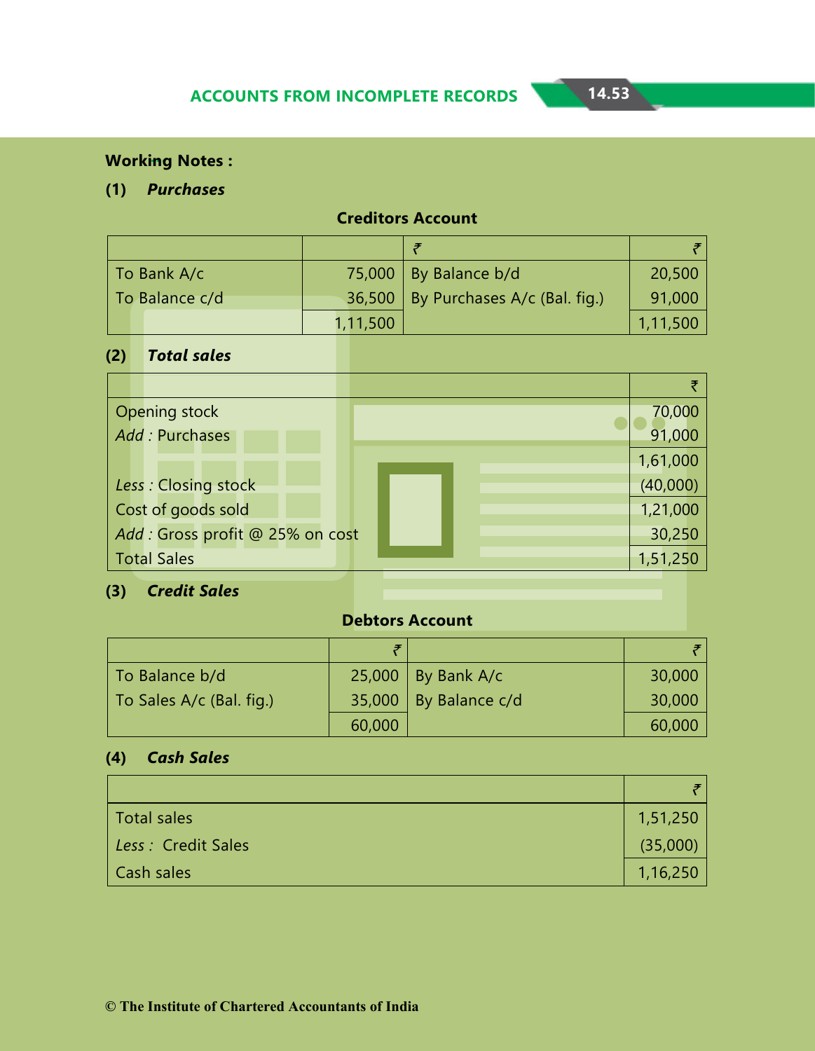**Working Notes :**

**(1)** ***Purchases***

**Creditors Account**

| | ₹ | | ₹ |
|---|---|---|---|
| To Bank A/c | 75,000 | By Balance b/d | 20,500 |
| To Balance c/d | 36,500 | By Purchases A/c (Bal. fig.) | 91,000 |
| | 1,11,500 | | 1,11,500 |

**(2)** ***Total sales***

| | ₹ |
|---|---|
| Opening stock | 70,000 |
| *Add :* Purchases | 91,000 |
| | 1,61,000 |
| *Less :* Closing stock | (40,000) |
| Cost of goods sold | 1,21,000 |
| *Add :* Gross profit @ 25% on cost | 30,250 |
| Total Sales | 1,51,250 |

**(3)** ***Credit Sales***

**Debtors Account**

| | ₹ | | ₹ |
|---|---|---|---|
| To Balance b/d | 25,000 | By Bank A/c | 30,000 |
| To Sales A/c (Bal. fig.) | 35,000 | By Balance c/d | 30,000 |
| | 60,000 | | 60,000 |

**(4)** ***Cash Sales***

| | ₹ |
|---|---|
| Total sales | 1,51,250 |
| *Less :* Credit Sales | (35,000) |
| Cash sales | 1,16,250 |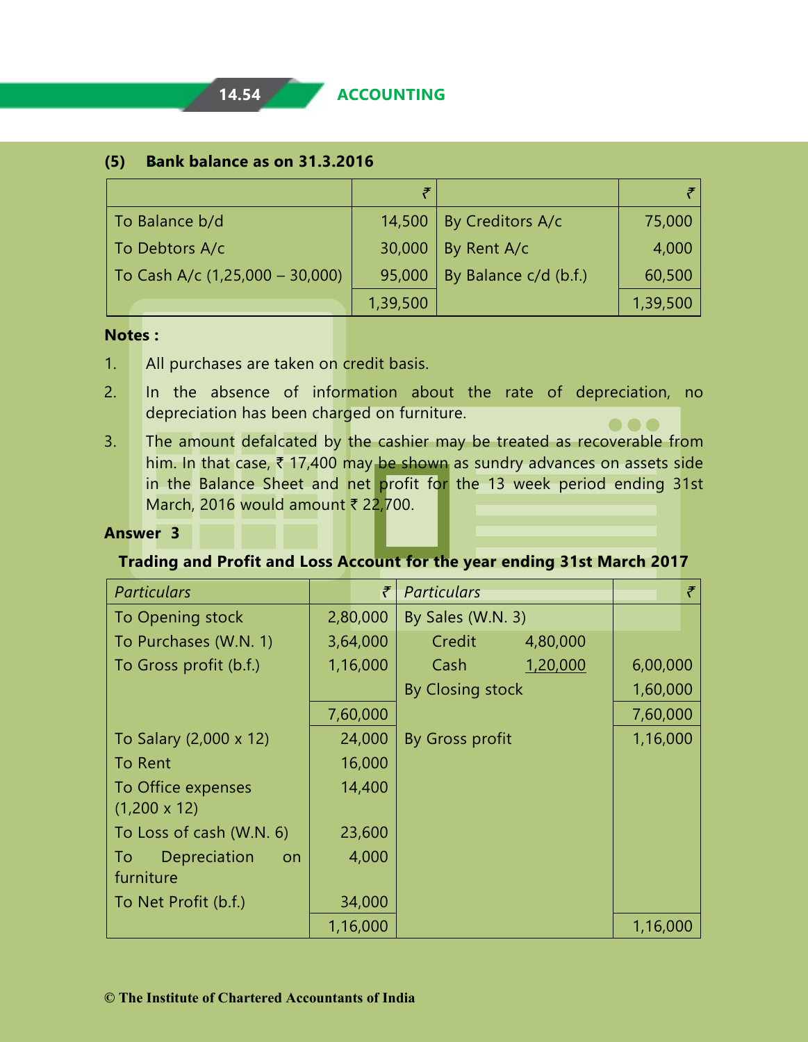**(5) Bank balance as on 31.3.2016**

| | ₹ | | ₹ |
|---|---|---|---|
| To Balance b/d | 14,500 | By Creditors A/c | 75,000 |
| To Debtors A/c | 30,000 | By Rent A/c | 4,000 |
| To Cash A/c (1,25,000 – 30,000) | 95,000 | By Balance c/d (b.f.) | 60,500 |
| | 1,39,500 | | 1,39,500 |

**Notes :**

1. All purchases are taken on credit basis.
2. In the absence of information about the rate of depreciation, no depreciation has been charged on furniture.
3. The amount defalcated by the cashier may be treated as recoverable from him. In that case, ₹ 17,400 may be shown as sundry advances on assets side in the Balance Sheet and net profit for the 13 week period ending 31st March, 2016 would amount ₹ 22,700.

**Answer 3**

**Trading and Profit and Loss Account for the year ending 31st March 2017**

| *Particulars* | ₹ | *Particulars* | | ₹ |
|---|---|---|---|---|
| To Opening stock | 2,80,000 | By Sales (W.N. 3) | | |
| To Purchases (W.N. 1) | 3,64,000 | Credit | 4,80,000 | |
| To Gross profit (b.f.) | 1,16,000 | Cash | 1,20,000 | 6,00,000 |
| | | By Closing stock | | 1,60,000 |
| | 7,60,000 | | | 7,60,000 |
| To Salary (2,000 x 12) | 24,000 | By Gross profit | | 1,16,000 |
| To Rent | 16,000 | | | |
| To Office expenses (1,200 x 12) | 14,400 | | | |
| To Loss of cash (W.N. 6) | 23,600 | | | |
| To Depreciation on furniture | 4,000 | | | |
| To Net Profit (b.f.) | 34,000 | | | |
| | 1,16,000 | | | 1,16,000 |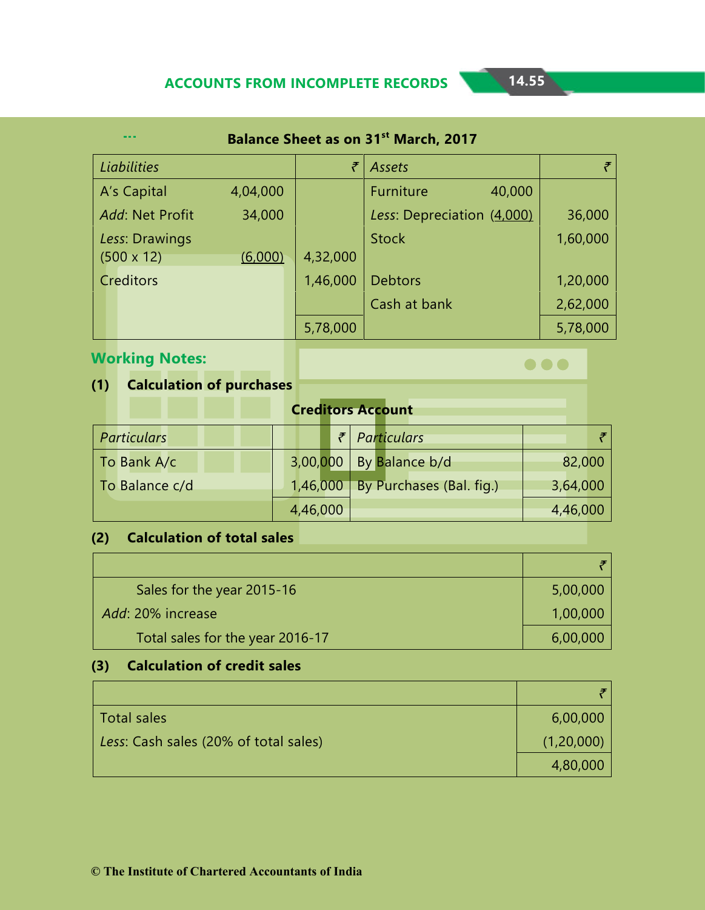### Balance Sheet as on 31st March, 2017

| Liabilities | | ₹ | Assets | | ₹ |
|---|---|---|---|---|---|
| A's Capital | 4,04,000 | | Furniture | 40,000 | |
| *Add*: Net Profit | 34,000 | | *Less*: Depreciation | (4,000) | 36,000 |
| *Less*: Drawings (500 x 12) | (6,000) | 4,32,000 | Stock | | 1,60,000 |
| Creditors | | 1,46,000 | Debtors | | 1,20,000 |
| | | | Cash at bank | | 2,62,000 |
| | | 5,78,000 | | | 5,78,000 |

## Working Notes:

**(1) Calculation of purchases**

**Creditors Account**

| *Particulars* | ₹ | *Particulars* | ₹ |
|---|---|---|---|
| To Bank A/c | 3,00,000 | By Balance b/d | 82,000 |
| To Balance c/d | 1,46,000 | By Purchases (Bal. fig.) | 3,64,000 |
| | 4,46,000 | | 4,46,000 |

**(2) Calculation of total sales**

| | ₹ |
|---|---|
| Sales for the year 2015-16 | 5,00,000 |
| *Add*: 20% increase | 1,00,000 |
| Total sales for the year 2016-17 | 6,00,000 |

**(3) Calculation of credit sales**

| | ₹ |
|---|---|
| Total sales | 6,00,000 |
| *Less*: Cash sales (20% of total sales) | (1,20,000) |
| | 4,80,000 |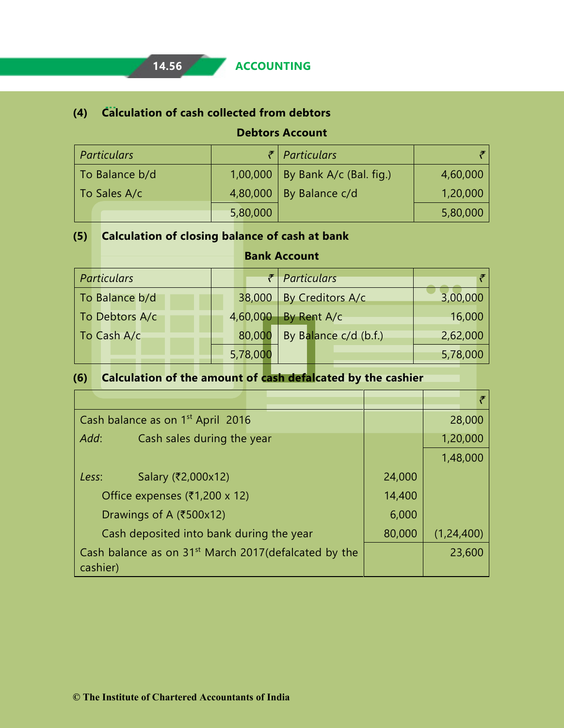**(4) Calculation of cash collected from debtors**

**Debtors Account**

| *Particulars* | ₹ | *Particulars* | ₹ |
|---|---|---|---|
| To Balance b/d | 1,00,000 | By Bank A/c (Bal. fig.) | 4,60,000 |
| To Sales A/c | 4,80,000 | By Balance c/d | 1,20,000 |
| | 5,80,000 | | 5,80,000 |

**(5) Calculation of closing balance of cash at bank**

**Bank Account**

| *Particulars* | ₹ | *Particulars* | ₹ |
|---|---|---|---|
| To Balance b/d | 38,000 | By Creditors A/c | 3,00,000 |
| To Debtors A/c | 4,60,000 | By Rent A/c | 16,000 |
| To Cash A/c | 80,000 | By Balance c/d (b.f.) | 2,62,000 |
| | 5,78,000 | | 5,78,000 |

**(6) Calculation of the amount of cash defalcated by the cashier**

| | | ₹ |
|---|---|---|
| Cash balance as on 1st April 2016 | | 28,000 |
| *Add*: Cash sales during the year | | 1,20,000 |
| | | 1,48,000 |
| *Less*: Salary (₹2,000x12) | 24,000 | |
| Office expenses (₹1,200 x 12) | 14,400 | |
| Drawings of A (₹500x12) | 6,000 | |
| Cash deposited into bank during the year | 80,000 | (1,24,400) |
| Cash balance as on 31st March 2017(defalcated by the cashier) | | 23,600 |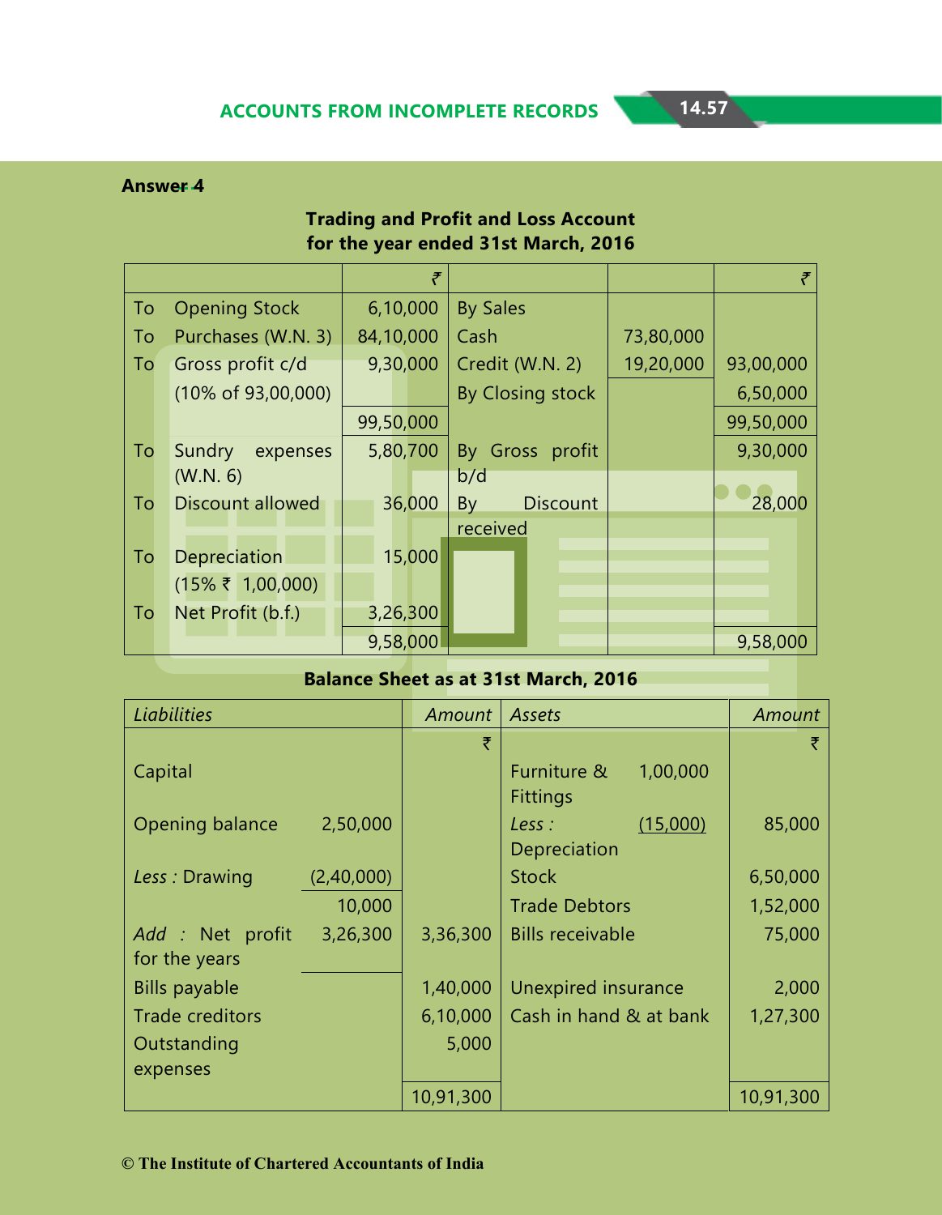**Answer 4**

**Trading and Profit and Loss Account for the year ended 31st March, 2016**

| | | ₹ | | | ₹ |
|---|---|---|---|---|---|
| To | Opening Stock | 6,10,000 | By Sales | | |
| To | Purchases (W.N. 3) | 84,10,000 | Cash | 73,80,000 | |
| To | Gross profit c/d (10% of 93,00,000) | 9,30,000 | Credit (W.N. 2) | 19,20,000 | 93,00,000 |
| | | | By Closing stock | | 6,50,000 |
| | | 99,50,000 | | | 99,50,000 |
| To | Sundry expenses (W.N. 6) | 5,80,700 | By Gross profit b/d | | 9,30,000 |
| To | Discount allowed | 36,000 | By Discount received | | 28,000 |
| To | Depreciation (15% ₹ 1,00,000) | 15,000 | | | |
| To | Net Profit (b.f.) | 3,26,300 | | | |
| | | 9,58,000 | | | 9,58,000 |

**Balance Sheet as at 31st March, 2016**

| *Liabilities* | | *Amount* | *Assets* | | *Amount* |
|---|---|---|---|---|---|
| | | ₹ | | | ₹ |
| Capital | | | Furniture & Fittings | 1,00,000 | |
| Opening balance | 2,50,000 | | *Less :* Depreciation | (15,000) | 85,000 |
| *Less :* Drawing | (2,40,000) | | Stock | | 6,50,000 |
| | 10,000 | | Trade Debtors | | 1,52,000 |
| *Add :* Net profit for the years | 3,26,300 | 3,36,300 | Bills receivable | | 75,000 |
| Bills payable | | 1,40,000 | Unexpired insurance | | 2,000 |
| Trade creditors | | 6,10,000 | Cash in hand & at bank | | 1,27,300 |
| Outstanding expenses | | 5,000 | | | |
| | | 10,91,300 | | | 10,91,300 |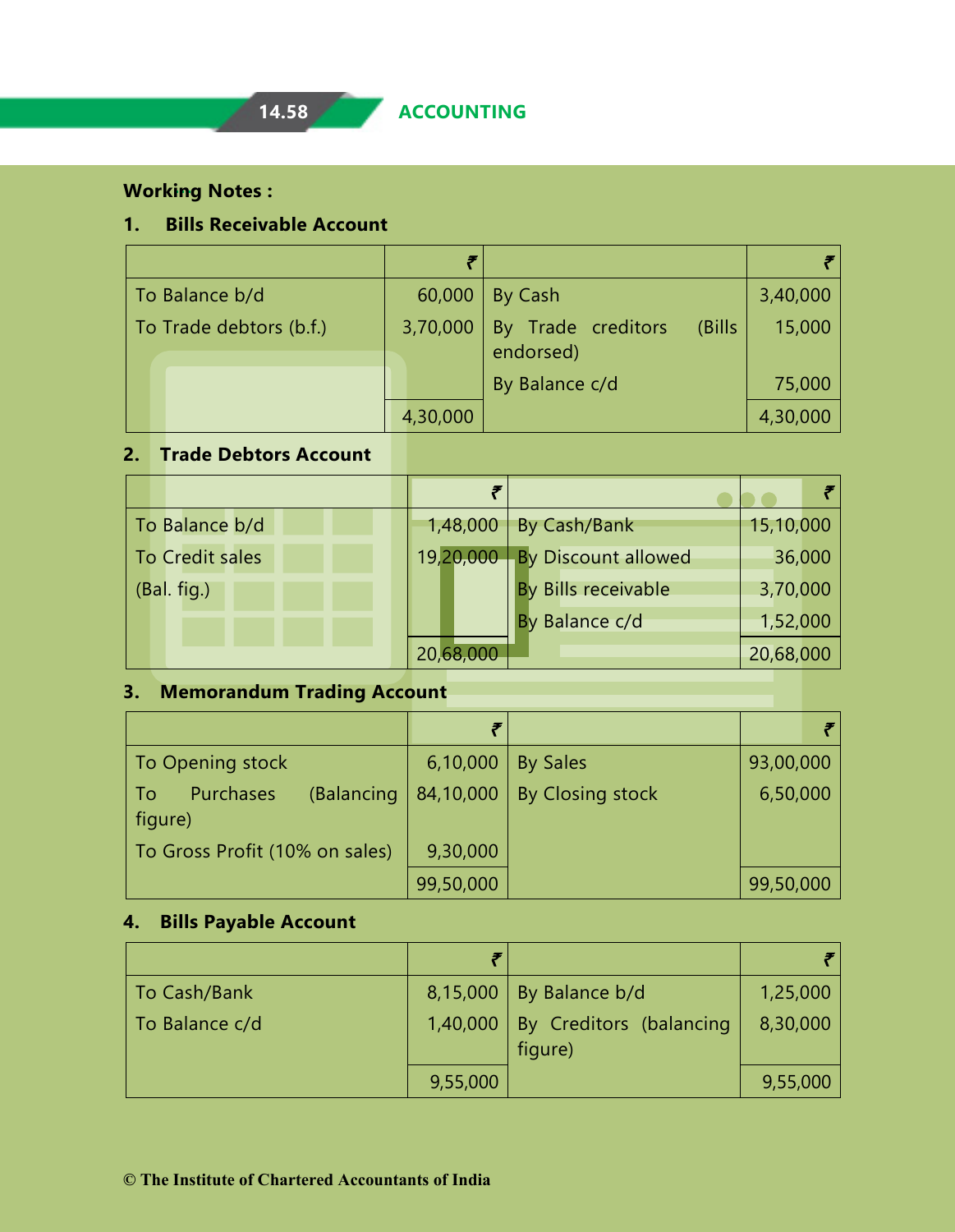**Working Notes :**

**1. Bills Receivable Account**

| | ₹ | | ₹ |
|---|---|---|---|
| To Balance b/d | 60,000 | By Cash | 3,40,000 |
| To Trade debtors (b.f.) | 3,70,000 | By Trade creditors (Bills endorsed) | 15,000 |
| | | By Balance c/d | 75,000 |
| | 4,30,000 | | 4,30,000 |

**2. Trade Debtors Account**

| | ₹ | | ₹ |
|---|---|---|---|
| To Balance b/d | 1,48,000 | By Cash/Bank | 15,10,000 |
| To Credit sales | 19,20,000 | By Discount allowed | 36,000 |
| (Bal. fig.) | | By Bills receivable | 3,70,000 |
| | | By Balance c/d | 1,52,000 |
| | 20,68,000 | | 20,68,000 |

**3. Memorandum Trading Account**

| | ₹ | | ₹ |
|---|---|---|---|
| To Opening stock | 6,10,000 | By Sales | 93,00,000 |
| To Purchases (Balancing figure) | 84,10,000 | By Closing stock | 6,50,000 |
| To Gross Profit (10% on sales) | 9,30,000 | | |
| | 99,50,000 | | 99,50,000 |

**4. Bills Payable Account**

| | ₹ | | ₹ |
|---|---|---|---|
| To Cash/Bank | 8,15,000 | By Balance b/d | 1,25,000 |
| To Balance c/d | 1,40,000 | By Creditors (balancing figure) | 8,30,000 |
| | 9,55,000 | | 9,55,000 |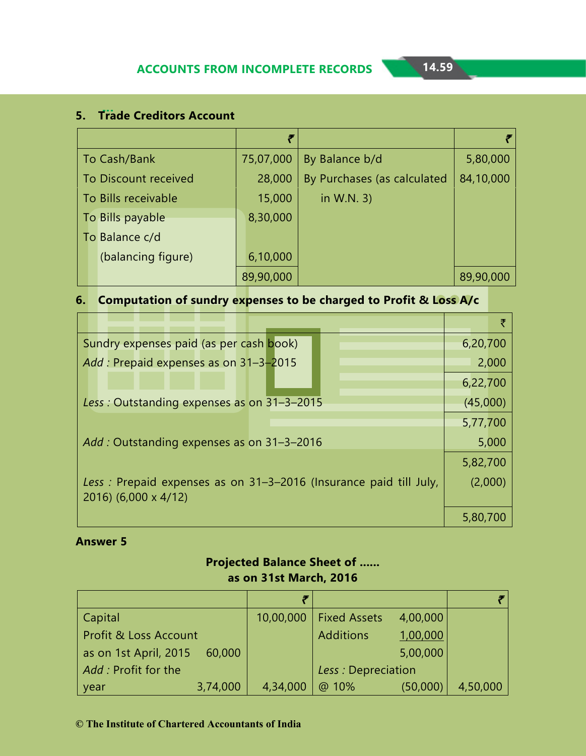**5. Trade Creditors Account**

| | ₹ | | ₹ |
|---|---|---|---|
| To Cash/Bank | 75,07,000 | By Balance b/d | 5,80,000 |
| To Discount received | 28,000 | By Purchases (as calculated | 84,10,000 |
| To Bills receivable | 15,000 | in W.N. 3) | |
| To Bills payable | 8,30,000 | | |
| To Balance c/d | | | |
| (balancing figure) | 6,10,000 | | |
| | 89,90,000 | | 89,90,000 |

**6. Computation of sundry expenses to be charged to Profit & Loss A/c**

| | ₹ |
|---|---|
| Sundry expenses paid (as per cash book) | 6,20,700 |
| *Add :* Prepaid expenses as on 31–3–2015 | 2,000 |
| | 6,22,700 |
| *Less :* Outstanding expenses as on 31–3–2015 | (45,000) |
| | 5,77,700 |
| *Add :* Outstanding expenses as on 31–3–2016 | 5,000 |
| | 5,82,700 |
| *Less :* Prepaid expenses as on 31–3–2016 (Insurance paid till July, 2016) (6,000 x 4/12) | (2,000) |
| | 5,80,700 |

**Answer 5**

**Projected Balance Sheet of ......**
**as on 31st March, 2016**

| | | ₹ | | | ₹ |
|---|---|---|---|---|---|
| Capital | | 10,00,000 | Fixed Assets | 4,00,000 | |
| Profit & Loss Account | | | Additions | 1,00,000 | |
| as on 1st April, 2015 | 60,000 | | | 5,00,000 | |
| *Add :* Profit for the | | | *Less :* Depreciation | | |
| year | 3,74,000 | 4,34,000 | @ 10% | (50,000) | 4,50,000 |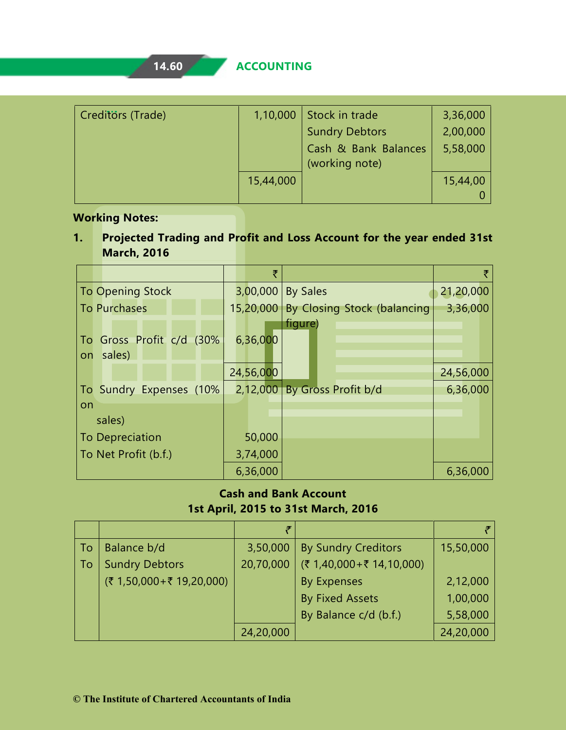| | | | |
|---|---|---|---|
| Creditors (Trade) | 1,10,000 | Stock in trade | 3,36,000 |
| | | Sundry Debtors | 2,00,000 |
| | | Cash & Bank Balances (working note) | 5,58,000 |
| | 15,44,000 | | 15,44,000 |

**Working Notes:**

1. **Projected Trading and Profit and Loss Account for the year ended 31st March, 2016**

| | ₹ | | ₹ |
|---|---|---|---|
| To Opening Stock | 3,00,000 | By Sales | 21,20,000 |
| To Purchases | 15,20,000 | By Closing Stock (balancing figure) | 3,36,000 |
| To Gross Profit c/d (30% on sales) | 6,36,000 | | |
| | 24,56,000 | | 24,56,000 |
| To Sundry Expenses (10% on sales) | 2,12,000 | By Gross Profit b/d | 6,36,000 |
| To Depreciation | 50,000 | | |
| To Net Profit (b.f.) | 3,74,000 | | |
| | 6,36,000 | | 6,36,000 |

**Cash and Bank Account**
**1st April, 2015 to 31st March, 2016**

| | | ₹ | | ₹ |
|---|---|---|---|---|
| To | Balance b/d | 3,50,000 | By Sundry Creditors | 15,50,000 |
| To | Sundry Debtors (₹ 1,50,000+₹ 19,20,000) | 20,70,000 | (₹ 1,40,000+₹ 14,10,000) | |
| | | | By Expenses | 2,12,000 |
| | | | By Fixed Assets | 1,00,000 |
| | | | By Balance c/d (b.f.) | 5,58,000 |
| | | 24,20,000 | | 24,20,000 |

© The Institute of Chartered Accountants of India